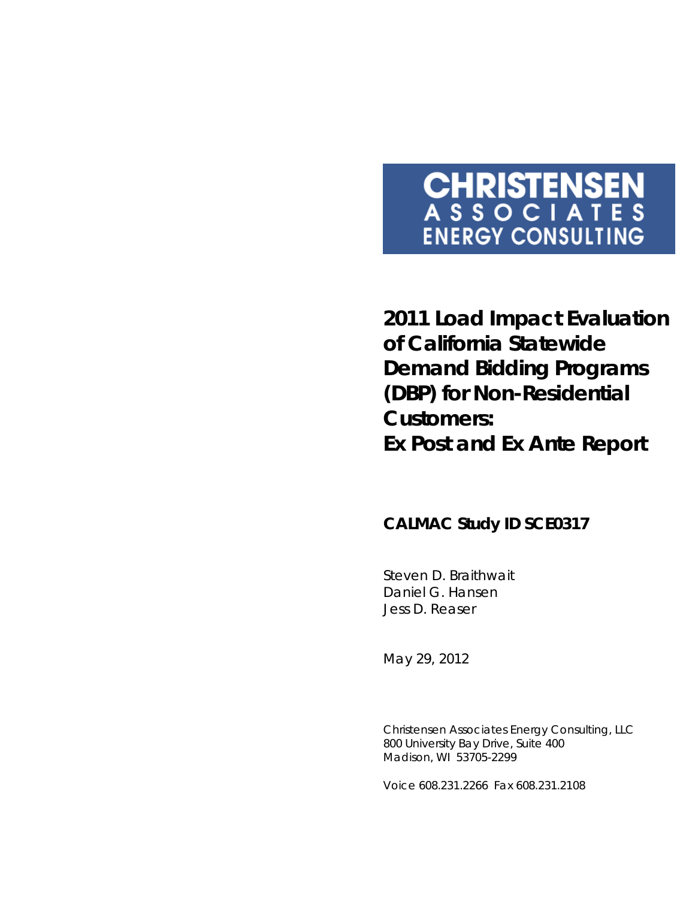**CHRISTENSEN ASSOCIATES ENERGY CONSULTING**

# 2011 Load Impact Evaluation of California Statewide Demand Bidding Programs (DBP) for Non-Residential Customers: Ex Post and Ex Ante Report

## CALMAC Study ID SCE0317

Steven D. Braithwait
Daniel G. Hansen
Jess D. Reaser

May 29, 2012

Christensen Associates Energy Consulting, LLC
800 University Bay Drive, Suite 400
Madison, WI 53705-2299

Voice 608.231.2266 Fax 608.231.2108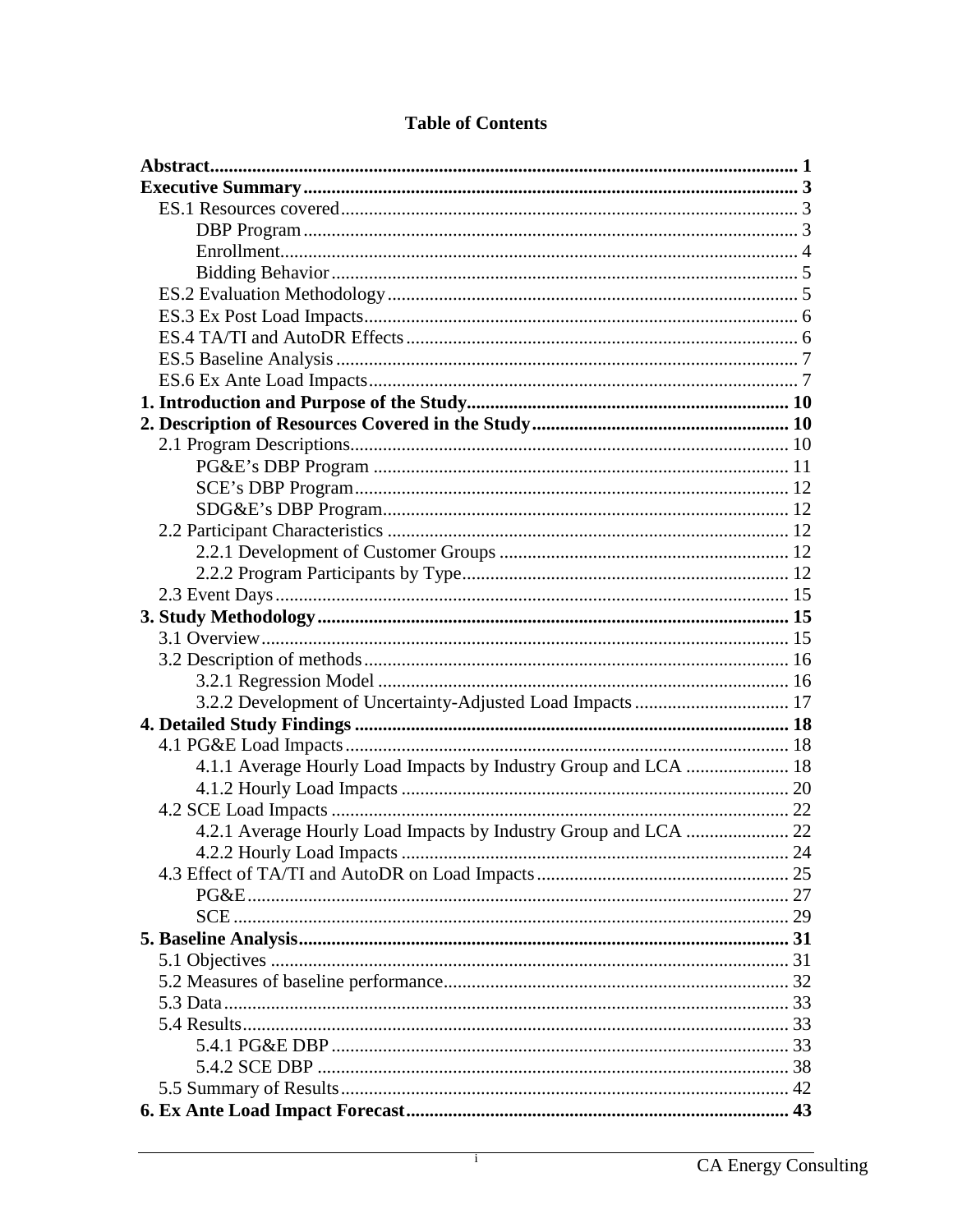# Table of Contents

**Abstract** ..... **1**

**Executive Summary** ..... **3**

- ES.1 Resources covered ..... 3
  - DBP Program ..... 3
  - Enrollment ..... 4
  - Bidding Behavior ..... 5
- ES.2 Evaluation Methodology ..... 5
- ES.3 Ex Post Load Impacts ..... 6
- ES.4 TA/TI and AutoDR Effects ..... 6
- ES.5 Baseline Analysis ..... 7
- ES.6 Ex Ante Load Impacts ..... 7

**1. Introduction and Purpose of the Study** ..... **10**

**2. Description of Resources Covered in the Study** ..... **10**

- 2.1 Program Descriptions ..... 10
  - PG&E's DBP Program ..... 11
  - SCE's DBP Program ..... 12
  - SDG&E's DBP Program ..... 12
- 2.2 Participant Characteristics ..... 12
  - 2.2.1 Development of Customer Groups ..... 12
  - 2.2.2 Program Participants by Type ..... 12
- 2.3 Event Days ..... 15

**3. Study Methodology** ..... **15**

- 3.1 Overview ..... 15
- 3.2 Description of methods ..... 16
  - 3.2.1 Regression Model ..... 16
  - 3.2.2 Development of Uncertainty-Adjusted Load Impacts ..... 17

**4. Detailed Study Findings** ..... **18**

- 4.1 PG&E Load Impacts ..... 18
  - 4.1.1 Average Hourly Load Impacts by Industry Group and LCA ..... 18
  - 4.1.2 Hourly Load Impacts ..... 20
- 4.2 SCE Load Impacts ..... 22
  - 4.2.1 Average Hourly Load Impacts by Industry Group and LCA ..... 22
  - 4.2.2 Hourly Load Impacts ..... 24
- 4.3 Effect of TA/TI and AutoDR on Load Impacts ..... 25
  - PG&E ..... 27
  - SCE ..... 29

**5. Baseline Analysis** ..... **31**

- 5.1 Objectives ..... 31
- 5.2 Measures of baseline performance ..... 32
- 5.3 Data ..... 33
- 5.4 Results ..... 33
  - 5.4.1 PG&E DBP ..... 33
  - 5.4.2 SCE DBP ..... 38
- 5.5 Summary of Results ..... 42

**6. Ex Ante Load Impact Forecast** ..... **43**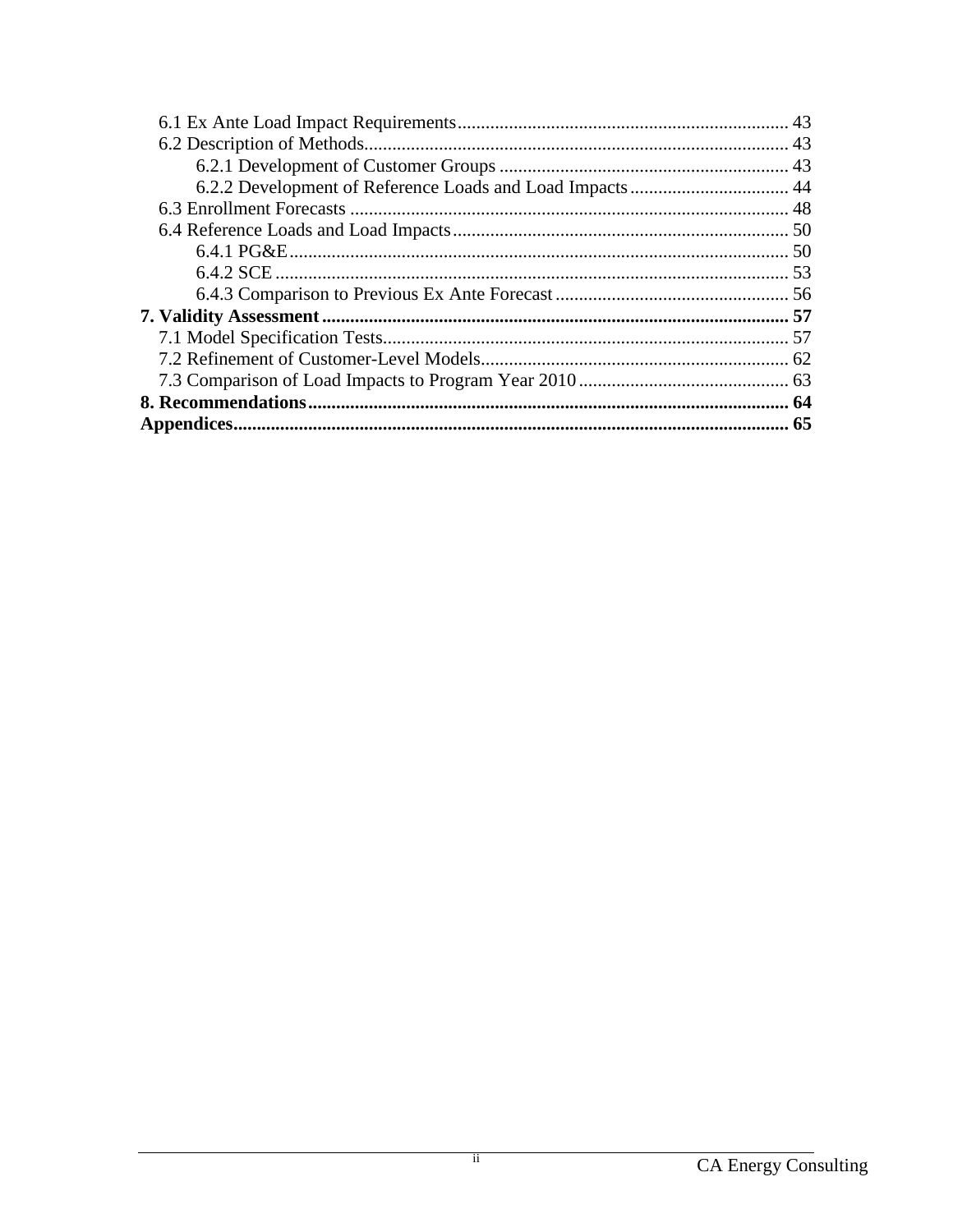6.1 Ex Ante Load Impact Requirements ........................................................................ 43
6.2 Description of Methods ............................................................................................ 43
    6.2.1 Development of Customer Groups .............................................................. 43
    6.2.2 Development of Reference Loads and Load Impacts .................................. 44
6.3 Enrollment Forecasts ............................................................................................... 48
6.4 Reference Loads and Load Impacts ......................................................................... 50
    6.4.1 PG&E ............................................................................................................ 50
    6.4.2 SCE ............................................................................................................... 53
    6.4.3 Comparison to Previous Ex Ante Forecast .................................................. 56

**7. Validity Assessment .................................................................................................... 57**

7.1 Model Specification Tests ........................................................................................ 57
7.2 Refinement of Customer-Level Models .................................................................. 62
7.3 Comparison of Load Impacts to Program Year 2010 ............................................. 63

**8. Recommendations ...................................................................................................... 64**

**Appendices ...................................................................................................................... 65**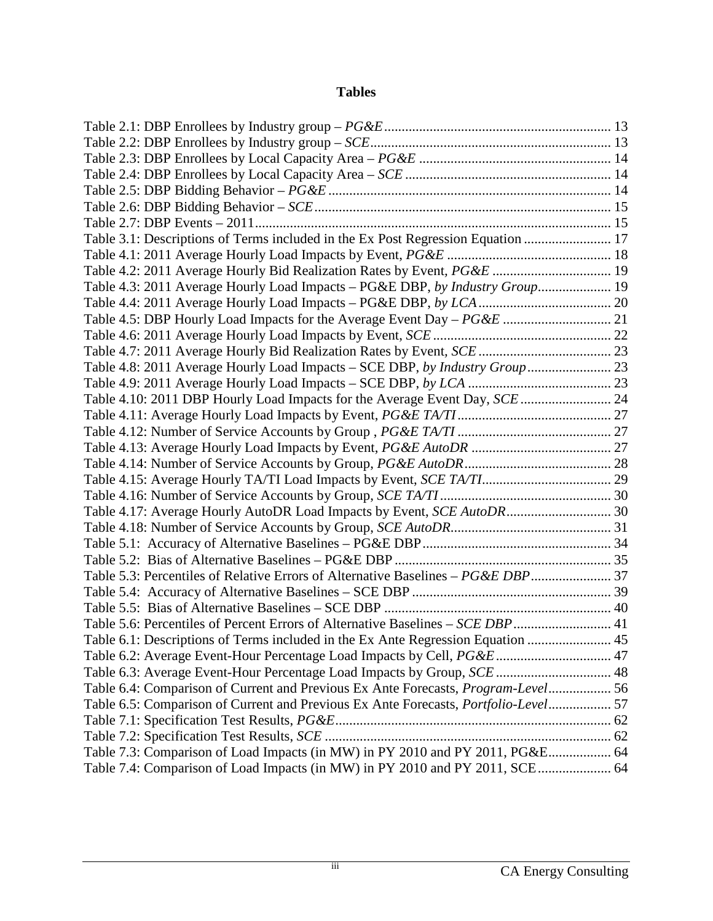# Tables

Table 2.1: DBP Enrollees by Industry group – *PG&E* ................................................................ 13
Table 2.2: DBP Enrollees by Industry group – *SCE* .................................................................... 13
Table 2.3: DBP Enrollees by Local Capacity Area – *PG&E* ....................................................... 14
Table 2.4: DBP Enrollees by Local Capacity Area – *SCE* ........................................................... 14
Table 2.5: DBP Bidding Behavior – *PG&E* ................................................................................ 14
Table 2.6: DBP Bidding Behavior – *SCE* .................................................................................... 15
Table 2.7: DBP Events – 2011 ...................................................................................................... 15
Table 3.1: Descriptions of Terms included in the Ex Post Regression Equation ......................... 17
Table 4.1: 2011 Average Hourly Load Impacts by Event, *PG&E* ............................................... 18
Table 4.2: 2011 Average Hourly Bid Realization Rates by Event, *PG&E* .................................. 19
Table 4.3: 2011 Average Hourly Load Impacts – PG&E DBP, *by Industry Group* ..................... 19
Table 4.4: 2011 Average Hourly Load Impacts – PG&E DBP, *by LCA* ...................................... 20
Table 4.5: DBP Hourly Load Impacts for the Average Event Day – *PG&E* ............................... 21
Table 4.6: 2011 Average Hourly Load Impacts by Event, *SCE* .................................................. 22
Table 4.7: 2011 Average Hourly Bid Realization Rates by Event, *SCE* ...................................... 23
Table 4.8: 2011 Average Hourly Load Impacts – SCE DBP, *by Industry Group* ........................ 23
Table 4.9: 2011 Average Hourly Load Impacts – SCE DBP, *by LCA* ......................................... 23
Table 4.10: 2011 DBP Hourly Load Impacts for the Average Event Day, *SCE* .......................... 24
Table 4.11: Average Hourly Load Impacts by Event, *PG&E TA/TI* ............................................ 27
Table 4.12: Number of Service Accounts by Group , *PG&E TA/TI* ............................................ 27
Table 4.13: Average Hourly Load Impacts by Event, *PG&E AutoDR* ........................................ 27
Table 4.14: Number of Service Accounts by Group, *PG&E AutoDR* .......................................... 28
Table 4.15: Average Hourly TA/TI Load Impacts by Event, *SCE TA/TI* ..................................... 29
Table 4.16: Number of Service Accounts by Group, *SCE TA/TI* ................................................. 30
Table 4.17: Average Hourly AutoDR Load Impacts by Event, *SCE AutoDR* .............................. 30
Table 4.18: Number of Service Accounts by Group, *SCE AutoDR* .............................................. 31
Table 5.1: Accuracy of Alternative Baselines – PG&E DBP ...................................................... 34
Table 5.2: Bias of Alternative Baselines – PG&E DBP .............................................................. 35
Table 5.3: Percentiles of Relative Errors of Alternative Baselines – *PG&E DBP* ....................... 37
Table 5.4: Accuracy of Alternative Baselines – SCE DBP ......................................................... 39
Table 5.5: Bias of Alternative Baselines – SCE DBP ................................................................. 40
Table 5.6: Percentiles of Percent Errors of Alternative Baselines – *SCE DBP* ............................ 41
Table 6.1: Descriptions of Terms included in the Ex Ante Regression Equation ........................ 45
Table 6.2: Average Event-Hour Percentage Load Impacts by Cell, *PG&E* ................................. 47
Table 6.3: Average Event-Hour Percentage Load Impacts by Group, *SCE* ................................. 48
Table 6.4: Comparison of Current and Previous Ex Ante Forecasts, *Program-Level* .................. 56
Table 6.5: Comparison of Current and Previous Ex Ante Forecasts, *Portfolio-Level* .................. 57
Table 7.1: Specification Test Results, *PG&E* .............................................................................. 62
Table 7.2: Specification Test Results, *SCE* ................................................................................. 62
Table 7.3: Comparison of Load Impacts (in MW) in PY 2010 and PY 2011, PG&E .................. 64
Table 7.4: Comparison of Load Impacts (in MW) in PY 2010 and PY 2011, SCE ..................... 64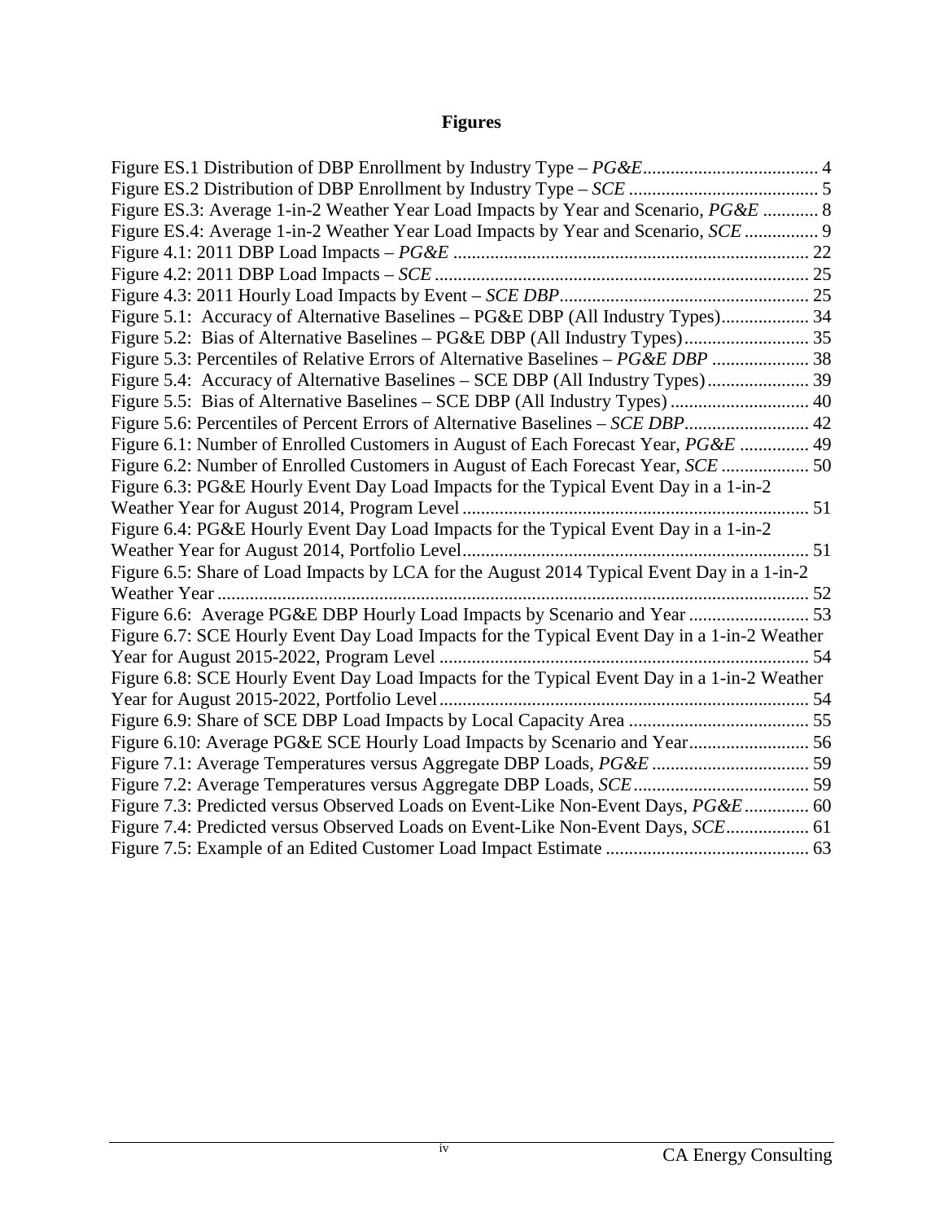# Figures

Figure ES.1 Distribution of DBP Enrollment by Industry Type – *PG&E* ..................................... 4
Figure ES.2 Distribution of DBP Enrollment by Industry Type – *SCE* ......................................... 5
Figure ES.3: Average 1-in-2 Weather Year Load Impacts by Year and Scenario, *PG&E* ............ 8
Figure ES.4: Average 1-in-2 Weather Year Load Impacts by Year and Scenario, *SCE* ................ 9
Figure 4.1: 2011 DBP Load Impacts – *PG&E* ............................................................................. 22
Figure 4.2: 2011 DBP Load Impacts – *SCE* ................................................................................ 25
Figure 4.3: 2011 Hourly Load Impacts by Event – *SCE DBP* ..................................................... 25
Figure 5.1: Accuracy of Alternative Baselines – PG&E DBP (All Industry Types) .................. 34
Figure 5.2: Bias of Alternative Baselines – PG&E DBP (All Industry Types) ........................... 35
Figure 5.3: Percentiles of Relative Errors of Alternative Baselines – *PG&E DBP* ..................... 38
Figure 5.4: Accuracy of Alternative Baselines – SCE DBP (All Industry Types) ...................... 39
Figure 5.5: Bias of Alternative Baselines – SCE DBP (All Industry Types) .............................. 40
Figure 5.6: Percentiles of Percent Errors of Alternative Baselines – *SCE DBP* ........................... 42
Figure 6.1: Number of Enrolled Customers in August of Each Forecast Year, *PG&E* ............... 49
Figure 6.2: Number of Enrolled Customers in August of Each Forecast Year, *SCE* ................... 50
Figure 6.3: PG&E Hourly Event Day Load Impacts for the Typical Event Day in a 1-in-2 Weather Year for August 2014, Program Level ........................................................................... 51
Figure 6.4: PG&E Hourly Event Day Load Impacts for the Typical Event Day in a 1-in-2 Weather Year for August 2014, Portfolio Level ........................................................................... 51
Figure 6.5: Share of Load Impacts by LCA for the August 2014 Typical Event Day in a 1-in-2 Weather Year ............................................................................................................................... 52
Figure 6.6: Average PG&E DBP Hourly Load Impacts by Scenario and Year .......................... 53
Figure 6.7: SCE Hourly Event Day Load Impacts for the Typical Event Day in a 1-in-2 Weather Year for August 2015-2022, Program Level ................................................................................ 54
Figure 6.8: SCE Hourly Event Day Load Impacts for the Typical Event Day in a 1-in-2 Weather Year for August 2015-2022, Portfolio Level ................................................................................ 54
Figure 6.9: Share of SCE DBP Load Impacts by Local Capacity Area ....................................... 55
Figure 6.10: Average PG&E SCE Hourly Load Impacts by Scenario and Year .......................... 56
Figure 7.1: Average Temperatures versus Aggregate DBP Loads, *PG&E* .................................. 59
Figure 7.2: Average Temperatures versus Aggregate DBP Loads, *SCE* ...................................... 59
Figure 7.3: Predicted versus Observed Loads on Event-Like Non-Event Days, *PG&E* .............. 60
Figure 7.4: Predicted versus Observed Loads on Event-Like Non-Event Days, *SCE* .................. 61
Figure 7.5: Example of an Edited Customer Load Impact Estimate ............................................ 63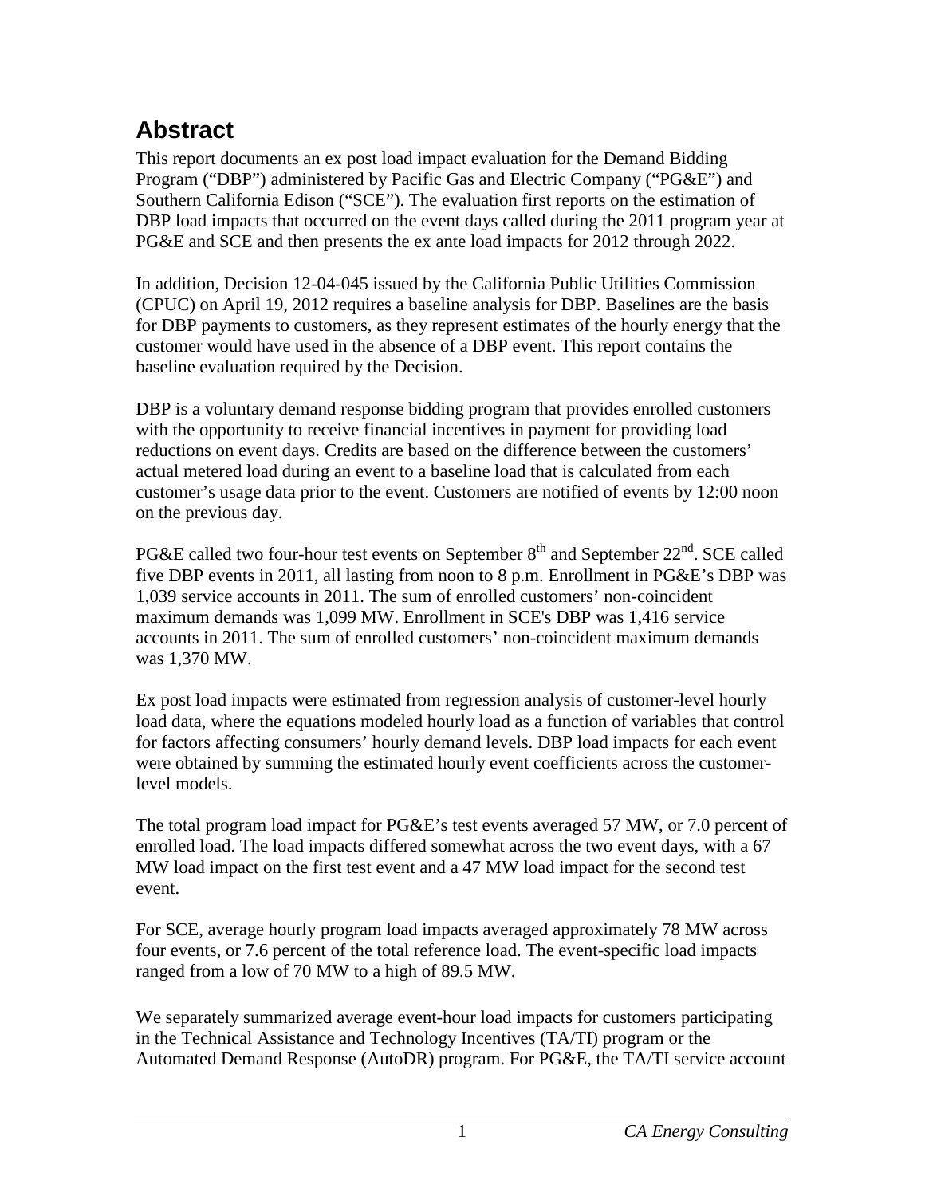# Abstract

This report documents an ex post load impact evaluation for the Demand Bidding Program ("DBP") administered by Pacific Gas and Electric Company ("PG&E") and Southern California Edison ("SCE"). The evaluation first reports on the estimation of DBP load impacts that occurred on the event days called during the 2011 program year at PG&E and SCE and then presents the ex ante load impacts for 2012 through 2022.

In addition, Decision 12-04-045 issued by the California Public Utilities Commission (CPUC) on April 19, 2012 requires a baseline analysis for DBP. Baselines are the basis for DBP payments to customers, as they represent estimates of the hourly energy that the customer would have used in the absence of a DBP event. This report contains the baseline evaluation required by the Decision.

DBP is a voluntary demand response bidding program that provides enrolled customers with the opportunity to receive financial incentives in payment for providing load reductions on event days. Credits are based on the difference between the customers' actual metered load during an event to a baseline load that is calculated from each customer's usage data prior to the event. Customers are notified of events by 12:00 noon on the previous day.

PG&E called two four-hour test events on September 8th and September 22nd. SCE called five DBP events in 2011, all lasting from noon to 8 p.m. Enrollment in PG&E's DBP was 1,039 service accounts in 2011. The sum of enrolled customers' non-coincident maximum demands was 1,099 MW. Enrollment in SCE's DBP was 1,416 service accounts in 2011. The sum of enrolled customers' non-coincident maximum demands was 1,370 MW.

Ex post load impacts were estimated from regression analysis of customer-level hourly load data, where the equations modeled hourly load as a function of variables that control for factors affecting consumers' hourly demand levels. DBP load impacts for each event were obtained by summing the estimated hourly event coefficients across the customer-level models.

The total program load impact for PG&E's test events averaged 57 MW, or 7.0 percent of enrolled load. The load impacts differed somewhat across the two event days, with a 67 MW load impact on the first test event and a 47 MW load impact for the second test event.

For SCE, average hourly program load impacts averaged approximately 78 MW across four events, or 7.6 percent of the total reference load. The event-specific load impacts ranged from a low of 70 MW to a high of 89.5 MW.

We separately summarized average event-hour load impacts for customers participating in the Technical Assistance and Technology Incentives (TA/TI) program or the Automated Demand Response (AutoDR) program. For PG&E, the TA/TI service account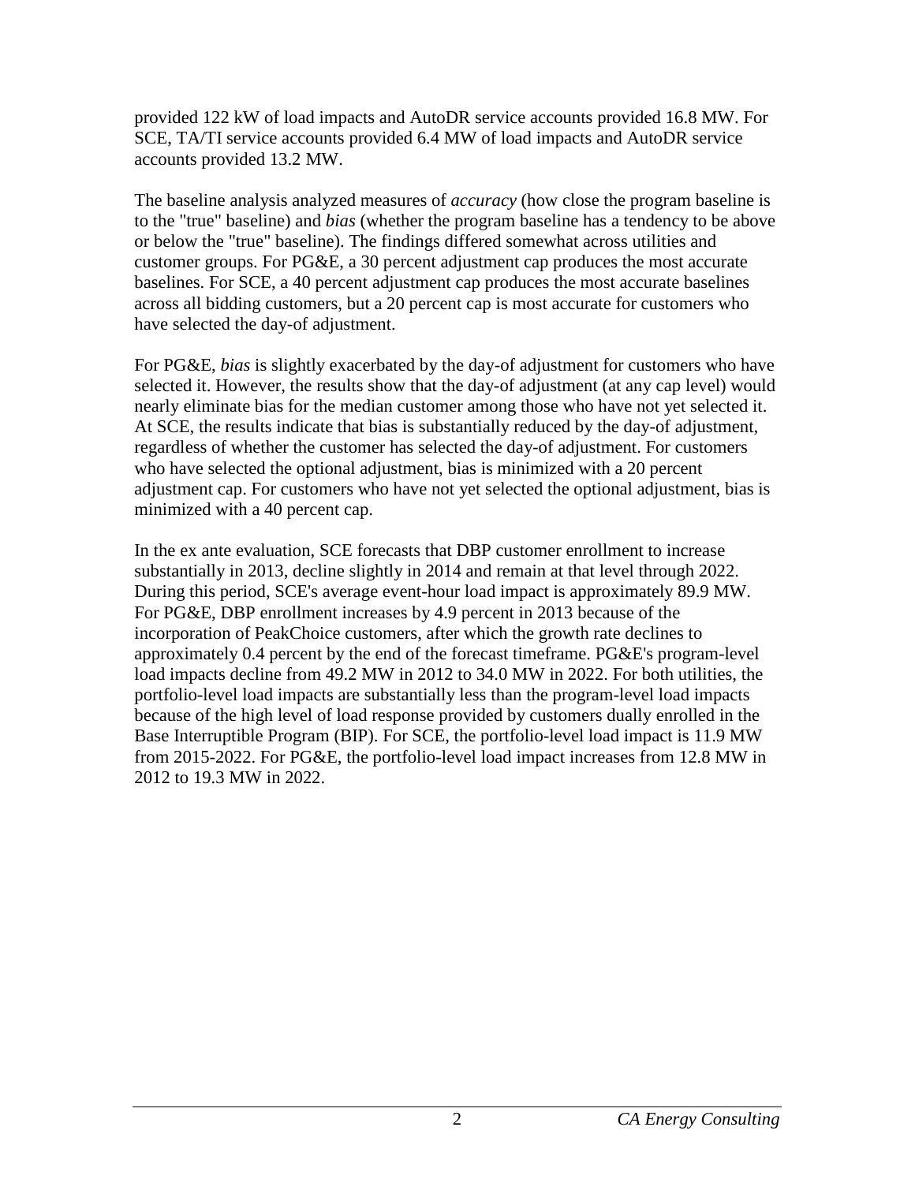provided 122 kW of load impacts and AutoDR service accounts provided 16.8 MW. For SCE, TA/TI service accounts provided 6.4 MW of load impacts and AutoDR service accounts provided 13.2 MW.

The baseline analysis analyzed measures of *accuracy* (how close the program baseline is to the "true" baseline) and *bias* (whether the program baseline has a tendency to be above or below the "true" baseline). The findings differed somewhat across utilities and customer groups. For PG&E, a 30 percent adjustment cap produces the most accurate baselines. For SCE, a 40 percent adjustment cap produces the most accurate baselines across all bidding customers, but a 20 percent cap is most accurate for customers who have selected the day-of adjustment.

For PG&E, *bias* is slightly exacerbated by the day-of adjustment for customers who have selected it. However, the results show that the day-of adjustment (at any cap level) would nearly eliminate bias for the median customer among those who have not yet selected it. At SCE, the results indicate that bias is substantially reduced by the day-of adjustment, regardless of whether the customer has selected the day-of adjustment. For customers who have selected the optional adjustment, bias is minimized with a 20 percent adjustment cap. For customers who have not yet selected the optional adjustment, bias is minimized with a 40 percent cap.

In the ex ante evaluation, SCE forecasts that DBP customer enrollment to increase substantially in 2013, decline slightly in 2014 and remain at that level through 2022. During this period, SCE's average event-hour load impact is approximately 89.9 MW. For PG&E, DBP enrollment increases by 4.9 percent in 2013 because of the incorporation of PeakChoice customers, after which the growth rate declines to approximately 0.4 percent by the end of the forecast timeframe. PG&E's program-level load impacts decline from 49.2 MW in 2012 to 34.0 MW in 2022. For both utilities, the portfolio-level load impacts are substantially less than the program-level load impacts because of the high level of load response provided by customers dually enrolled in the Base Interruptible Program (BIP). For SCE, the portfolio-level load impact is 11.9 MW from 2015-2022. For PG&E, the portfolio-level load impact increases from 12.8 MW in 2012 to 19.3 MW in 2022.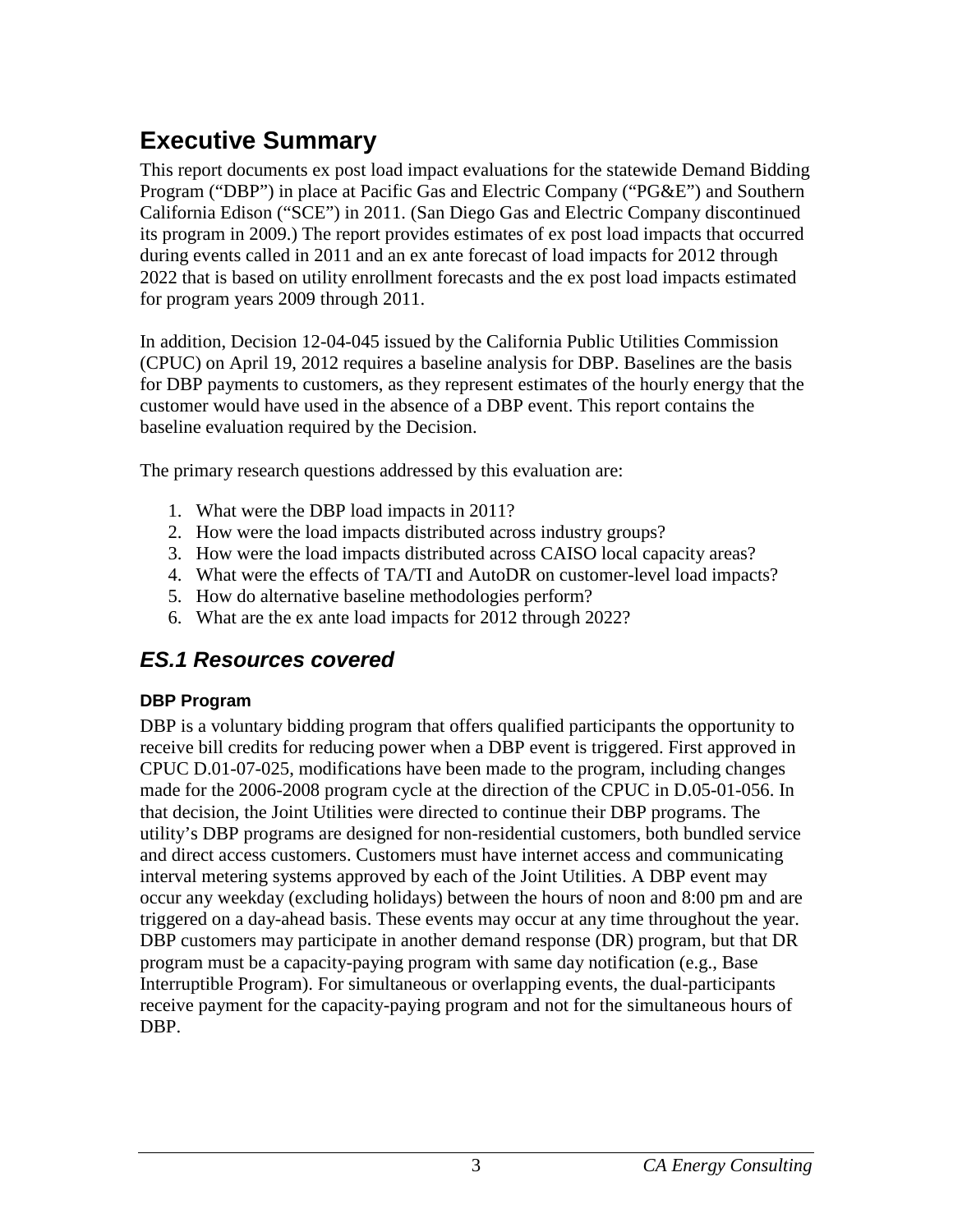# Executive Summary

This report documents ex post load impact evaluations for the statewide Demand Bidding Program ("DBP") in place at Pacific Gas and Electric Company ("PG&E") and Southern California Edison ("SCE") in 2011. (San Diego Gas and Electric Company discontinued its program in 2009.) The report provides estimates of ex post load impacts that occurred during events called in 2011 and an ex ante forecast of load impacts for 2012 through 2022 that is based on utility enrollment forecasts and the ex post load impacts estimated for program years 2009 through 2011.

In addition, Decision 12-04-045 issued by the California Public Utilities Commission (CPUC) on April 19, 2012 requires a baseline analysis for DBP. Baselines are the basis for DBP payments to customers, as they represent estimates of the hourly energy that the customer would have used in the absence of a DBP event. This report contains the baseline evaluation required by the Decision.

The primary research questions addressed by this evaluation are:

1. What were the DBP load impacts in 2011?
2. How were the load impacts distributed across industry groups?
3. How were the load impacts distributed across CAISO local capacity areas?
4. What were the effects of TA/TI and AutoDR on customer-level load impacts?
5. How do alternative baseline methodologies perform?
6. What are the ex ante load impacts for 2012 through 2022?

## *ES.1 Resources covered*

### DBP Program

DBP is a voluntary bidding program that offers qualified participants the opportunity to receive bill credits for reducing power when a DBP event is triggered. First approved in CPUC D.01-07-025, modifications have been made to the program, including changes made for the 2006-2008 program cycle at the direction of the CPUC in D.05-01-056. In that decision, the Joint Utilities were directed to continue their DBP programs. The utility's DBP programs are designed for non-residential customers, both bundled service and direct access customers. Customers must have internet access and communicating interval metering systems approved by each of the Joint Utilities. A DBP event may occur any weekday (excluding holidays) between the hours of noon and 8:00 pm and are triggered on a day-ahead basis. These events may occur at any time throughout the year. DBP customers may participate in another demand response (DR) program, but that DR program must be a capacity-paying program with same day notification (e.g., Base Interruptible Program). For simultaneous or overlapping events, the dual-participants receive payment for the capacity-paying program and not for the simultaneous hours of DBP.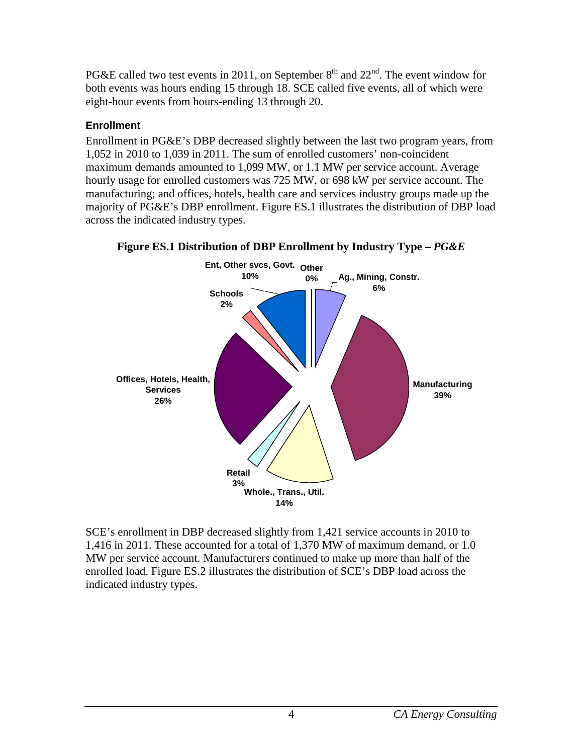PG&E called two test events in 2011, on September 8[th] and 22[nd]. The event window for both events was hours ending 15 through 18. SCE called five events, all of which were eight-hour events from hours-ending 13 through 20.

### Enrollment

Enrollment in PG&E's DBP decreased slightly between the last two program years, from 1,052 in 2010 to 1,039 in 2011. The sum of enrolled customers' non-coincident maximum demands amounted to 1,099 MW, or 1.1 MW per service account. Average hourly usage for enrolled customers was 725 MW, or 698 kW per service account. The manufacturing; and offices, hotels, health care and services industry groups made up the majority of PG&E's DBP enrollment. Figure ES.1 illustrates the distribution of DBP load across the indicated industry types.

**Figure ES.1 Distribution of DBP Enrollment by Industry Type –** ***PG&E***

| Industry Type | Share |
| --- | --- |
| Ag., Mining, Constr. | 6% |
| Manufacturing | 39% |
| Whole., Trans., Util. | 14% |
| Retail | 3% |
| Offices, Hotels, Health, Services | 26% |
| Schools | 2% |
| Ent, Other svcs, Govt. | 10% |
| Other | 0% |

SCE's enrollment in DBP decreased slightly from 1,421 service accounts in 2010 to 1,416 in 2011. These accounted for a total of 1,370 MW of maximum demand, or 1.0 MW per service account. Manufacturers continued to make up more than half of the enrolled load. Figure ES.2 illustrates the distribution of SCE's DBP load across the indicated industry types.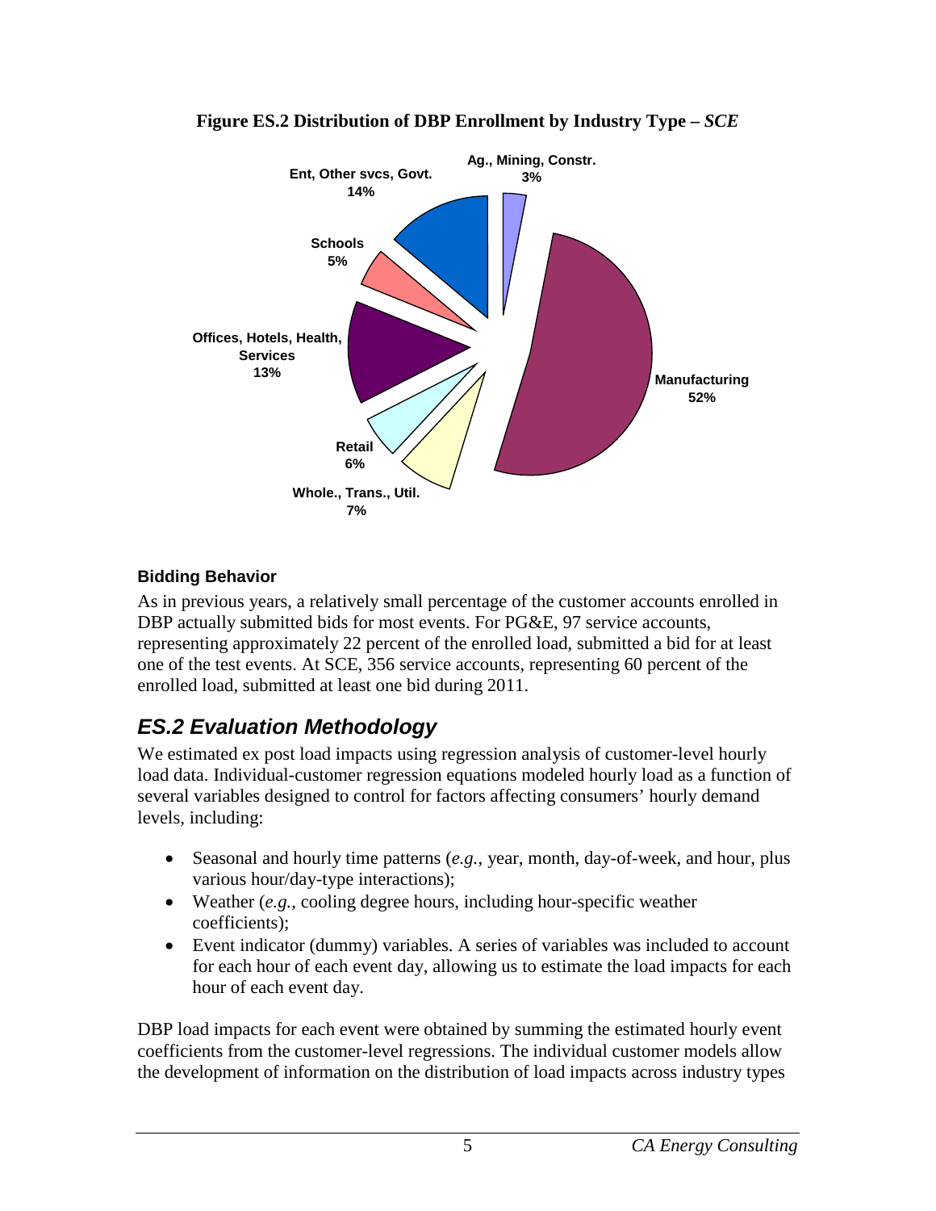**Figure ES.2 Distribution of DBP Enrollment by Industry Type – *SCE***

| Industry Type | Share |
| --- | --- |
| Ag., Mining, Constr. | 3% |
| Manufacturing | 52% |
| Whole., Trans., Util. | 7% |
| Retail | 6% |
| Offices, Hotels, Health, Services | 13% |
| Schools | 5% |
| Ent, Other svcs, Govt. | 14% |

### Bidding Behavior

As in previous years, a relatively small percentage of the customer accounts enrolled in DBP actually submitted bids for most events. For PG&E, 97 service accounts, representing approximately 22 percent of the enrolled load, submitted a bid for at least one of the test events. At SCE, 356 service accounts, representing 60 percent of the enrolled load, submitted at least one bid during 2011.

## *ES.2 Evaluation Methodology*

We estimated ex post load impacts using regression analysis of customer-level hourly load data. Individual-customer regression equations modeled hourly load as a function of several variables designed to control for factors affecting consumers' hourly demand levels, including:

- Seasonal and hourly time patterns (*e.g.*, year, month, day-of-week, and hour, plus various hour/day-type interactions);
- Weather (*e.g.*, cooling degree hours, including hour-specific weather coefficients);
- Event indicator (dummy) variables. A series of variables was included to account for each hour of each event day, allowing us to estimate the load impacts for each hour of each event day.

DBP load impacts for each event were obtained by summing the estimated hourly event coefficients from the customer-level regressions. The individual customer models allow the development of information on the distribution of load impacts across industry types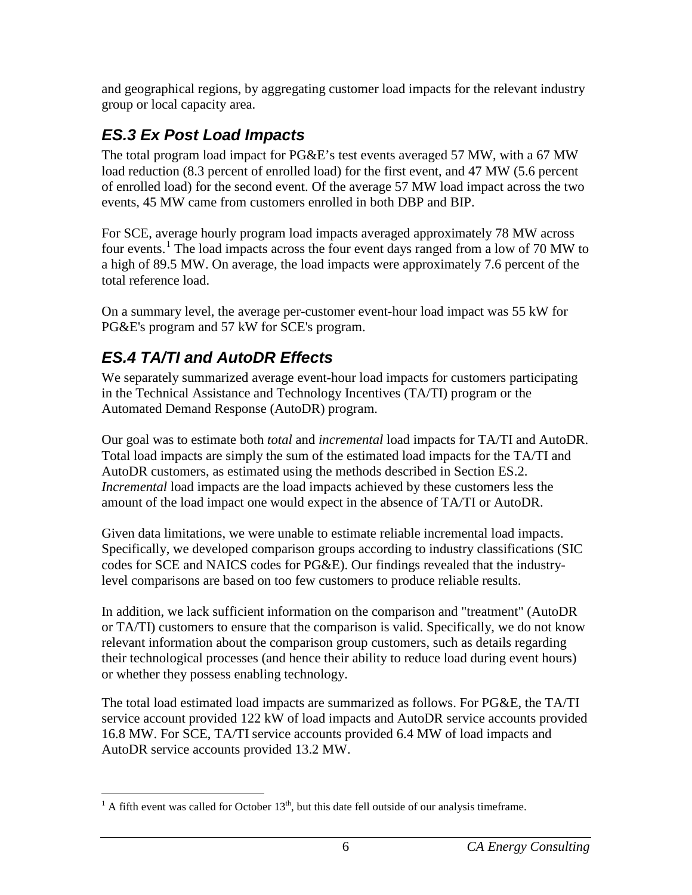and geographical regions, by aggregating customer load impacts for the relevant industry group or local capacity area.

## ES.3 Ex Post Load Impacts

The total program load impact for PG&E's test events averaged 57 MW, with a 67 MW load reduction (8.3 percent of enrolled load) for the first event, and 47 MW (5.6 percent of enrolled load) for the second event. Of the average 57 MW load impact across the two events, 45 MW came from customers enrolled in both DBP and BIP.

For SCE, average hourly program load impacts averaged approximately 78 MW across four events.[1] The load impacts across the four event days ranged from a low of 70 MW to a high of 89.5 MW. On average, the load impacts were approximately 7.6 percent of the total reference load.

On a summary level, the average per-customer event-hour load impact was 55 kW for PG&E's program and 57 kW for SCE's program.

## ES.4 TA/TI and AutoDR Effects

We separately summarized average event-hour load impacts for customers participating in the Technical Assistance and Technology Incentives (TA/TI) program or the Automated Demand Response (AutoDR) program.

Our goal was to estimate both *total* and *incremental* load impacts for TA/TI and AutoDR. Total load impacts are simply the sum of the estimated load impacts for the TA/TI and AutoDR customers, as estimated using the methods described in Section ES.2. *Incremental* load impacts are the load impacts achieved by these customers less the amount of the load impact one would expect in the absence of TA/TI or AutoDR.

Given data limitations, we were unable to estimate reliable incremental load impacts. Specifically, we developed comparison groups according to industry classifications (SIC codes for SCE and NAICS codes for PG&E). Our findings revealed that the industry-level comparisons are based on too few customers to produce reliable results.

In addition, we lack sufficient information on the comparison and "treatment" (AutoDR or TA/TI) customers to ensure that the comparison is valid. Specifically, we do not know relevant information about the comparison group customers, such as details regarding their technological processes (and hence their ability to reduce load during event hours) or whether they possess enabling technology.

The total load estimated load impacts are summarized as follows. For PG&E, the TA/TI service account provided 122 kW of load impacts and AutoDR service accounts provided 16.8 MW. For SCE, TA/TI service accounts provided 6.4 MW of load impacts and AutoDR service accounts provided 13.2 MW.

---

[1] A fifth event was called for October 13th, but this date fell outside of our analysis timeframe.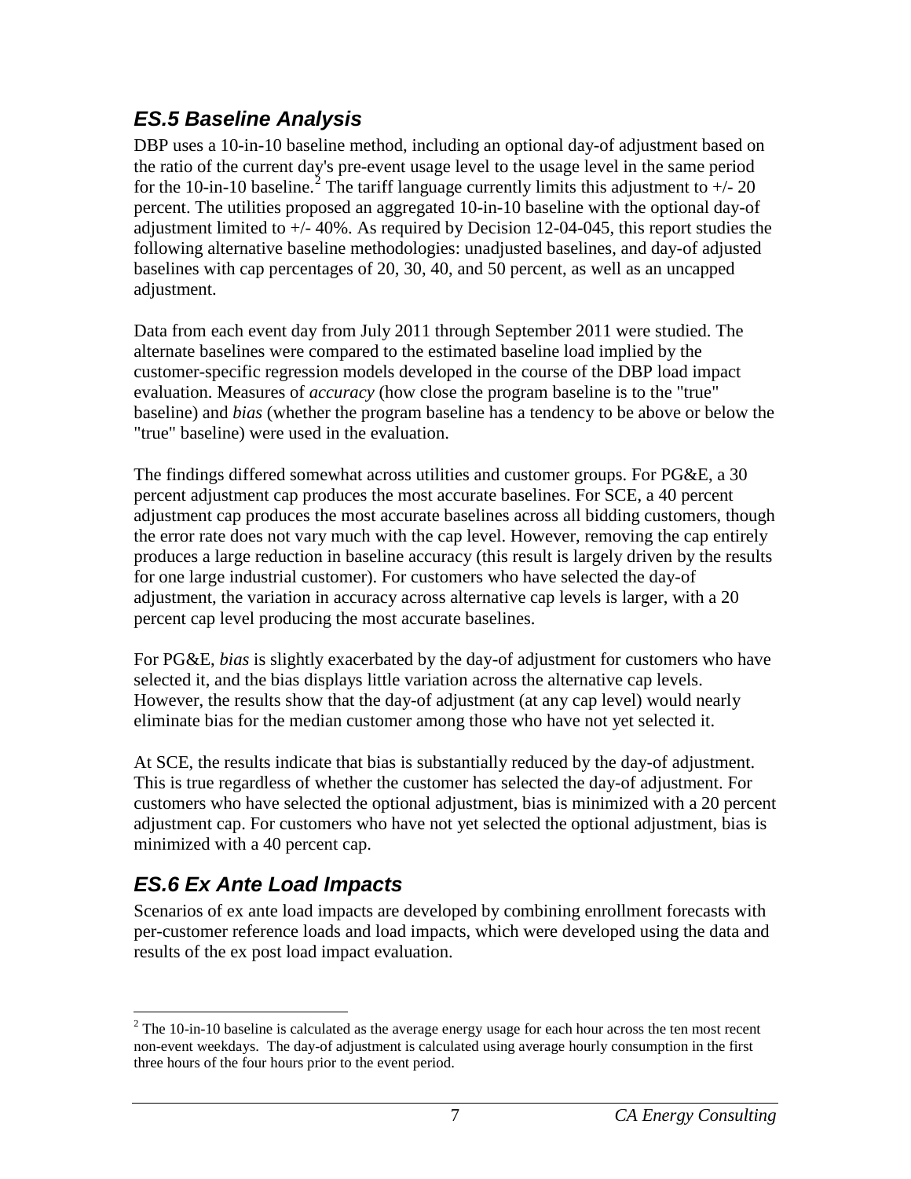## *ES.5 Baseline Analysis*

DBP uses a 10-in-10 baseline method, including an optional day-of adjustment based on the ratio of the current day's pre-event usage level to the usage level in the same period for the 10-in-10 baseline.[2] The tariff language currently limits this adjustment to +/- 20 percent. The utilities proposed an aggregated 10-in-10 baseline with the optional day-of adjustment limited to +/- 40%. As required by Decision 12-04-045, this report studies the following alternative baseline methodologies: unadjusted baselines, and day-of adjusted baselines with cap percentages of 20, 30, 40, and 50 percent, as well as an uncapped adjustment.

Data from each event day from July 2011 through September 2011 were studied. The alternate baselines were compared to the estimated baseline load implied by the customer-specific regression models developed in the course of the DBP load impact evaluation. Measures of *accuracy* (how close the program baseline is to the "true" baseline) and *bias* (whether the program baseline has a tendency to be above or below the "true" baseline) were used in the evaluation.

The findings differed somewhat across utilities and customer groups. For PG&E, a 30 percent adjustment cap produces the most accurate baselines. For SCE, a 40 percent adjustment cap produces the most accurate baselines across all bidding customers, though the error rate does not vary much with the cap level. However, removing the cap entirely produces a large reduction in baseline accuracy (this result is largely driven by the results for one large industrial customer). For customers who have selected the day-of adjustment, the variation in accuracy across alternative cap levels is larger, with a 20 percent cap level producing the most accurate baselines.

For PG&E, *bias* is slightly exacerbated by the day-of adjustment for customers who have selected it, and the bias displays little variation across the alternative cap levels. However, the results show that the day-of adjustment (at any cap level) would nearly eliminate bias for the median customer among those who have not yet selected it.

At SCE, the results indicate that bias is substantially reduced by the day-of adjustment. This is true regardless of whether the customer has selected the day-of adjustment. For customers who have selected the optional adjustment, bias is minimized with a 20 percent adjustment cap. For customers who have not yet selected the optional adjustment, bias is minimized with a 40 percent cap.

## *ES.6 Ex Ante Load Impacts*

Scenarios of ex ante load impacts are developed by combining enrollment forecasts with per-customer reference loads and load impacts, which were developed using the data and results of the ex post load impact evaluation.

---

[2] The 10-in-10 baseline is calculated as the average energy usage for each hour across the ten most recent non-event weekdays. The day-of adjustment is calculated using average hourly consumption in the first three hours of the four hours prior to the event period.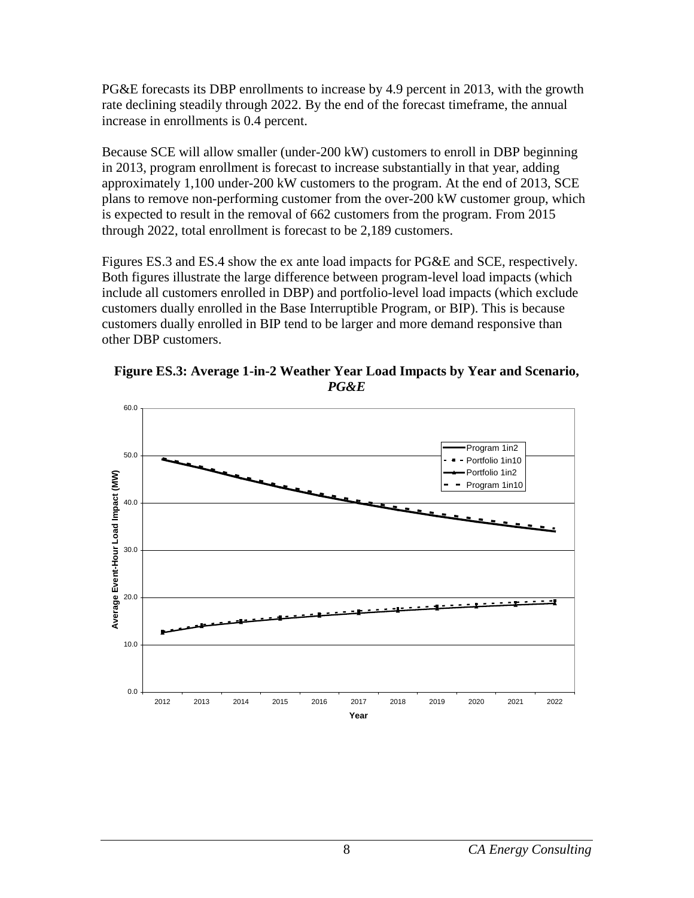PG&E forecasts its DBP enrollments to increase by 4.9 percent in 2013, with the growth rate declining steadily through 2022. By the end of the forecast timeframe, the annual increase in enrollments is 0.4 percent.

Because SCE will allow smaller (under-200 kW) customers to enroll in DBP beginning in 2013, program enrollment is forecast to increase substantially in that year, adding approximately 1,100 under-200 kW customers to the program. At the end of 2013, SCE plans to remove non-performing customer from the over-200 kW customer group, which is expected to result in the removal of 662 customers from the program. From 2015 through 2022, total enrollment is forecast to be 2,189 customers.

Figures ES.3 and ES.4 show the ex ante load impacts for PG&E and SCE, respectively. Both figures illustrate the large difference between program-level load impacts (which include all customers enrolled in DBP) and portfolio-level load impacts (which exclude customers dually enrolled in the Base Interruptible Program, or BIP). This is because customers dually enrolled in BIP tend to be larger and more demand responsive than other DBP customers.

**Figure ES.3: Average 1-in-2 Weather Year Load Impacts by Year and Scenario, *PG&E***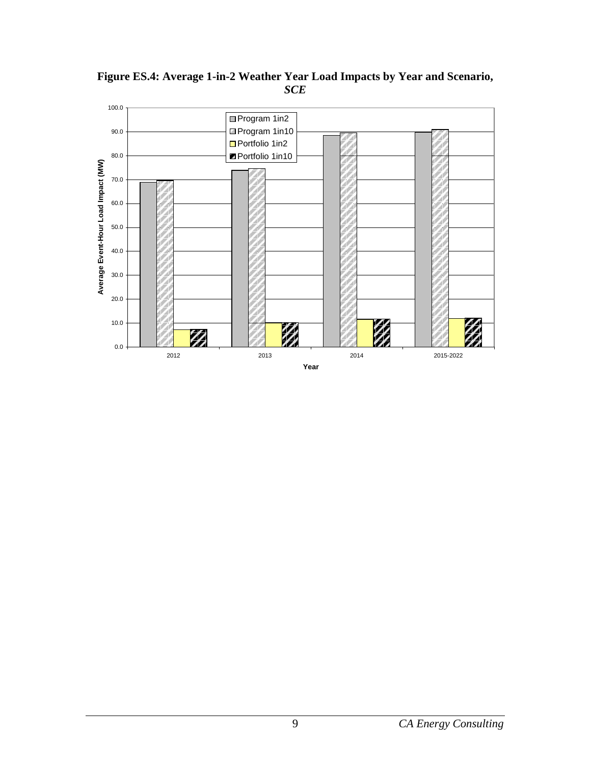**Figure ES.4: Average 1-in-2 Weather Year Load Impacts by Year and Scenario, *SCE***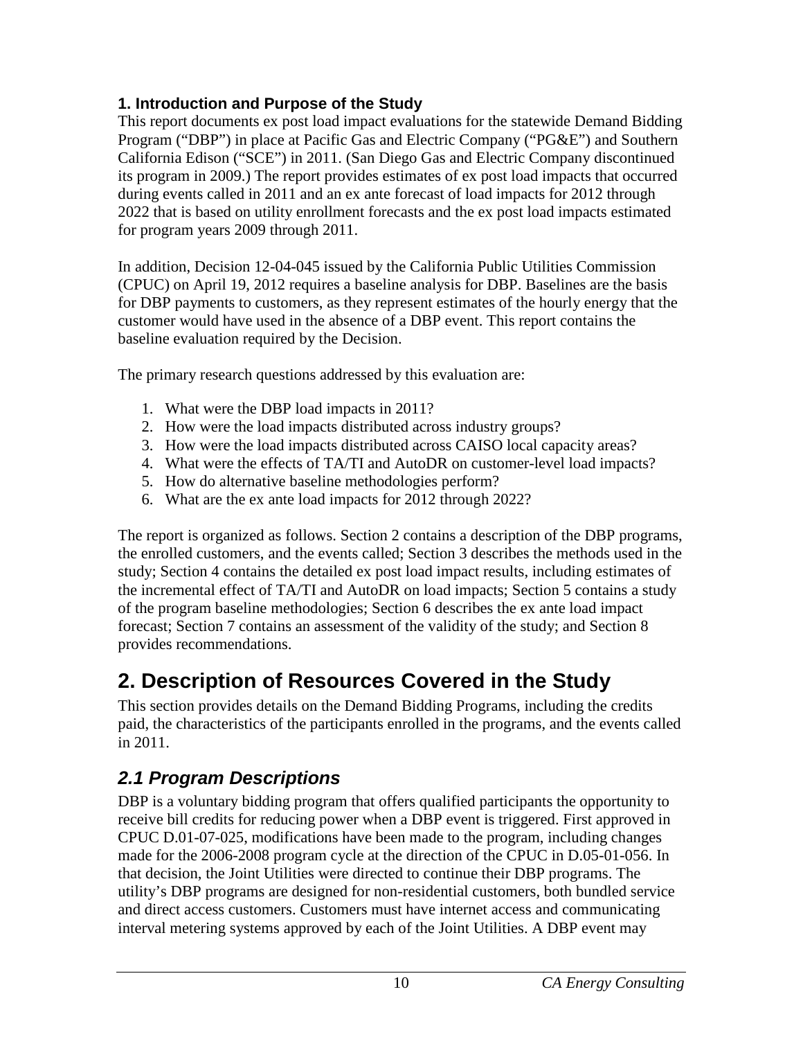### 1. Introduction and Purpose of the Study

This report documents ex post load impact evaluations for the statewide Demand Bidding Program ("DBP") in place at Pacific Gas and Electric Company ("PG&E") and Southern California Edison ("SCE") in 2011. (San Diego Gas and Electric Company discontinued its program in 2009.) The report provides estimates of ex post load impacts that occurred during events called in 2011 and an ex ante forecast of load impacts for 2012 through 2022 that is based on utility enrollment forecasts and the ex post load impacts estimated for program years 2009 through 2011.

In addition, Decision 12-04-045 issued by the California Public Utilities Commission (CPUC) on April 19, 2012 requires a baseline analysis for DBP. Baselines are the basis for DBP payments to customers, as they represent estimates of the hourly energy that the customer would have used in the absence of a DBP event. This report contains the baseline evaluation required by the Decision.

The primary research questions addressed by this evaluation are:

1. What were the DBP load impacts in 2011?
2. How were the load impacts distributed across industry groups?
3. How were the load impacts distributed across CAISO local capacity areas?
4. What were the effects of TA/TI and AutoDR on customer-level load impacts?
5. How do alternative baseline methodologies perform?
6. What are the ex ante load impacts for 2012 through 2022?

The report is organized as follows. Section 2 contains a description of the DBP programs, the enrolled customers, and the events called; Section 3 describes the methods used in the study; Section 4 contains the detailed ex post load impact results, including estimates of the incremental effect of TA/TI and AutoDR on load impacts; Section 5 contains a study of the program baseline methodologies; Section 6 describes the ex ante load impact forecast; Section 7 contains an assessment of the validity of the study; and Section 8 provides recommendations.

# 2. Description of Resources Covered in the Study

This section provides details on the Demand Bidding Programs, including the credits paid, the characteristics of the participants enrolled in the programs, and the events called in 2011.

## *2.1 Program Descriptions*

DBP is a voluntary bidding program that offers qualified participants the opportunity to receive bill credits for reducing power when a DBP event is triggered. First approved in CPUC D.01-07-025, modifications have been made to the program, including changes made for the 2006-2008 program cycle at the direction of the CPUC in D.05-01-056. In that decision, the Joint Utilities were directed to continue their DBP programs. The utility's DBP programs are designed for non-residential customers, both bundled service and direct access customers. Customers must have internet access and communicating interval metering systems approved by each of the Joint Utilities. A DBP event may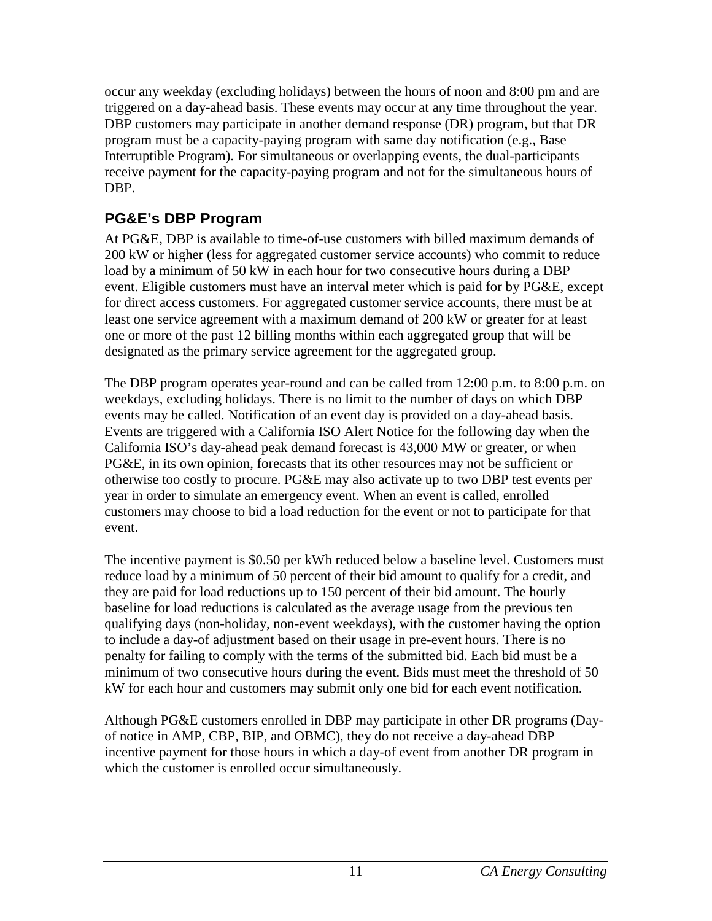occur any weekday (excluding holidays) between the hours of noon and 8:00 pm and are triggered on a day-ahead basis. These events may occur at any time throughout the year. DBP customers may participate in another demand response (DR) program, but that DR program must be a capacity-paying program with same day notification (e.g., Base Interruptible Program). For simultaneous or overlapping events, the dual-participants receive payment for the capacity-paying program and not for the simultaneous hours of DBP.

## PG&E's DBP Program

At PG&E, DBP is available to time-of-use customers with billed maximum demands of 200 kW or higher (less for aggregated customer service accounts) who commit to reduce load by a minimum of 50 kW in each hour for two consecutive hours during a DBP event. Eligible customers must have an interval meter which is paid for by PG&E, except for direct access customers. For aggregated customer service accounts, there must be at least one service agreement with a maximum demand of 200 kW or greater for at least one or more of the past 12 billing months within each aggregated group that will be designated as the primary service agreement for the aggregated group.

The DBP program operates year-round and can be called from 12:00 p.m. to 8:00 p.m. on weekdays, excluding holidays. There is no limit to the number of days on which DBP events may be called. Notification of an event day is provided on a day-ahead basis. Events are triggered with a California ISO Alert Notice for the following day when the California ISO's day-ahead peak demand forecast is 43,000 MW or greater, or when PG&E, in its own opinion, forecasts that its other resources may not be sufficient or otherwise too costly to procure. PG&E may also activate up to two DBP test events per year in order to simulate an emergency event. When an event is called, enrolled customers may choose to bid a load reduction for the event or not to participate for that event.

The incentive payment is $0.50 per kWh reduced below a baseline level. Customers must reduce load by a minimum of 50 percent of their bid amount to qualify for a credit, and they are paid for load reductions up to 150 percent of their bid amount. The hourly baseline for load reductions is calculated as the average usage from the previous ten qualifying days (non-holiday, non-event weekdays), with the customer having the option to include a day-of adjustment based on their usage in pre-event hours. There is no penalty for failing to comply with the terms of the submitted bid. Each bid must be a minimum of two consecutive hours during the event. Bids must meet the threshold of 50 kW for each hour and customers may submit only one bid for each event notification.

Although PG&E customers enrolled in DBP may participate in other DR programs (Day-of notice in AMP, CBP, BIP, and OBMC), they do not receive a day-ahead DBP incentive payment for those hours in which a day-of event from another DR program in which the customer is enrolled occur simultaneously.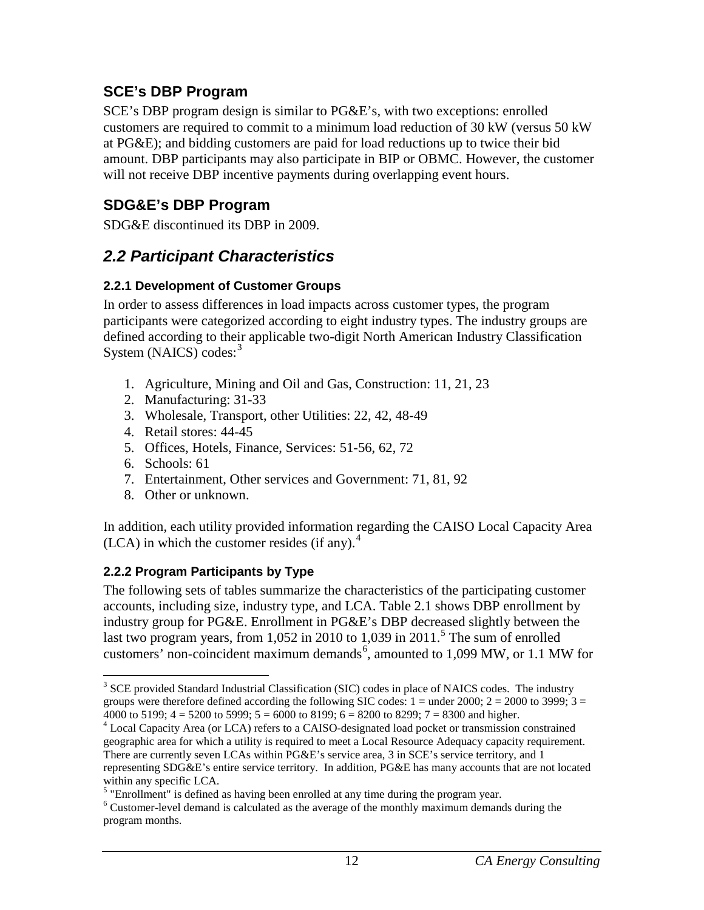### SCE's DBP Program

SCE's DBP program design is similar to PG&E's, with two exceptions: enrolled customers are required to commit to a minimum load reduction of 30 kW (versus 50 kW at PG&E); and bidding customers are paid for load reductions up to twice their bid amount. DBP participants may also participate in BIP or OBMC. However, the customer will not receive DBP incentive payments during overlapping event hours.

### SDG&E's DBP Program

SDG&E discontinued its DBP in 2009.

## *2.2 Participant Characteristics*

#### 2.2.1 Development of Customer Groups

In order to assess differences in load impacts across customer types, the program participants were categorized according to eight industry types. The industry groups are defined according to their applicable two-digit North American Industry Classification System (NAICS) codes:[3]

1. Agriculture, Mining and Oil and Gas, Construction: 11, 21, 23
2. Manufacturing: 31-33
3. Wholesale, Transport, other Utilities: 22, 42, 48-49
4. Retail stores: 44-45
5. Offices, Hotels, Finance, Services: 51-56, 62, 72
6. Schools: 61
7. Entertainment, Other services and Government: 71, 81, 92
8. Other or unknown.

In addition, each utility provided information regarding the CAISO Local Capacity Area (LCA) in which the customer resides (if any).[4]

#### 2.2.2 Program Participants by Type

The following sets of tables summarize the characteristics of the participating customer accounts, including size, industry type, and LCA. Table 2.1 shows DBP enrollment by industry group for PG&E. Enrollment in PG&E's DBP decreased slightly between the last two program years, from 1,052 in 2010 to 1,039 in 2011.[5] The sum of enrolled customers' non-coincident maximum demands[6], amounted to 1,099 MW, or 1.1 MW for

---

[3] SCE provided Standard Industrial Classification (SIC) codes in place of NAICS codes. The industry groups were therefore defined according the following SIC codes: 1 = under 2000; 2 = 2000 to 3999; 3 = 4000 to 5199; 4 = 5200 to 5999; 5 = 6000 to 8199; 6 = 8200 to 8299; 7 = 8300 and higher.

[4] Local Capacity Area (or LCA) refers to a CAISO-designated load pocket or transmission constrained geographic area for which a utility is required to meet a Local Resource Adequacy capacity requirement. There are currently seven LCAs within PG&E's service area, 3 in SCE's service territory, and 1 representing SDG&E's entire service territory. In addition, PG&E has many accounts that are not located within any specific LCA.

[5] "Enrollment" is defined as having been enrolled at any time during the program year.

[6] Customer-level demand is calculated as the average of the monthly maximum demands during the program months.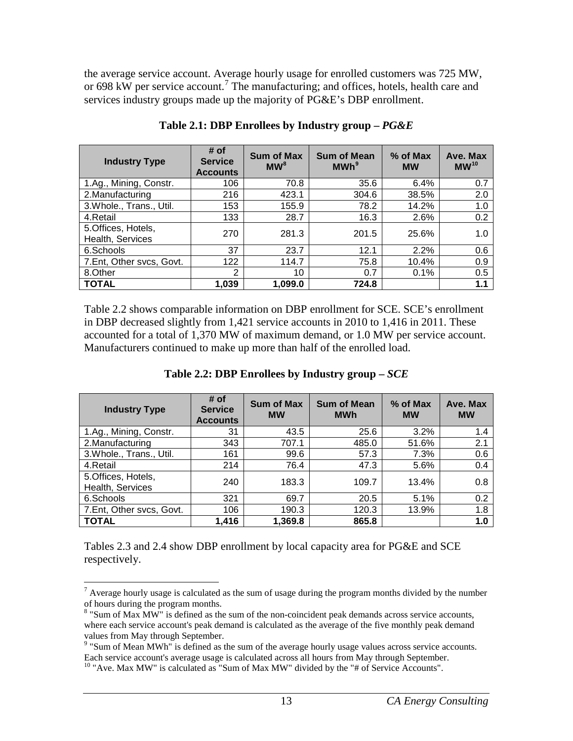the average service account. Average hourly usage for enrolled customers was 725 MW, or 698 kW per service account.[7] The manufacturing; and offices, hotels, health care and services industry groups made up the majority of PG&E's DBP enrollment.

**Table 2.1: DBP Enrollees by Industry group – *PG&E***

| Industry Type | # of Service Accounts | Sum of Max MW[8] | Sum of Mean MWh[9] | % of Max MW | Ave. Max MW[10] |
|---|---|---|---|---|---|
| 1.Ag., Mining, Constr. | 106 | 70.8 | 35.6 | 6.4% | 0.7 |
| 2.Manufacturing | 216 | 423.1 | 304.6 | 38.5% | 2.0 |
| 3.Whole., Trans., Util. | 153 | 155.9 | 78.2 | 14.2% | 1.0 |
| 4.Retail | 133 | 28.7 | 16.3 | 2.6% | 0.2 |
| 5.Offices, Hotels, Health, Services | 270 | 281.3 | 201.5 | 25.6% | 1.0 |
| 6.Schools | 37 | 23.7 | 12.1 | 2.2% | 0.6 |
| 7.Ent, Other svcs, Govt. | 122 | 114.7 | 75.8 | 10.4% | 0.9 |
| 8.Other | 2 | 10 | 0.7 | 0.1% | 0.5 |
| **TOTAL** | **1,039** | **1,099.0** | **724.8** | | **1.1** |

Table 2.2 shows comparable information on DBP enrollment for SCE. SCE's enrollment in DBP decreased slightly from 1,421 service accounts in 2010 to 1,416 in 2011. These accounted for a total of 1,370 MW of maximum demand, or 1.0 MW per service account. Manufacturers continued to make up more than half of the enrolled load.

**Table 2.2: DBP Enrollees by Industry group – *SCE***

| Industry Type | # of Service Accounts | Sum of Max MW | Sum of Mean MWh | % of Max MW | Ave. Max MW |
|---|---|---|---|---|---|
| 1.Ag., Mining, Constr. | 31 | 43.5 | 25.6 | 3.2% | 1.4 |
| 2.Manufacturing | 343 | 707.1 | 485.0 | 51.6% | 2.1 |
| 3.Whole., Trans., Util. | 161 | 99.6 | 57.3 | 7.3% | 0.6 |
| 4.Retail | 214 | 76.4 | 47.3 | 5.6% | 0.4 |
| 5.Offices, Hotels, Health, Services | 240 | 183.3 | 109.7 | 13.4% | 0.8 |
| 6.Schools | 321 | 69.7 | 20.5 | 5.1% | 0.2 |
| 7.Ent, Other svcs, Govt. | 106 | 190.3 | 120.3 | 13.9% | 1.8 |
| **TOTAL** | **1,416** | **1,369.8** | **865.8** | | **1.0** |

Tables 2.3 and 2.4 show DBP enrollment by local capacity area for PG&E and SCE respectively.

---

[7] Average hourly usage is calculated as the sum of usage during the program months divided by the number of hours during the program months.

[8] "Sum of Max MW" is defined as the sum of the non-coincident peak demands across service accounts, where each service account's peak demand is calculated as the average of the five monthly peak demand values from May through September.

[9] "Sum of Mean MWh" is defined as the sum of the average hourly usage values across service accounts. Each service account's average usage is calculated across all hours from May through September.

[10] "Ave. Max MW" is calculated as "Sum of Max MW" divided by the "# of Service Accounts".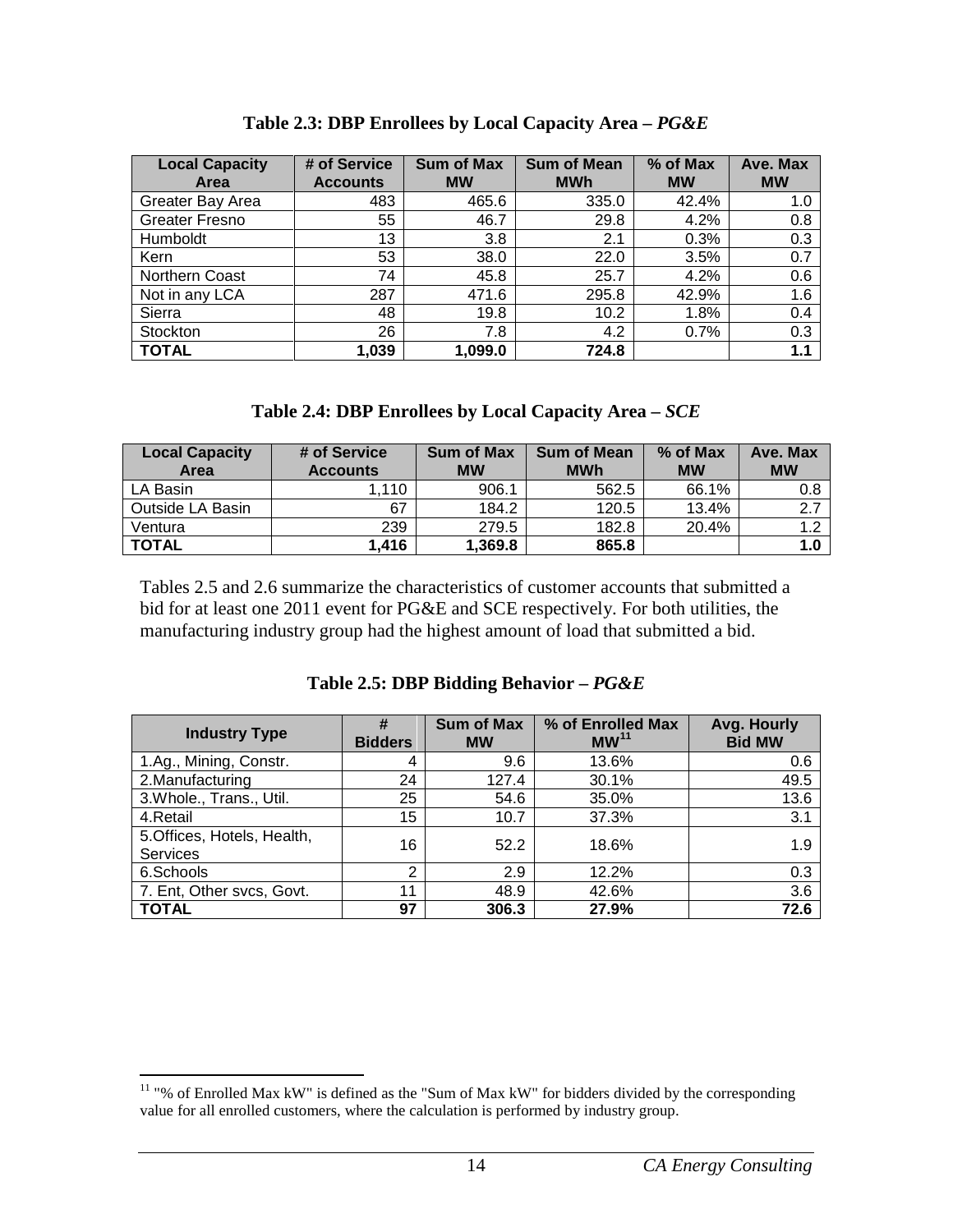**Table 2.3: DBP Enrollees by Local Capacity Area – *PG&E***

| Local Capacity Area | # of Service Accounts | Sum of Max MW | Sum of Mean MWh | % of Max MW | Ave. Max MW |
|---|---|---|---|---|---|
| Greater Bay Area | 483 | 465.6 | 335.0 | 42.4% | 1.0 |
| Greater Fresno | 55 | 46.7 | 29.8 | 4.2% | 0.8 |
| Humboldt | 13 | 3.8 | 2.1 | 0.3% | 0.3 |
| Kern | 53 | 38.0 | 22.0 | 3.5% | 0.7 |
| Northern Coast | 74 | 45.8 | 25.7 | 4.2% | 0.6 |
| Not in any LCA | 287 | 471.6 | 295.8 | 42.9% | 1.6 |
| Sierra | 48 | 19.8 | 10.2 | 1.8% | 0.4 |
| Stockton | 26 | 7.8 | 4.2 | 0.7% | 0.3 |
| **TOTAL** | **1,039** | **1,099.0** | **724.8** | | **1.1** |

**Table 2.4: DBP Enrollees by Local Capacity Area – *SCE***

| Local Capacity Area | # of Service Accounts | Sum of Max MW | Sum of Mean MWh | % of Max MW | Ave. Max MW |
|---|---|---|---|---|---|
| LA Basin | 1,110 | 906.1 | 562.5 | 66.1% | 0.8 |
| Outside LA Basin | 67 | 184.2 | 120.5 | 13.4% | 2.7 |
| Ventura | 239 | 279.5 | 182.8 | 20.4% | 1.2 |
| **TOTAL** | **1,416** | **1,369.8** | **865.8** | | **1.0** |

Tables 2.5 and 2.6 summarize the characteristics of customer accounts that submitted a bid for at least one 2011 event for PG&E and SCE respectively. For both utilities, the manufacturing industry group had the highest amount of load that submitted a bid.

**Table 2.5: DBP Bidding Behavior – *PG&E***

| Industry Type | # Bidders | Sum of Max MW | % of Enrolled Max MW[11] | Avg. Hourly Bid MW |
|---|---|---|---|---|
| 1.Ag., Mining, Constr. | 4 | 9.6 | 13.6% | 0.6 |
| 2.Manufacturing | 24 | 127.4 | 30.1% | 49.5 |
| 3.Whole., Trans., Util. | 25 | 54.6 | 35.0% | 13.6 |
| 4.Retail | 15 | 10.7 | 37.3% | 3.1 |
| 5.Offices, Hotels, Health, Services | 16 | 52.2 | 18.6% | 1.9 |
| 6.Schools | 2 | 2.9 | 12.2% | 0.3 |
| 7. Ent, Other svcs, Govt. | 11 | 48.9 | 42.6% | 3.6 |
| **TOTAL** | **97** | **306.3** | **27.9%** | **72.6** |

[11] "% of Enrolled Max kW" is defined as the "Sum of Max kW" for bidders divided by the corresponding value for all enrolled customers, where the calculation is performed by industry group.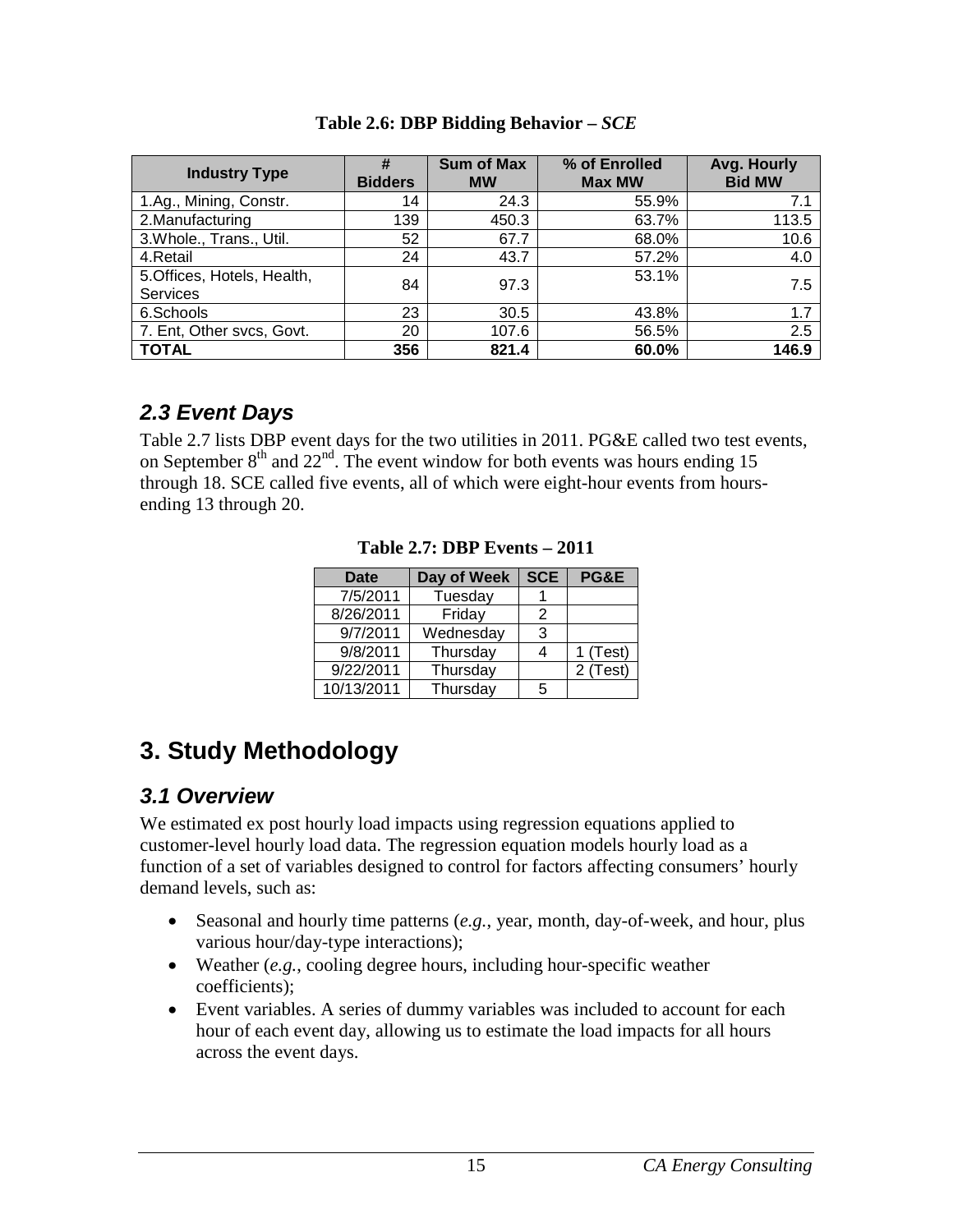**Table 2.6: DBP Bidding Behavior – *SCE***

| Industry Type | # Bidders | Sum of Max MW | % of Enrolled Max MW | Avg. Hourly Bid MW |
|---|---|---|---|---|
| 1.Ag., Mining, Constr. | 14 | 24.3 | 55.9% | 7.1 |
| 2.Manufacturing | 139 | 450.3 | 63.7% | 113.5 |
| 3.Whole., Trans., Util. | 52 | 67.7 | 68.0% | 10.6 |
| 4.Retail | 24 | 43.7 | 57.2% | 4.0 |
| 5.Offices, Hotels, Health, Services | 84 | 97.3 | 53.1% | 7.5 |
| 6.Schools | 23 | 30.5 | 43.8% | 1.7 |
| 7. Ent, Other svcs, Govt. | 20 | 107.6 | 56.5% | 2.5 |
| **TOTAL** | **356** | **821.4** | **60.0%** | **146.9** |

## *2.3 Event Days*

Table 2.7 lists DBP event days for the two utilities in 2011. PG&E called two test events, on September 8th and 22nd. The event window for both events was hours ending 15 through 18. SCE called five events, all of which were eight-hour events from hours-ending 13 through 20.

**Table 2.7: DBP Events – 2011**

| Date | Day of Week | SCE | PG&E |
|---|---|---|---|
| 7/5/2011 | Tuesday | 1 | |
| 8/26/2011 | Friday | 2 | |
| 9/7/2011 | Wednesday | 3 | |
| 9/8/2011 | Thursday | 4 | 1 (Test) |
| 9/22/2011 | Thursday | | 2 (Test) |
| 10/13/2011 | Thursday | 5 | |

# 3. Study Methodology

## *3.1 Overview*

We estimated ex post hourly load impacts using regression equations applied to customer-level hourly load data. The regression equation models hourly load as a function of a set of variables designed to control for factors affecting consumers' hourly demand levels, such as:

- Seasonal and hourly time patterns (*e.g.*, year, month, day-of-week, and hour, plus various hour/day-type interactions);
- Weather (*e.g.*, cooling degree hours, including hour-specific weather coefficients);
- Event variables. A series of dummy variables was included to account for each hour of each event day, allowing us to estimate the load impacts for all hours across the event days.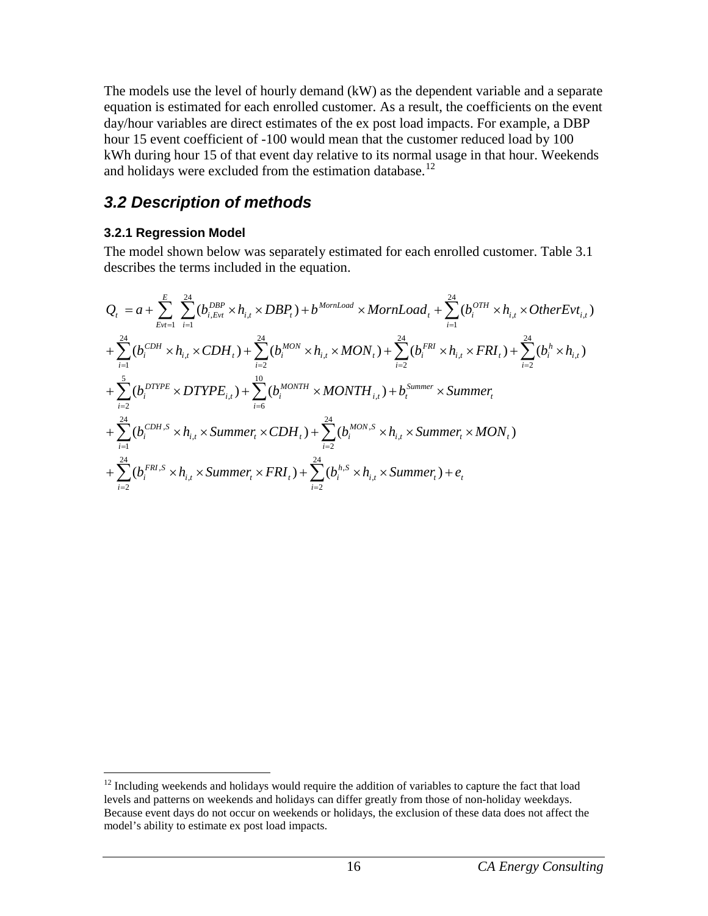The models use the level of hourly demand (kW) as the dependent variable and a separate equation is estimated for each enrolled customer. As a result, the coefficients on the event day/hour variables are direct estimates of the ex post load impacts. For example, a DBP hour 15 event coefficient of -100 would mean that the customer reduced load by 100 kWh during hour 15 of that event day relative to its normal usage in that hour. Weekends and holidays were excluded from the estimation database.[12]

## 3.2 Description of methods

### 3.2.1 Regression Model

The model shown below was separately estimated for each enrolled customer. Table 3.1 describes the terms included in the equation.

$$
\begin{aligned}
Q_t = & \; a + \sum_{Evt=1}^{E} \sum_{i=1}^{24} (b_{i,Evt}^{DBP} \times h_{i,t} \times DBP_t) + b^{MornLoad} \times MornLoad_t + \sum_{i=1}^{24} (b_i^{OTH} \times h_{i,t} \times OtherEvt_{i,t}) \\
& + \sum_{i=1}^{24} (b_i^{CDH} \times h_{i,t} \times CDH_t) + \sum_{i=2}^{24} (b_i^{MON} \times h_{i,t} \times MON_t) + \sum_{i=2}^{24} (b_i^{FRI} \times h_{i,t} \times FRI_t) + \sum_{i=2}^{24} (b_i^{h} \times h_{i,t}) \\
& + \sum_{i=2}^{5} (b_i^{DTYPE} \times DTYPE_{i,t}) + \sum_{i=6}^{10} (b_i^{MONTH} \times MONTH_{i,t}) + b_t^{Summer} \times Summer_t \\
& + \sum_{i=1}^{24} (b_i^{CDH,S} \times h_{i,t} \times Summer_t \times CDH_t) + \sum_{i=2}^{24} (b_i^{MON,S} \times h_{i,t} \times Summer_t \times MON_t) \\
& + \sum_{i=2}^{24} (b_i^{FRI,S} \times h_{i,t} \times Summer_t \times FRI_t) + \sum_{i=2}^{24} (b_i^{h,S} \times h_{i,t} \times Summer_t) + e_t
\end{aligned}
$$

---

[12] Including weekends and holidays would require the addition of variables to capture the fact that load levels and patterns on weekends and holidays can differ greatly from those of non-holiday weekdays. Because event days do not occur on weekends or holidays, the exclusion of these data does not affect the model's ability to estimate ex post load impacts.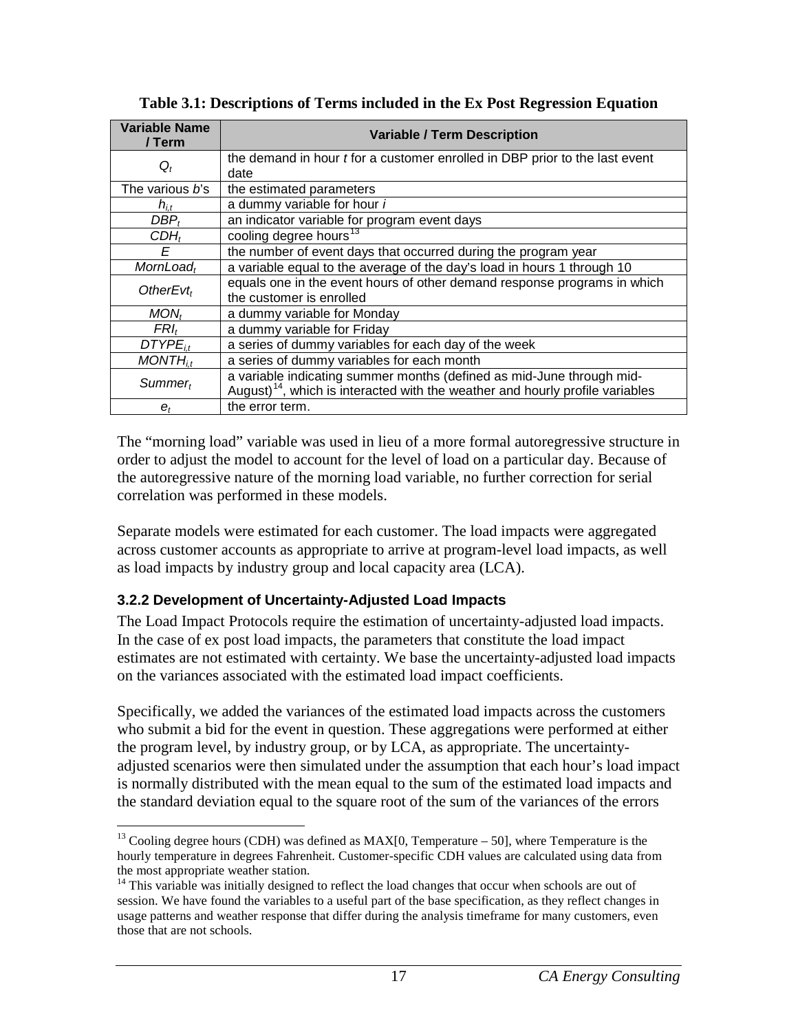**Table 3.1: Descriptions of Terms included in the Ex Post Regression Equation**

| Variable Name / Term | Variable / Term Description |
|---|---|
| $Q_t$ | the demand in hour *t* for a customer enrolled in DBP prior to the last event date |
| The various *b*'s | the estimated parameters |
| $h_{i,t}$ | a dummy variable for hour *i* |
| $DBP_t$ | an indicator variable for program event days |
| $CDH_t$ | cooling degree hours[13] |
| $E$ | the number of event days that occurred during the program year |
| $MornLoad_t$ | a variable equal to the average of the day's load in hours 1 through 10 |
| $OtherEvt_t$ | equals one in the event hours of other demand response programs in which the customer is enrolled |
| $MON_t$ | a dummy variable for Monday |
| $FRI_t$ | a dummy variable for Friday |
| $DTYPE_{i,t}$ | a series of dummy variables for each day of the week |
| $MONTH_{i,t}$ | a series of dummy variables for each month |
| $Summer_t$ | a variable indicating summer months (defined as mid-June through mid-August)[14], which is interacted with the weather and hourly profile variables |
| $e_t$ | the error term. |

The "morning load" variable was used in lieu of a more formal autoregressive structure in order to adjust the model to account for the level of load on a particular day. Because of the autoregressive nature of the morning load variable, no further correction for serial correlation was performed in these models.

Separate models were estimated for each customer. The load impacts were aggregated across customer accounts as appropriate to arrive at program-level load impacts, as well as load impacts by industry group and local capacity area (LCA).

### 3.2.2 Development of Uncertainty-Adjusted Load Impacts

The Load Impact Protocols require the estimation of uncertainty-adjusted load impacts. In the case of ex post load impacts, the parameters that constitute the load impact estimates are not estimated with certainty. We base the uncertainty-adjusted load impacts on the variances associated with the estimated load impact coefficients.

Specifically, we added the variances of the estimated load impacts across the customers who submit a bid for the event in question. These aggregations were performed at either the program level, by industry group, or by LCA, as appropriate. The uncertainty-adjusted scenarios were then simulated under the assumption that each hour's load impact is normally distributed with the mean equal to the sum of the estimated load impacts and the standard deviation equal to the square root of the sum of the variances of the errors

[13] Cooling degree hours (CDH) was defined as MAX[0, Temperature – 50], where Temperature is the hourly temperature in degrees Fahrenheit. Customer-specific CDH values are calculated using data from the most appropriate weather station.

[14] This variable was initially designed to reflect the load changes that occur when schools are out of session. We have found the variables to a useful part of the base specification, as they reflect changes in usage patterns and weather response that differ during the analysis timeframe for many customers, even those that are not schools.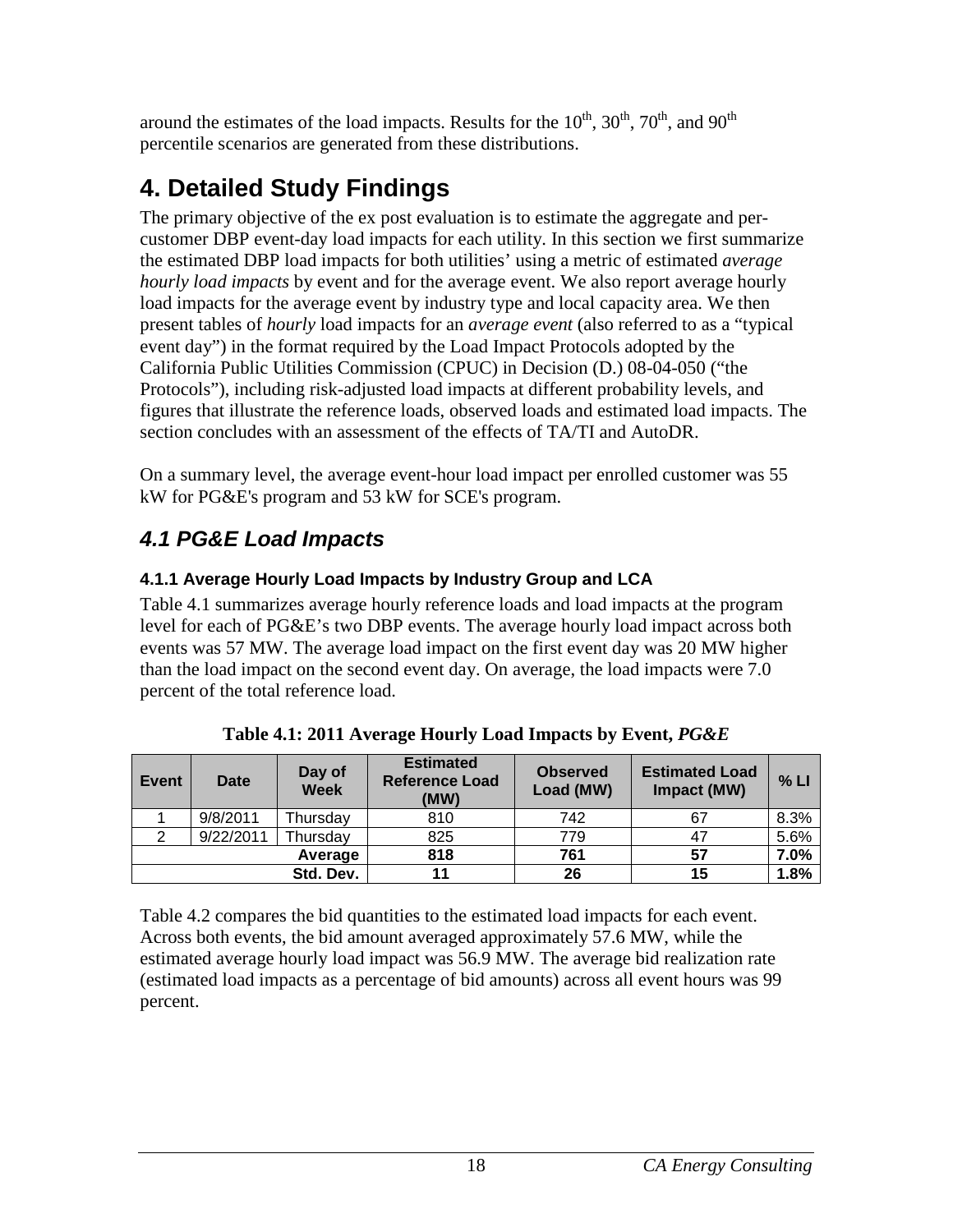around the estimates of the load impacts. Results for the $10^{th}$, $30^{th}$, $70^{th}$, and $90^{th}$ percentile scenarios are generated from these distributions.

# 4. Detailed Study Findings

The primary objective of the ex post evaluation is to estimate the aggregate and per-customer DBP event-day load impacts for each utility. In this section we first summarize the estimated DBP load impacts for both utilities' using a metric of estimated *average hourly load impacts* by event and for the average event. We also report average hourly load impacts for the average event by industry type and local capacity area. We then present tables of *hourly* load impacts for an *average event* (also referred to as a "typical event day") in the format required by the Load Impact Protocols adopted by the California Public Utilities Commission (CPUC) in Decision (D.) 08-04-050 ("the Protocols"), including risk-adjusted load impacts at different probability levels, and figures that illustrate the reference loads, observed loads and estimated load impacts. The section concludes with an assessment of the effects of TA/TI and AutoDR.

On a summary level, the average event-hour load impact per enrolled customer was 55 kW for PG&E's program and 53 kW for SCE's program.

## *4.1 PG&E Load Impacts*

### 4.1.1 Average Hourly Load Impacts by Industry Group and LCA

Table 4.1 summarizes average hourly reference loads and load impacts at the program level for each of PG&E's two DBP events. The average hourly load impact across both events was 57 MW. The average load impact on the first event day was 20 MW higher than the load impact on the second event day. On average, the load impacts were 7.0 percent of the total reference load.

**Table 4.1: 2011 Average Hourly Load Impacts by Event, *PG&E***

| Event | Date | Day of Week | Estimated Reference Load (MW) | Observed Load (MW) | Estimated Load Impact (MW) | % LI |
|---|---|---|---|---|---|---|
| 1 | 9/8/2011 | Thursday | 810 | 742 | 67 | 8.3% |
| 2 | 9/22/2011 | Thursday | 825 | 779 | 47 | 5.6% |
| | | **Average** | **818** | **761** | **57** | **7.0%** |
| | | **Std. Dev.** | **11** | **26** | **15** | **1.8%** |

Table 4.2 compares the bid quantities to the estimated load impacts for each event. Across both events, the bid amount averaged approximately 57.6 MW, while the estimated average hourly load impact was 56.9 MW. The average bid realization rate (estimated load impacts as a percentage of bid amounts) across all event hours was 99 percent.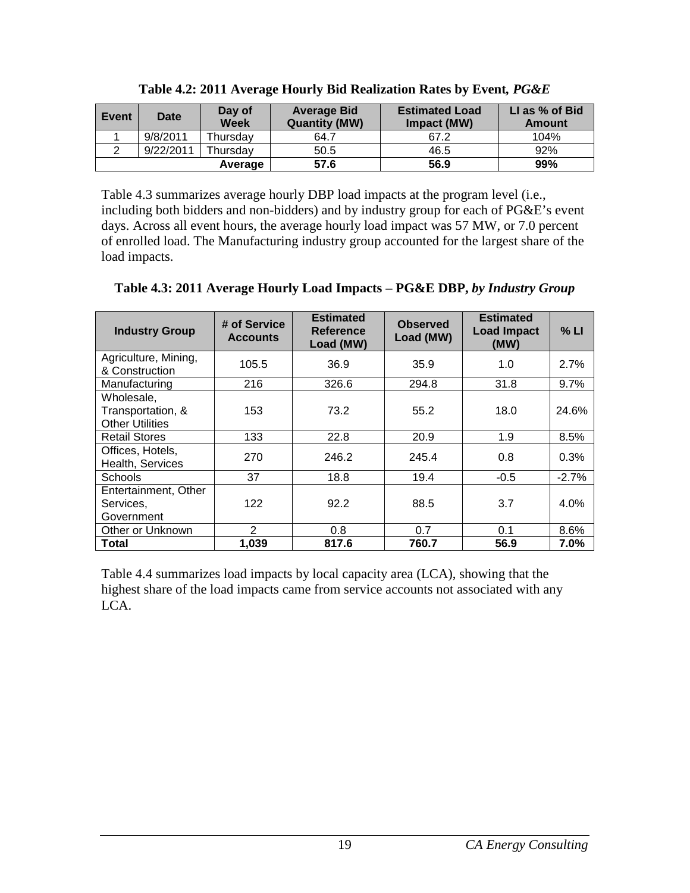**Table 4.2: 2011 Average Hourly Bid Realization Rates by Event, *PG&E***

| Event | Date | Day of Week | Average Bid Quantity (MW) | Estimated Load Impact (MW) | LI as % of Bid Amount |
|---|---|---|---|---|---|
| 1 | 9/8/2011 | Thursday | 64.7 | 67.2 | 104% |
| 2 | 9/22/2011 | Thursday | 50.5 | 46.5 | 92% |
| | | **Average** | **57.6** | **56.9** | **99%** |

Table 4.3 summarizes average hourly DBP load impacts at the program level (i.e., including both bidders and non-bidders) and by industry group for each of PG&E's event days. Across all event hours, the average hourly load impact was 57 MW, or 7.0 percent of enrolled load. The Manufacturing industry group accounted for the largest share of the load impacts.

**Table 4.3: 2011 Average Hourly Load Impacts – PG&E DBP, *by Industry Group***

| Industry Group | # of Service Accounts | Estimated Reference Load (MW) | Observed Load (MW) | Estimated Load Impact (MW) | % LI |
|---|---|---|---|---|---|
| Agriculture, Mining, & Construction | 105.5 | 36.9 | 35.9 | 1.0 | 2.7% |
| Manufacturing | 216 | 326.6 | 294.8 | 31.8 | 9.7% |
| Wholesale, Transportation, & Other Utilities | 153 | 73.2 | 55.2 | 18.0 | 24.6% |
| Retail Stores | 133 | 22.8 | 20.9 | 1.9 | 8.5% |
| Offices, Hotels, Health, Services | 270 | 246.2 | 245.4 | 0.8 | 0.3% |
| Schools | 37 | 18.8 | 19.4 | -0.5 | -2.7% |
| Entertainment, Other Services, Government | 122 | 92.2 | 88.5 | 3.7 | 4.0% |
| Other or Unknown | 2 | 0.8 | 0.7 | 0.1 | 8.6% |
| **Total** | **1,039** | **817.6** | **760.7** | **56.9** | **7.0%** |

Table 4.4 summarizes load impacts by local capacity area (LCA), showing that the highest share of the load impacts came from service accounts not associated with any LCA.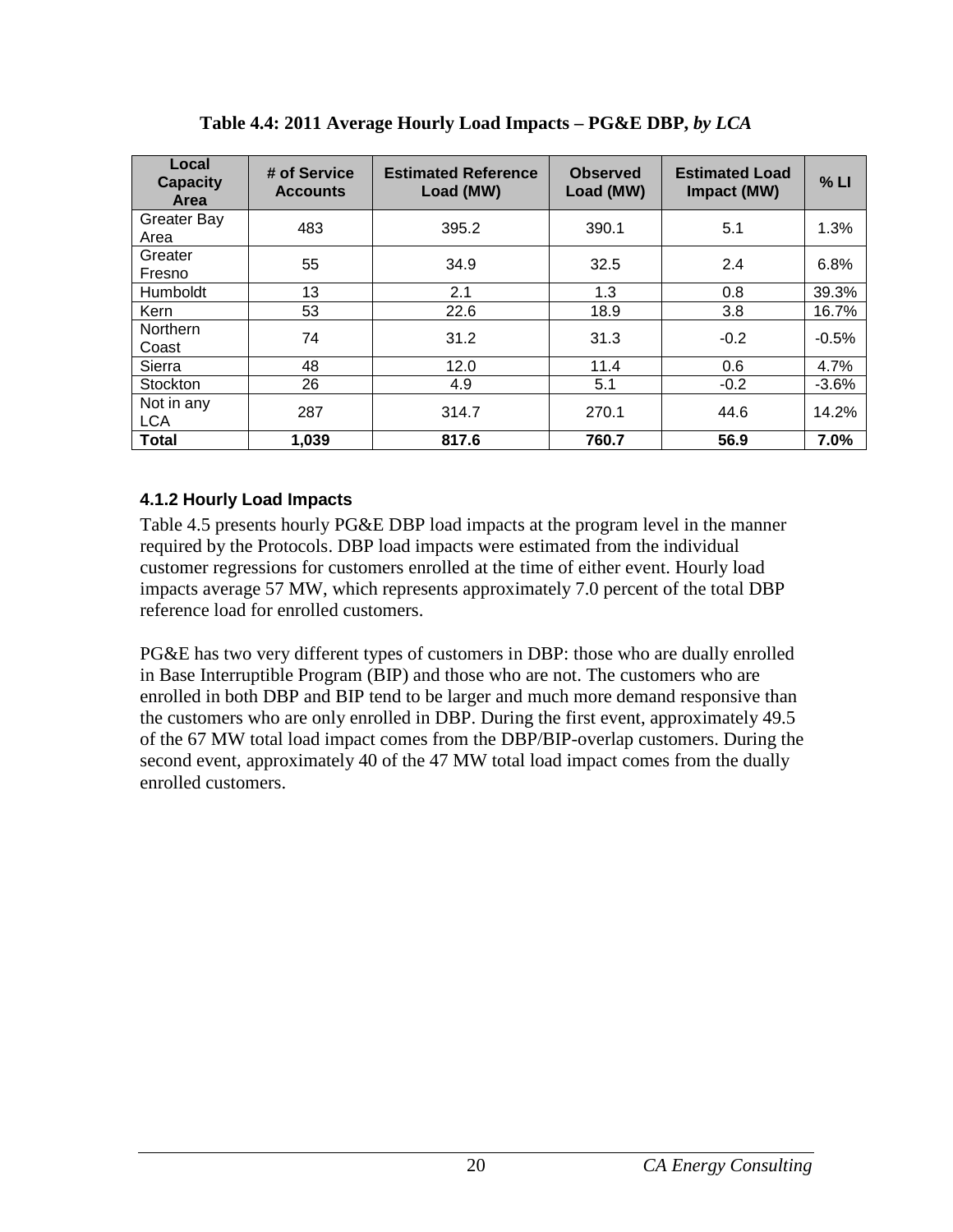**Table 4.4: 2011 Average Hourly Load Impacts – PG&E DBP, *by LCA***

| Local Capacity Area | # of Service Accounts | Estimated Reference Load (MW) | Observed Load (MW) | Estimated Load Impact (MW) | % LI |
|---|---|---|---|---|---|
| Greater Bay Area | 483 | 395.2 | 390.1 | 5.1 | 1.3% |
| Greater Fresno | 55 | 34.9 | 32.5 | 2.4 | 6.8% |
| Humboldt | 13 | 2.1 | 1.3 | 0.8 | 39.3% |
| Kern | 53 | 22.6 | 18.9 | 3.8 | 16.7% |
| Northern Coast | 74 | 31.2 | 31.3 | -0.2 | -0.5% |
| Sierra | 48 | 12.0 | 11.4 | 0.6 | 4.7% |
| Stockton | 26 | 4.9 | 5.1 | -0.2 | -3.6% |
| Not in any LCA | 287 | 314.7 | 270.1 | 44.6 | 14.2% |
| **Total** | **1,039** | **817.6** | **760.7** | **56.9** | **7.0%** |

### 4.1.2 Hourly Load Impacts

Table 4.5 presents hourly PG&E DBP load impacts at the program level in the manner required by the Protocols. DBP load impacts were estimated from the individual customer regressions for customers enrolled at the time of either event. Hourly load impacts average 57 MW, which represents approximately 7.0 percent of the total DBP reference load for enrolled customers.

PG&E has two very different types of customers in DBP: those who are dually enrolled in Base Interruptible Program (BIP) and those who are not. The customers who are enrolled in both DBP and BIP tend to be larger and much more demand responsive than the customers who are only enrolled in DBP. During the first event, approximately 49.5 of the 67 MW total load impact comes from the DBP/BIP-overlap customers. During the second event, approximately 40 of the 47 MW total load impact comes from the dually enrolled customers.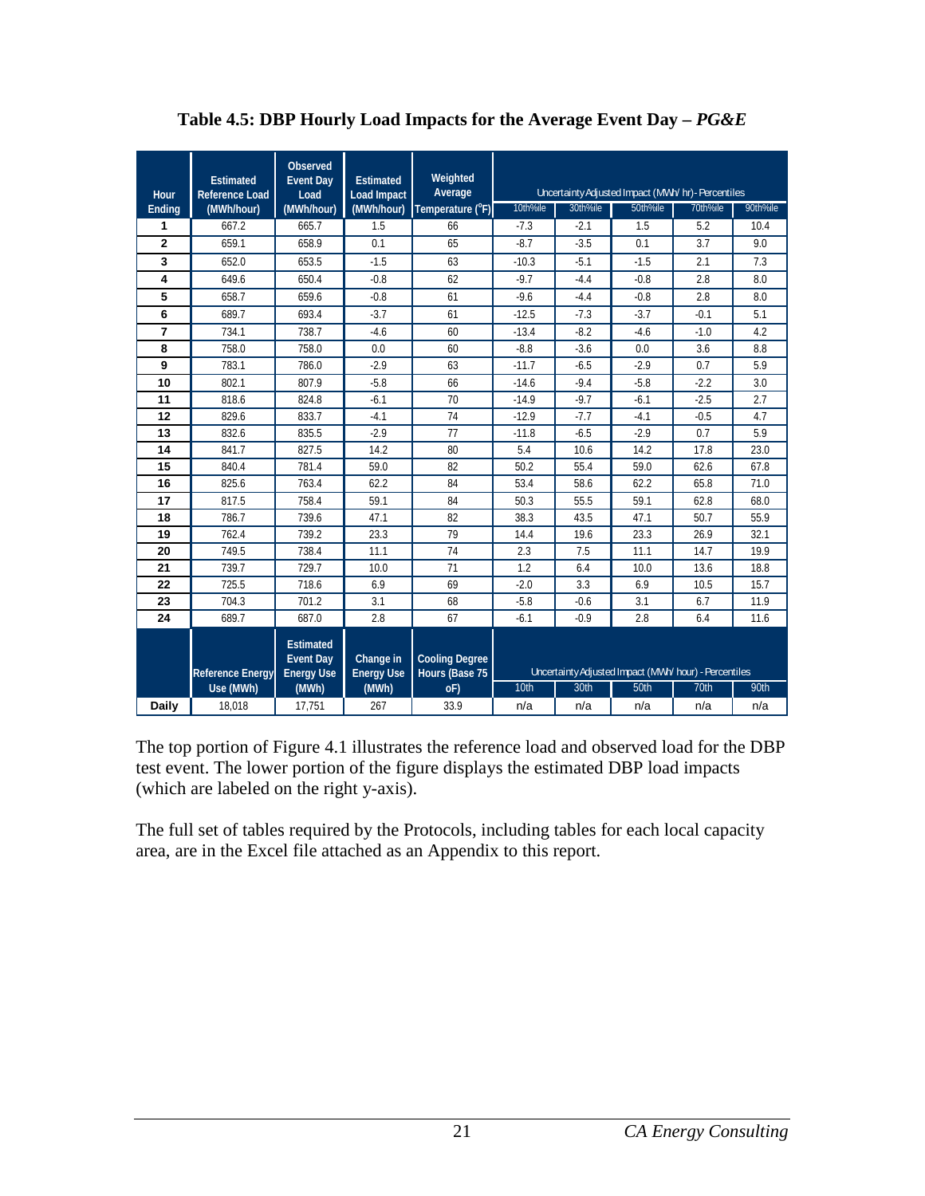**Table 4.5: DBP Hourly Load Impacts for the Average Event Day – *PG&E***

| Hour Ending | Estimated Reference Load (MWh/hour) | Observed Event Day Load (MWh/hour) | Estimated Load Impact (MWh/hour) | Weighted Average Temperature (°F) | Uncertainty Adjusted Impact (MWh/ hr)- Percentiles | | | | |
|---|---|---|---|---|---|---|---|---|---|
| | | | | | 10th%ile | 30th%ile | 50th%ile | 70th%ile | 90th%ile |
| 1 | 667.2 | 665.7 | 1.5 | 66 | -7.3 | -2.1 | 1.5 | 5.2 | 10.4 |
| 2 | 659.1 | 658.9 | 0.1 | 65 | -8.7 | -3.5 | 0.1 | 3.7 | 9.0 |
| 3 | 652.0 | 653.5 | -1.5 | 63 | -10.3 | -5.1 | -1.5 | 2.1 | 7.3 |
| 4 | 649.6 | 650.4 | -0.8 | 62 | -9.7 | -4.4 | -0.8 | 2.8 | 8.0 |
| 5 | 658.7 | 659.6 | -0.8 | 61 | -9.6 | -4.4 | -0.8 | 2.8 | 8.0 |
| 6 | 689.7 | 693.4 | -3.7 | 61 | -12.5 | -7.3 | -3.7 | -0.1 | 5.1 |
| 7 | 734.1 | 738.7 | -4.6 | 60 | -13.4 | -8.2 | -4.6 | -1.0 | 4.2 |
| 8 | 758.0 | 758.0 | 0.0 | 60 | -8.8 | -3.6 | 0.0 | 3.6 | 8.8 |
| 9 | 783.1 | 786.0 | -2.9 | 63 | -11.7 | -6.5 | -2.9 | 0.7 | 5.9 |
| 10 | 802.1 | 807.9 | -5.8 | 66 | -14.6 | -9.4 | -5.8 | -2.2 | 3.0 |
| 11 | 818.6 | 824.8 | -6.1 | 70 | -14.9 | -9.7 | -6.1 | -2.5 | 2.7 |
| 12 | 829.6 | 833.7 | -4.1 | 74 | -12.9 | -7.7 | -4.1 | -0.5 | 4.7 |
| 13 | 832.6 | 835.5 | -2.9 | 77 | -11.8 | -6.5 | -2.9 | 0.7 | 5.9 |
| 14 | 841.7 | 827.5 | 14.2 | 80 | 5.4 | 10.6 | 14.2 | 17.8 | 23.0 |
| 15 | 840.4 | 781.4 | 59.0 | 82 | 50.2 | 55.4 | 59.0 | 62.6 | 67.8 |
| 16 | 825.6 | 763.4 | 62.2 | 84 | 53.4 | 58.6 | 62.2 | 65.8 | 71.0 |
| 17 | 817.5 | 758.4 | 59.1 | 84 | 50.3 | 55.5 | 59.1 | 62.8 | 68.0 |
| 18 | 786.7 | 739.6 | 47.1 | 82 | 38.3 | 43.5 | 47.1 | 50.7 | 55.9 |
| 19 | 762.4 | 739.2 | 23.3 | 79 | 14.4 | 19.6 | 23.3 | 26.9 | 32.1 |
| 20 | 749.5 | 738.4 | 11.1 | 74 | 2.3 | 7.5 | 11.1 | 14.7 | 19.9 |
| 21 | 739.7 | 729.7 | 10.0 | 71 | 1.2 | 6.4 | 10.0 | 13.6 | 18.8 |
| 22 | 725.5 | 718.6 | 6.9 | 69 | -2.0 | 3.3 | 6.9 | 10.5 | 15.7 |
| 23 | 704.3 | 701.2 | 3.1 | 68 | -5.8 | -0.6 | 3.1 | 6.7 | 11.9 |
| 24 | 689.7 | 687.0 | 2.8 | 67 | -6.1 | -0.9 | 2.8 | 6.4 | 11.6 |
| | Reference Energy Use (MWh) | Estimated Event Day Energy Use (MWh) | Change in Energy Use (MWh) | Cooling Degree Hours (Base 75 oF) | Uncertainty Adjusted Impact (MWh/ hour) - Percentiles | | | | |
| | | | | | 10th | 30th | 50th | 70th | 90th |
| Daily | 18,018 | 17,751 | 267 | 33.9 | n/a | n/a | n/a | n/a | n/a |

The top portion of Figure 4.1 illustrates the reference load and observed load for the DBP test event. The lower portion of the figure displays the estimated DBP load impacts (which are labeled on the right y-axis).

The full set of tables required by the Protocols, including tables for each local capacity area, are in the Excel file attached as an Appendix to this report.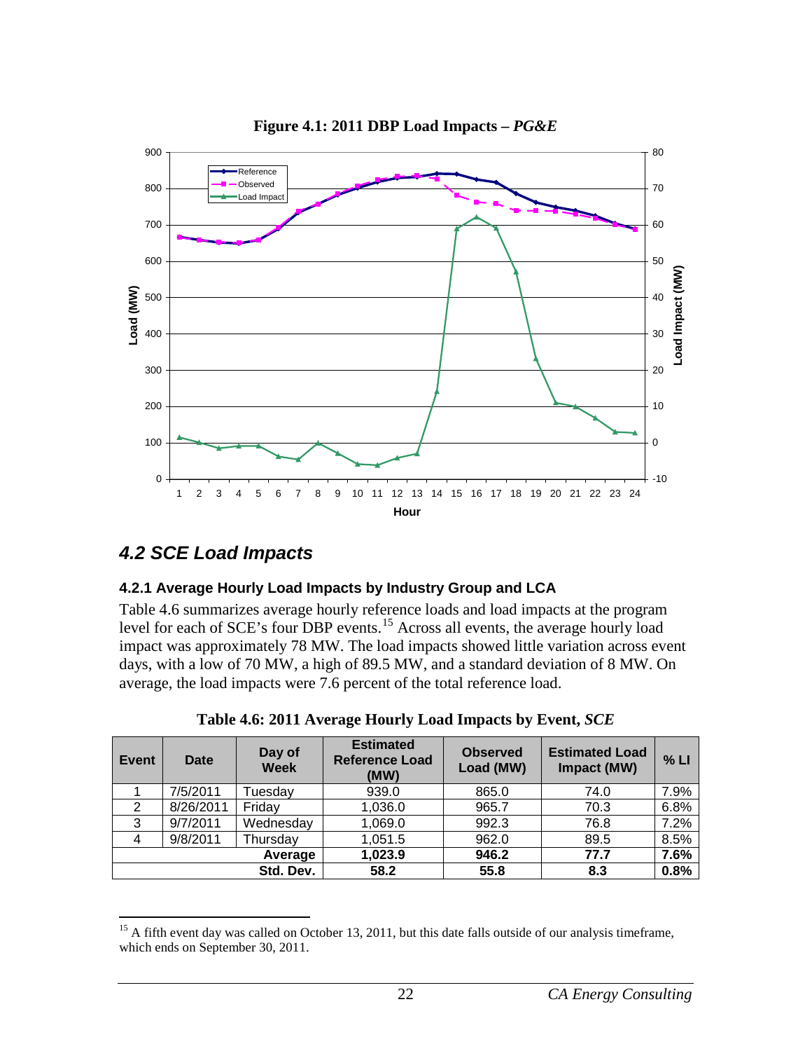**Figure 4.1: 2011 DBP Load Impacts – *PG&E***

## *4.2 SCE Load Impacts*

### 4.2.1 Average Hourly Load Impacts by Industry Group and LCA

Table 4.6 summarizes average hourly reference loads and load impacts at the program level for each of SCE's four DBP events.[15] Across all events, the average hourly load impact was approximately 78 MW. The load impacts showed little variation across event days, with a low of 70 MW, a high of 89.5 MW, and a standard deviation of 8 MW. On average, the load impacts were 7.6 percent of the total reference load.

**Table 4.6: 2011 Average Hourly Load Impacts by Event, *SCE***

| Event | Date | Day of Week | Estimated Reference Load (MW) | Observed Load (MW) | Estimated Load Impact (MW) | % LI |
|---|---|---|---|---|---|---|
| 1 | 7/5/2011 | Tuesday | 939.0 | 865.0 | 74.0 | 7.9% |
| 2 | 8/26/2011 | Friday | 1,036.0 | 965.7 | 70.3 | 6.8% |
| 3 | 9/7/2011 | Wednesday | 1,069.0 | 992.3 | 76.8 | 7.2% |
| 4 | 9/8/2011 | Thursday | 1,051.5 | 962.0 | 89.5 | 8.5% |
| | | **Average** | **1,023.9** | **946.2** | **77.7** | **7.6%** |
| | | **Std. Dev.** | **58.2** | **55.8** | **8.3** | **0.8%** |

[15] A fifth event day was called on October 13, 2011, but this date falls outside of our analysis timeframe, which ends on September 30, 2011.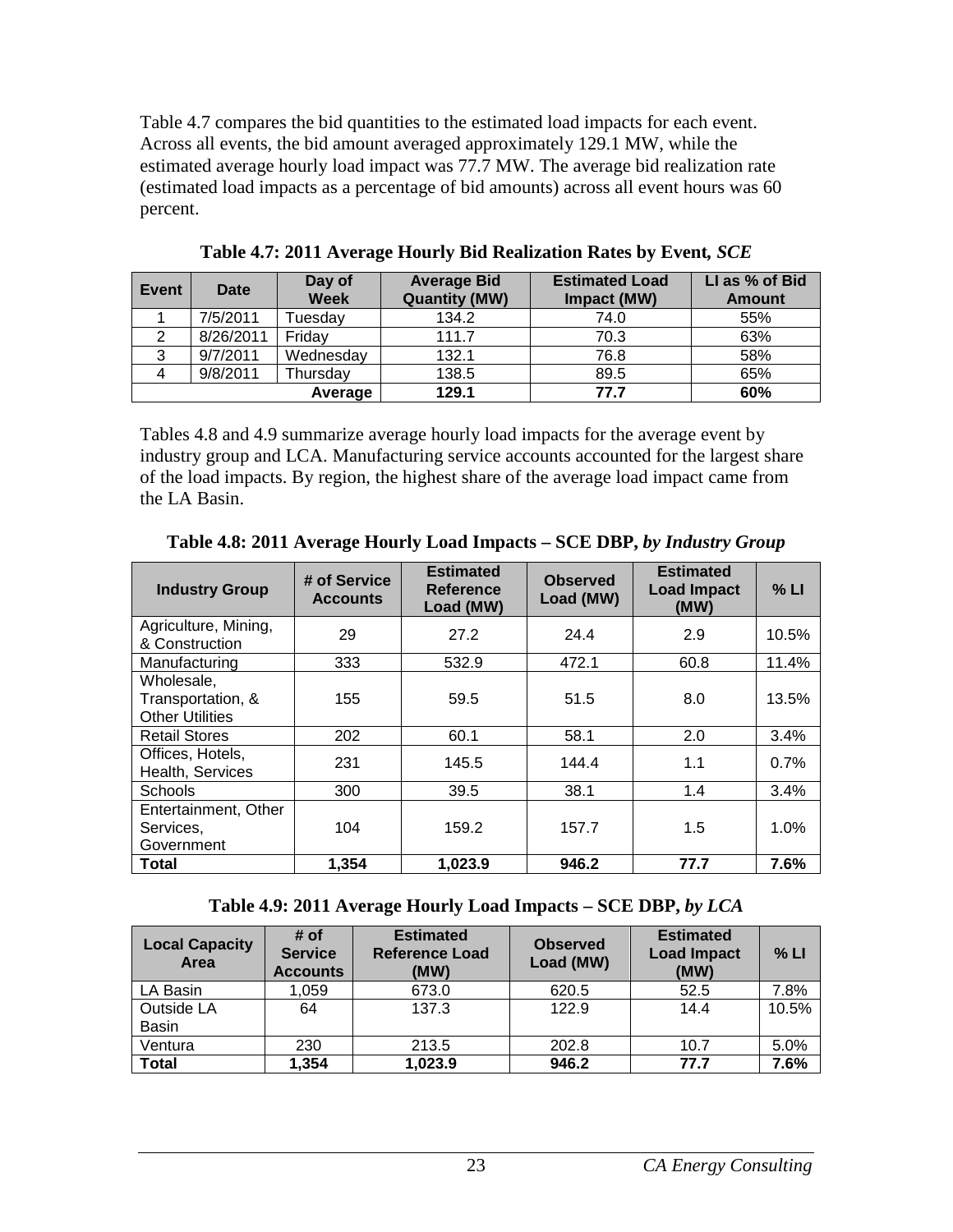Table 4.7 compares the bid quantities to the estimated load impacts for each event. Across all events, the bid amount averaged approximately 129.1 MW, while the estimated average hourly load impact was 77.7 MW. The average bid realization rate (estimated load impacts as a percentage of bid amounts) across all event hours was 60 percent.

**Table 4.7: 2011 Average Hourly Bid Realization Rates by Event, *SCE***

| Event | Date | Day of Week | Average Bid Quantity (MW) | Estimated Load Impact (MW) | LI as % of Bid Amount |
|---|---|---|---|---|---|
| 1 | 7/5/2011 | Tuesday | 134.2 | 74.0 | 55% |
| 2 | 8/26/2011 | Friday | 111.7 | 70.3 | 63% |
| 3 | 9/7/2011 | Wednesday | 132.1 | 76.8 | 58% |
| 4 | 9/8/2011 | Thursday | 138.5 | 89.5 | 65% |
| | | **Average** | **129.1** | **77.7** | **60%** |

Tables 4.8 and 4.9 summarize average hourly load impacts for the average event by industry group and LCA. Manufacturing service accounts accounted for the largest share of the load impacts. By region, the highest share of the average load impact came from the LA Basin.

**Table 4.8: 2011 Average Hourly Load Impacts – SCE DBP, *by Industry Group***

| Industry Group | # of Service Accounts | Estimated Reference Load (MW) | Observed Load (MW) | Estimated Load Impact (MW) | % LI |
|---|---|---|---|---|---|
| Agriculture, Mining, & Construction | 29 | 27.2 | 24.4 | 2.9 | 10.5% |
| Manufacturing | 333 | 532.9 | 472.1 | 60.8 | 11.4% |
| Wholesale, Transportation, & Other Utilities | 155 | 59.5 | 51.5 | 8.0 | 13.5% |
| Retail Stores | 202 | 60.1 | 58.1 | 2.0 | 3.4% |
| Offices, Hotels, Health, Services | 231 | 145.5 | 144.4 | 1.1 | 0.7% |
| Schools | 300 | 39.5 | 38.1 | 1.4 | 3.4% |
| Entertainment, Other Services, Government | 104 | 159.2 | 157.7 | 1.5 | 1.0% |
| **Total** | **1,354** | **1,023.9** | **946.2** | **77.7** | **7.6%** |

**Table 4.9: 2011 Average Hourly Load Impacts – SCE DBP, *by LCA***

| Local Capacity Area | # of Service Accounts | Estimated Reference Load (MW) | Observed Load (MW) | Estimated Load Impact (MW) | % LI |
|---|---|---|---|---|---|
| LA Basin | 1,059 | 673.0 | 620.5 | 52.5 | 7.8% |
| Outside LA Basin | 64 | 137.3 | 122.9 | 14.4 | 10.5% |
| Ventura | 230 | 213.5 | 202.8 | 10.7 | 5.0% |
| **Total** | **1,354** | **1,023.9** | **946.2** | **77.7** | **7.6%** |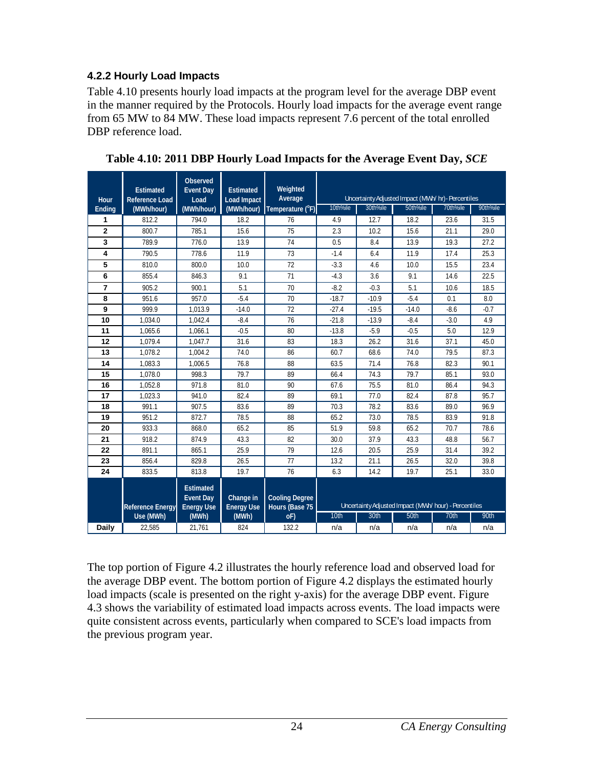### 4.2.2 Hourly Load Impacts

Table 4.10 presents hourly load impacts at the program level for the average DBP event in the manner required by the Protocols. Hourly load impacts for the average event range from 65 MW to 84 MW. These load impacts represent 7.6 percent of the total enrolled DBP reference load.

**Table 4.10: 2011 DBP Hourly Load Impacts for the Average Event Day, *SCE***

| Hour Ending | Estimated Reference Load (MWh/hour) | Observed Event Day Load (MWh/hour) | Estimated Load Impact (MWh/hour) | Weighted Average Temperature (°F) | Uncertainty Adjusted Impact (MWh/ hr)- Percentiles | | | | |
|---|---|---|---|---|---|---|---|---|---|
| | | | | | 10th%ile | 30th%ile | 50th%ile | 70th%ile | 90th%ile |
| 1 | 812.2 | 794.0 | 18.2 | 76 | 4.9 | 12.7 | 18.2 | 23.6 | 31.5 |
| 2 | 800.7 | 785.1 | 15.6 | 75 | 2.3 | 10.2 | 15.6 | 21.1 | 29.0 |
| 3 | 789.9 | 776.0 | 13.9 | 74 | 0.5 | 8.4 | 13.9 | 19.3 | 27.2 |
| 4 | 790.5 | 778.6 | 11.9 | 73 | -1.4 | 6.4 | 11.9 | 17.4 | 25.3 |
| 5 | 810.0 | 800.0 | 10.0 | 72 | -3.3 | 4.6 | 10.0 | 15.5 | 23.4 |
| 6 | 855.4 | 846.3 | 9.1 | 71 | -4.3 | 3.6 | 9.1 | 14.6 | 22.5 |
| 7 | 905.2 | 900.1 | 5.1 | 70 | -8.2 | -0.3 | 5.1 | 10.6 | 18.5 |
| 8 | 951.6 | 957.0 | -5.4 | 70 | -18.7 | -10.9 | -5.4 | 0.1 | 8.0 |
| 9 | 999.9 | 1,013.9 | -14.0 | 72 | -27.4 | -19.5 | -14.0 | -8.6 | -0.7 |
| 10 | 1,034.0 | 1,042.4 | -8.4 | 76 | -21.8 | -13.9 | -8.4 | -3.0 | 4.9 |
| 11 | 1,065.6 | 1,066.1 | -0.5 | 80 | -13.8 | -5.9 | -0.5 | 5.0 | 12.9 |
| 12 | 1,079.4 | 1,047.7 | 31.6 | 83 | 18.3 | 26.2 | 31.6 | 37.1 | 45.0 |
| 13 | 1,078.2 | 1,004.2 | 74.0 | 86 | 60.7 | 68.6 | 74.0 | 79.5 | 87.3 |
| 14 | 1,083.3 | 1,006.5 | 76.8 | 88 | 63.5 | 71.4 | 76.8 | 82.3 | 90.1 |
| 15 | 1,078.0 | 998.3 | 79.7 | 89 | 66.4 | 74.3 | 79.7 | 85.1 | 93.0 |
| 16 | 1,052.8 | 971.8 | 81.0 | 90 | 67.6 | 75.5 | 81.0 | 86.4 | 94.3 |
| 17 | 1,023.3 | 941.0 | 82.4 | 89 | 69.1 | 77.0 | 82.4 | 87.8 | 95.7 |
| 18 | 991.1 | 907.5 | 83.6 | 89 | 70.3 | 78.2 | 83.6 | 89.0 | 96.9 |
| 19 | 951.2 | 872.7 | 78.5 | 88 | 65.2 | 73.0 | 78.5 | 83.9 | 91.8 |
| 20 | 933.3 | 868.0 | 65.2 | 85 | 51.9 | 59.8 | 65.2 | 70.7 | 78.6 |
| 21 | 918.2 | 874.9 | 43.3 | 82 | 30.0 | 37.9 | 43.3 | 48.8 | 56.7 |
| 22 | 891.1 | 865.1 | 25.9 | 79 | 12.6 | 20.5 | 25.9 | 31.4 | 39.2 |
| 23 | 856.4 | 829.8 | 26.5 | 77 | 13.2 | 21.1 | 26.5 | 32.0 | 39.8 |
| 24 | 833.5 | 813.8 | 19.7 | 76 | 6.3 | 14.2 | 19.7 | 25.1 | 33.0 |
| | Reference Energy Use (MWh) | Estimated Event Day Energy Use (MWh) | Change in Energy Use (MWh) | Cooling Degree Hours (Base 75 oF) | Uncertainty Adjusted Impact (MWh/ hour) - Percentiles | | | | |
| | | | | | 10th | 30th | 50th | 70th | 90th |
| Daily | 22,585 | 21,761 | 824 | 132.2 | n/a | n/a | n/a | n/a | n/a |

The top portion of Figure 4.2 illustrates the hourly reference load and observed load for the average DBP event. The bottom portion of Figure 4.2 displays the estimated hourly load impacts (scale is presented on the right y-axis) for the average DBP event. Figure 4.3 shows the variability of estimated load impacts across events. The load impacts were quite consistent across events, particularly when compared to SCE's load impacts from the previous program year.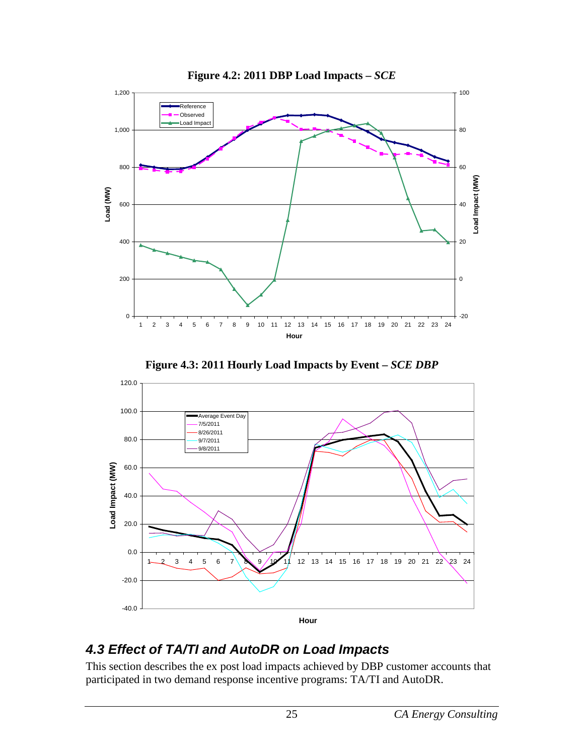**Figure 4.2: 2011 DBP Load Impacts – *SCE***

**Figure 4.3: 2011 Hourly Load Impacts by Event – *SCE DBP***

## *4.3 Effect of TA/TI and AutoDR on Load Impacts*

This section describes the ex post load impacts achieved by DBP customer accounts that participated in two demand response incentive programs: TA/TI and AutoDR.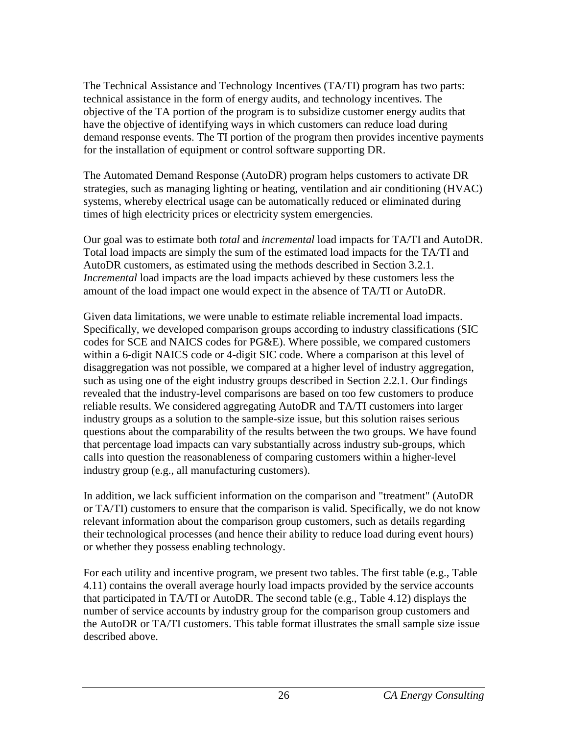The Technical Assistance and Technology Incentives (TA/TI) program has two parts: technical assistance in the form of energy audits, and technology incentives. The objective of the TA portion of the program is to subsidize customer energy audits that have the objective of identifying ways in which customers can reduce load during demand response events. The TI portion of the program then provides incentive payments for the installation of equipment or control software supporting DR.

The Automated Demand Response (AutoDR) program helps customers to activate DR strategies, such as managing lighting or heating, ventilation and air conditioning (HVAC) systems, whereby electrical usage can be automatically reduced or eliminated during times of high electricity prices or electricity system emergencies.

Our goal was to estimate both *total* and *incremental* load impacts for TA/TI and AutoDR. Total load impacts are simply the sum of the estimated load impacts for the TA/TI and AutoDR customers, as estimated using the methods described in Section 3.2.1. *Incremental* load impacts are the load impacts achieved by these customers less the amount of the load impact one would expect in the absence of TA/TI or AutoDR.

Given data limitations, we were unable to estimate reliable incremental load impacts. Specifically, we developed comparison groups according to industry classifications (SIC codes for SCE and NAICS codes for PG&E). Where possible, we compared customers within a 6-digit NAICS code or 4-digit SIC code. Where a comparison at this level of disaggregation was not possible, we compared at a higher level of industry aggregation, such as using one of the eight industry groups described in Section 2.2.1. Our findings revealed that the industry-level comparisons are based on too few customers to produce reliable results. We considered aggregating AutoDR and TA/TI customers into larger industry groups as a solution to the sample-size issue, but this solution raises serious questions about the comparability of the results between the two groups. We have found that percentage load impacts can vary substantially across industry sub-groups, which calls into question the reasonableness of comparing customers within a higher-level industry group (e.g., all manufacturing customers).

In addition, we lack sufficient information on the comparison and "treatment" (AutoDR or TA/TI) customers to ensure that the comparison is valid. Specifically, we do not know relevant information about the comparison group customers, such as details regarding their technological processes (and hence their ability to reduce load during event hours) or whether they possess enabling technology.

For each utility and incentive program, we present two tables. The first table (e.g., Table 4.11) contains the overall average hourly load impacts provided by the service accounts that participated in TA/TI or AutoDR. The second table (e.g., Table 4.12) displays the number of service accounts by industry group for the comparison group customers and the AutoDR or TA/TI customers. This table format illustrates the small sample size issue described above.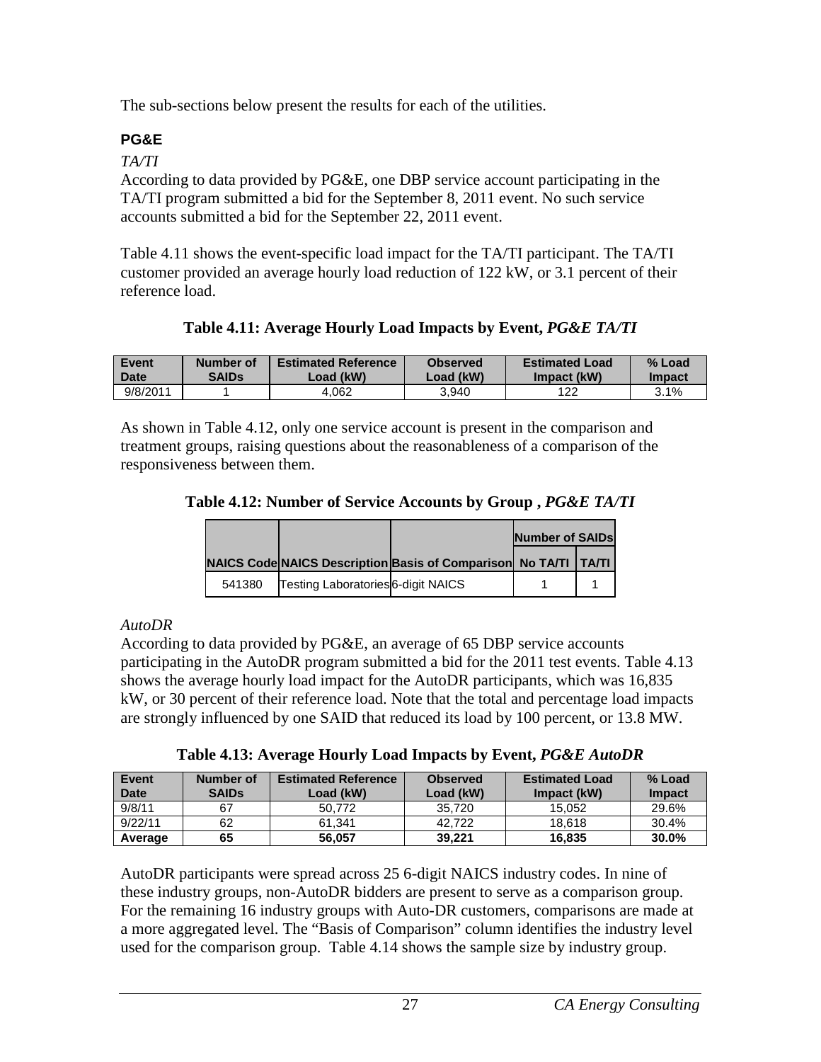The sub-sections below present the results for each of the utilities.

### PG&E

*TA/TI*

According to data provided by PG&E, one DBP service account participating in the TA/TI program submitted a bid for the September 8, 2011 event. No such service accounts submitted a bid for the September 22, 2011 event.

Table 4.11 shows the event-specific load impact for the TA/TI participant. The TA/TI customer provided an average hourly load reduction of 122 kW, or 3.1 percent of their reference load.

**Table 4.11: Average Hourly Load Impacts by Event, *PG&E TA/TI***

| Event Date | Number of SAIDs | Estimated Reference Load (kW) | Observed Load (kW) | Estimated Load Impact (kW) | % Load Impact |
|---|---|---|---|---|---|
| 9/8/2011 | 1 | 4,062 | 3,940 | 122 | 3.1% |

As shown in Table 4.12, only one service account is present in the comparison and treatment groups, raising questions about the reasonableness of a comparison of the responsiveness between them.

**Table 4.12: Number of Service Accounts by Group , *PG&E TA/TI***

| | | | Number of SAIDs | |
|---|---|---|---|---|
| NAICS Code | NAICS Description | Basis of Comparison | No TA/TI | TA/TI |
| 541380 | Testing Laboratories | 6-digit NAICS | 1 | 1 |

*AutoDR*

According to data provided by PG&E, an average of 65 DBP service accounts participating in the AutoDR program submitted a bid for the 2011 test events. Table 4.13 shows the average hourly load impact for the AutoDR participants, which was 16,835 kW, or 30 percent of their reference load. Note that the total and percentage load impacts are strongly influenced by one SAID that reduced its load by 100 percent, or 13.8 MW.

**Table 4.13: Average Hourly Load Impacts by Event, *PG&E AutoDR***

| Event Date | Number of SAIDs | Estimated Reference Load (kW) | Observed Load (kW) | Estimated Load Impact (kW) | % Load Impact |
|---|---|---|---|---|---|
| 9/8/11 | 67 | 50,772 | 35,720 | 15,052 | 29.6% |
| 9/22/11 | 62 | 61,341 | 42,722 | 18,618 | 30.4% |
| **Average** | **65** | **56,057** | **39,221** | **16,835** | **30.0%** |

AutoDR participants were spread across 25 6-digit NAICS industry codes. In nine of these industry groups, non-AutoDR bidders are present to serve as a comparison group. For the remaining 16 industry groups with Auto-DR customers, comparisons are made at a more aggregated level. The "Basis of Comparison" column identifies the industry level used for the comparison group. Table 4.14 shows the sample size by industry group.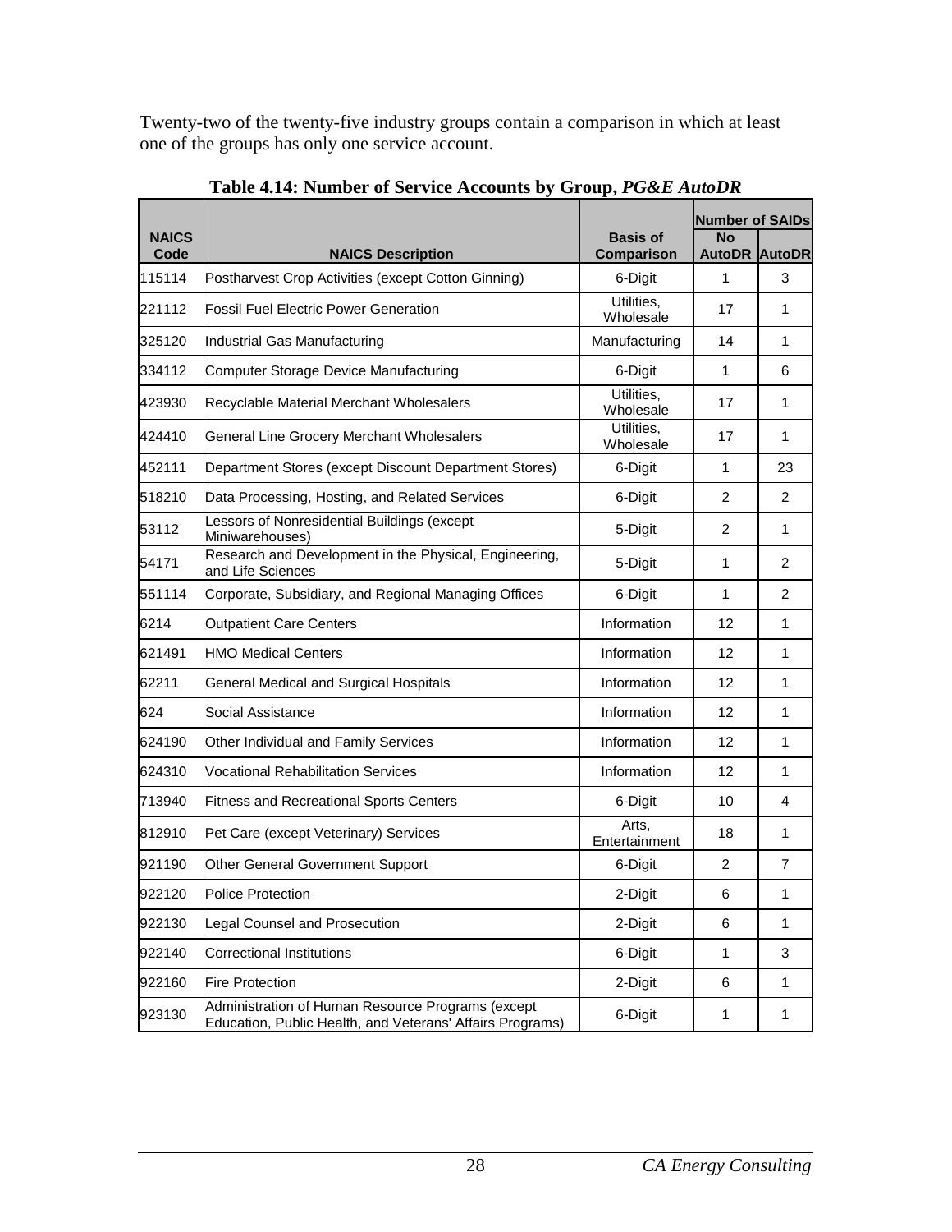Twenty-two of the twenty-five industry groups contain a comparison in which at least one of the groups has only one service account.

**Table 4.14: Number of Service Accounts by Group, *PG&E AutoDR***

| NAICS Code | NAICS Description | Basis of Comparison | Number of SAIDs | |
|---|---|---|---|---|
| | | | No AutoDR | AutoDR |
| 115114 | Postharvest Crop Activities (except Cotton Ginning) | 6-Digit | 1 | 3 |
| 221112 | Fossil Fuel Electric Power Generation | Utilities, Wholesale | 17 | 1 |
| 325120 | Industrial Gas Manufacturing | Manufacturing | 14 | 1 |
| 334112 | Computer Storage Device Manufacturing | 6-Digit | 1 | 6 |
| 423930 | Recyclable Material Merchant Wholesalers | Utilities, Wholesale | 17 | 1 |
| 424410 | General Line Grocery Merchant Wholesalers | Utilities, Wholesale | 17 | 1 |
| 452111 | Department Stores (except Discount Department Stores) | 6-Digit | 1 | 23 |
| 518210 | Data Processing, Hosting, and Related Services | 6-Digit | 2 | 2 |
| 53112 | Lessors of Nonresidential Buildings (except Miniwarehouses) | 5-Digit | 2 | 1 |
| 54171 | Research and Development in the Physical, Engineering, and Life Sciences | 5-Digit | 1 | 2 |
| 551114 | Corporate, Subsidiary, and Regional Managing Offices | 6-Digit | 1 | 2 |
| 6214 | Outpatient Care Centers | Information | 12 | 1 |
| 621491 | HMO Medical Centers | Information | 12 | 1 |
| 62211 | General Medical and Surgical Hospitals | Information | 12 | 1 |
| 624 | Social Assistance | Information | 12 | 1 |
| 624190 | Other Individual and Family Services | Information | 12 | 1 |
| 624310 | Vocational Rehabilitation Services | Information | 12 | 1 |
| 713940 | Fitness and Recreational Sports Centers | 6-Digit | 10 | 4 |
| 812910 | Pet Care (except Veterinary) Services | Arts, Entertainment | 18 | 1 |
| 921190 | Other General Government Support | 6-Digit | 2 | 7 |
| 922120 | Police Protection | 2-Digit | 6 | 1 |
| 922130 | Legal Counsel and Prosecution | 2-Digit | 6 | 1 |
| 922140 | Correctional Institutions | 6-Digit | 1 | 3 |
| 922160 | Fire Protection | 2-Digit | 6 | 1 |
| 923130 | Administration of Human Resource Programs (except Education, Public Health, and Veterans' Affairs Programs) | 6-Digit | 1 | 1 |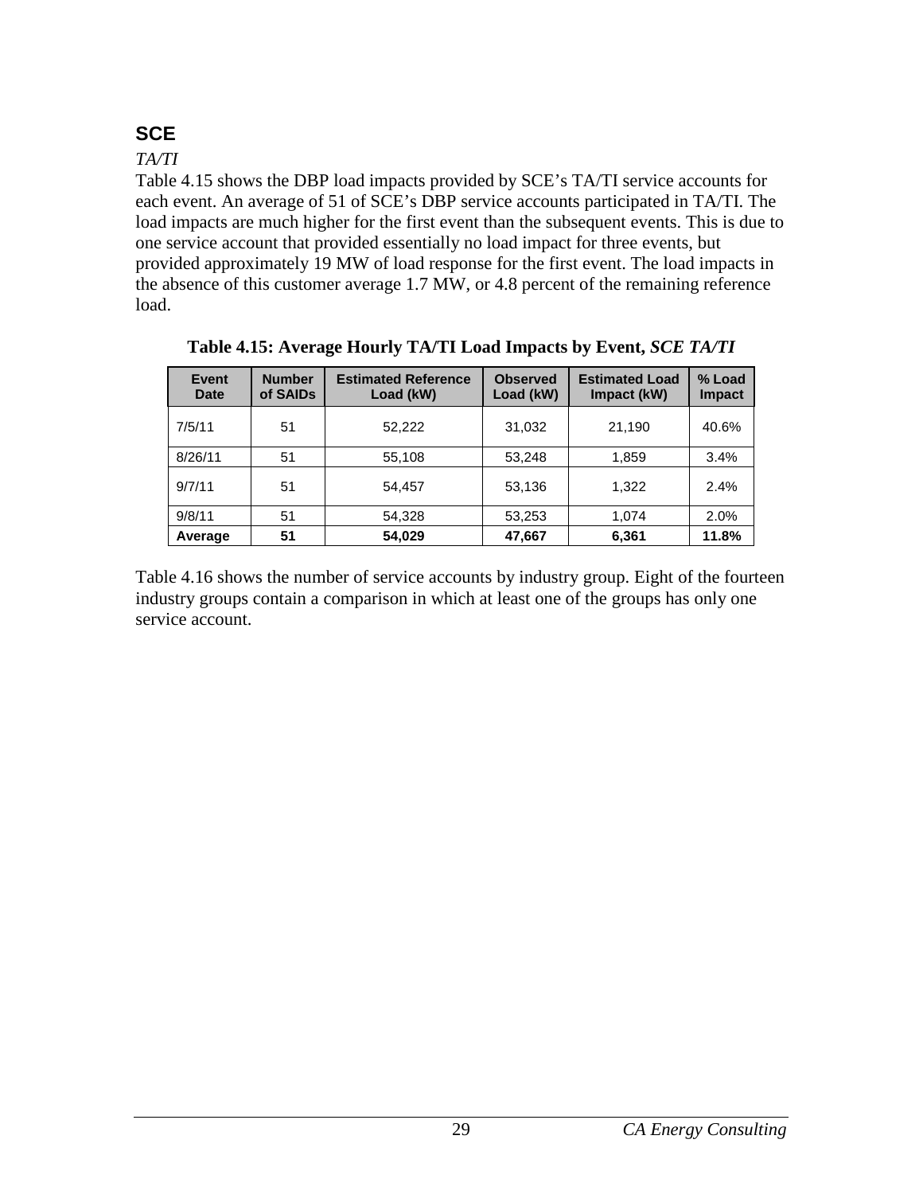## SCE

*TA/TI*

Table 4.15 shows the DBP load impacts provided by SCE's TA/TI service accounts for each event. An average of 51 of SCE's DBP service accounts participated in TA/TI. The load impacts are much higher for the first event than the subsequent events. This is due to one service account that provided essentially no load impact for three events, but provided approximately 19 MW of load response for the first event. The load impacts in the absence of this customer average 1.7 MW, or 4.8 percent of the remaining reference load.

**Table 4.15: Average Hourly TA/TI Load Impacts by Event, *SCE TA/TI***

| Event Date | Number of SAIDs | Estimated Reference Load (kW) | Observed Load (kW) | Estimated Load Impact (kW) | % Load Impact |
|---|---|---|---|---|---|
| 7/5/11 | 51 | 52,222 | 31,032 | 21,190 | 40.6% |
| 8/26/11 | 51 | 55,108 | 53,248 | 1,859 | 3.4% |
| 9/7/11 | 51 | 54,457 | 53,136 | 1,322 | 2.4% |
| 9/8/11 | 51 | 54,328 | 53,253 | 1,074 | 2.0% |
| **Average** | **51** | **54,029** | **47,667** | **6,361** | **11.8%** |

Table 4.16 shows the number of service accounts by industry group. Eight of the fourteen industry groups contain a comparison in which at least one of the groups has only one service account.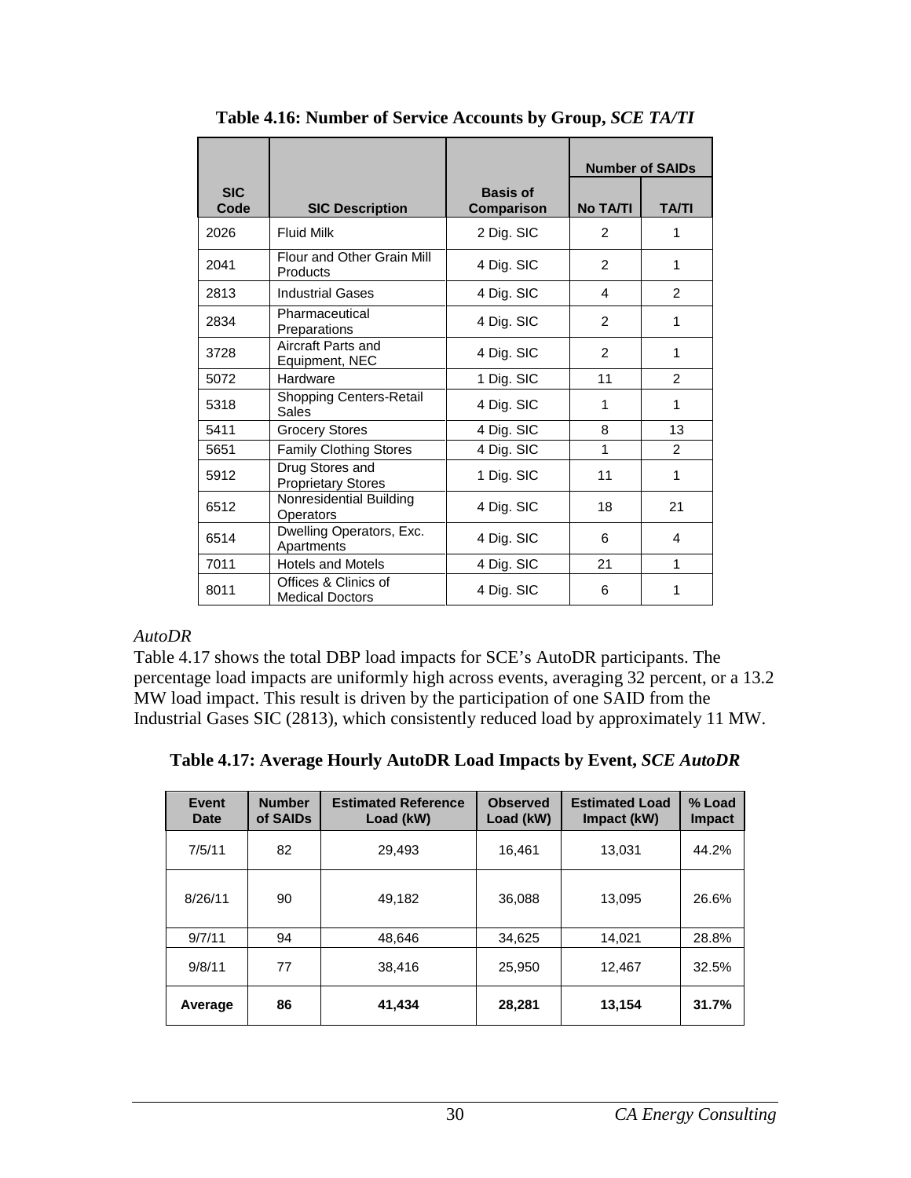**Table 4.16: Number of Service Accounts by Group, *SCE TA/TI***

| SIC Code | SIC Description | Basis of Comparison | Number of SAIDs | |
|---|---|---|---|---|
| | | | No TA/TI | TA/TI |
| 2026 | Fluid Milk | 2 Dig. SIC | 2 | 1 |
| 2041 | Flour and Other Grain Mill Products | 4 Dig. SIC | 2 | 1 |
| 2813 | Industrial Gases | 4 Dig. SIC | 4 | 2 |
| 2834 | Pharmaceutical Preparations | 4 Dig. SIC | 2 | 1 |
| 3728 | Aircraft Parts and Equipment, NEC | 4 Dig. SIC | 2 | 1 |
| 5072 | Hardware | 1 Dig. SIC | 11 | 2 |
| 5318 | Shopping Centers-Retail Sales | 4 Dig. SIC | 1 | 1 |
| 5411 | Grocery Stores | 4 Dig. SIC | 8 | 13 |
| 5651 | Family Clothing Stores | 4 Dig. SIC | 1 | 2 |
| 5912 | Drug Stores and Proprietary Stores | 1 Dig. SIC | 11 | 1 |
| 6512 | Nonresidential Building Operators | 4 Dig. SIC | 18 | 21 |
| 6514 | Dwelling Operators, Exc. Apartments | 4 Dig. SIC | 6 | 4 |
| 7011 | Hotels and Motels | 4 Dig. SIC | 21 | 1 |
| 8011 | Offices & Clinics of Medical Doctors | 4 Dig. SIC | 6 | 1 |

*AutoDR*

Table 4.17 shows the total DBP load impacts for SCE's AutoDR participants. The percentage load impacts are uniformly high across events, averaging 32 percent, or a 13.2 MW load impact. This result is driven by the participation of one SAID from the Industrial Gases SIC (2813), which consistently reduced load by approximately 11 MW.

**Table 4.17: Average Hourly AutoDR Load Impacts by Event, *SCE AutoDR***

| Event Date | Number of SAIDs | Estimated Reference Load (kW) | Observed Load (kW) | Estimated Load Impact (kW) | % Load Impact |
|---|---|---|---|---|---|
| 7/5/11 | 82 | 29,493 | 16,461 | 13,031 | 44.2% |
| 8/26/11 | 90 | 49,182 | 36,088 | 13,095 | 26.6% |
| 9/7/11 | 94 | 48,646 | 34,625 | 14,021 | 28.8% |
| 9/8/11 | 77 | 38,416 | 25,950 | 12,467 | 32.5% |
| **Average** | **86** | **41,434** | **28,281** | **13,154** | **31.7%** |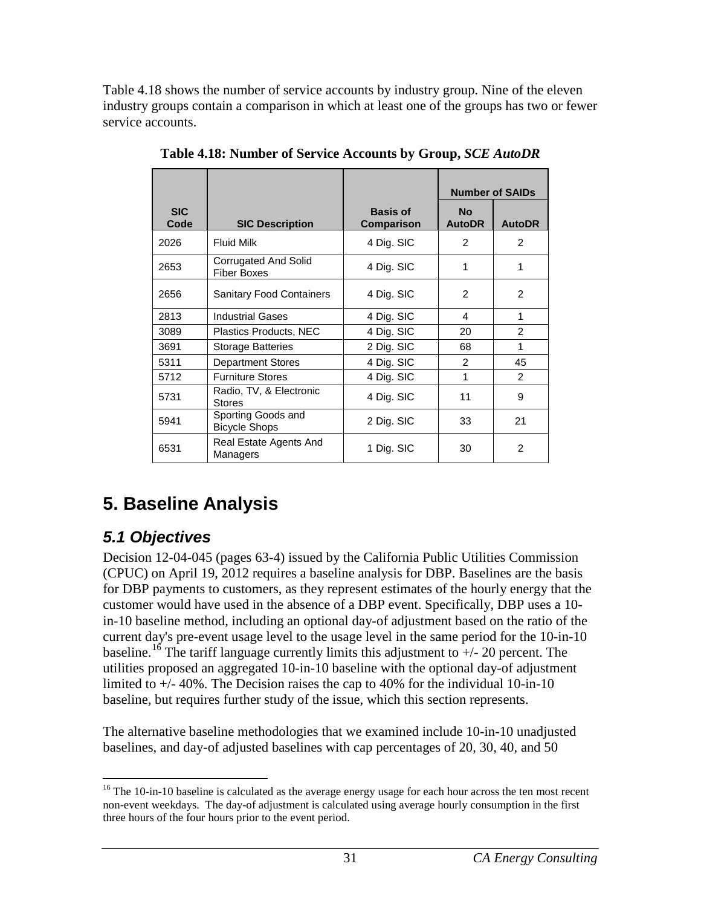Table 4.18 shows the number of service accounts by industry group. Nine of the eleven industry groups contain a comparison in which at least one of the groups has two or fewer service accounts.

**Table 4.18: Number of Service Accounts by Group, *SCE AutoDR***

| SIC Code | SIC Description | Basis of Comparison | Number of SAIDs | |
|---|---|---|---|---|
| | | | No AutoDR | AutoDR |
| 2026 | Fluid Milk | 4 Dig. SIC | 2 | 2 |
| 2653 | Corrugated And Solid Fiber Boxes | 4 Dig. SIC | 1 | 1 |
| 2656 | Sanitary Food Containers | 4 Dig. SIC | 2 | 2 |
| 2813 | Industrial Gases | 4 Dig. SIC | 4 | 1 |
| 3089 | Plastics Products, NEC | 4 Dig. SIC | 20 | 2 |
| 3691 | Storage Batteries | 2 Dig. SIC | 68 | 1 |
| 5311 | Department Stores | 4 Dig. SIC | 2 | 45 |
| 5712 | Furniture Stores | 4 Dig. SIC | 1 | 2 |
| 5731 | Radio, TV, & Electronic Stores | 4 Dig. SIC | 11 | 9 |
| 5941 | Sporting Goods and Bicycle Shops | 2 Dig. SIC | 33 | 21 |
| 6531 | Real Estate Agents And Managers | 1 Dig. SIC | 30 | 2 |

# 5. Baseline Analysis

## *5.1 Objectives*

Decision 12-04-045 (pages 63-4) issued by the California Public Utilities Commission (CPUC) on April 19, 2012 requires a baseline analysis for DBP. Baselines are the basis for DBP payments to customers, as they represent estimates of the hourly energy that the customer would have used in the absence of a DBP event. Specifically, DBP uses a 10-in-10 baseline method, including an optional day-of adjustment based on the ratio of the current day's pre-event usage level to the usage level in the same period for the 10-in-10 baseline.[16] The tariff language currently limits this adjustment to +/- 20 percent. The utilities proposed an aggregated 10-in-10 baseline with the optional day-of adjustment limited to +/- 40%. The Decision raises the cap to 40% for the individual 10-in-10 baseline, but requires further study of the issue, which this section represents.

The alternative baseline methodologies that we examined include 10-in-10 unadjusted baselines, and day-of adjusted baselines with cap percentages of 20, 30, 40, and 50

[16] The 10-in-10 baseline is calculated as the average energy usage for each hour across the ten most recent non-event weekdays. The day-of adjustment is calculated using average hourly consumption in the first three hours of the four hours prior to the event period.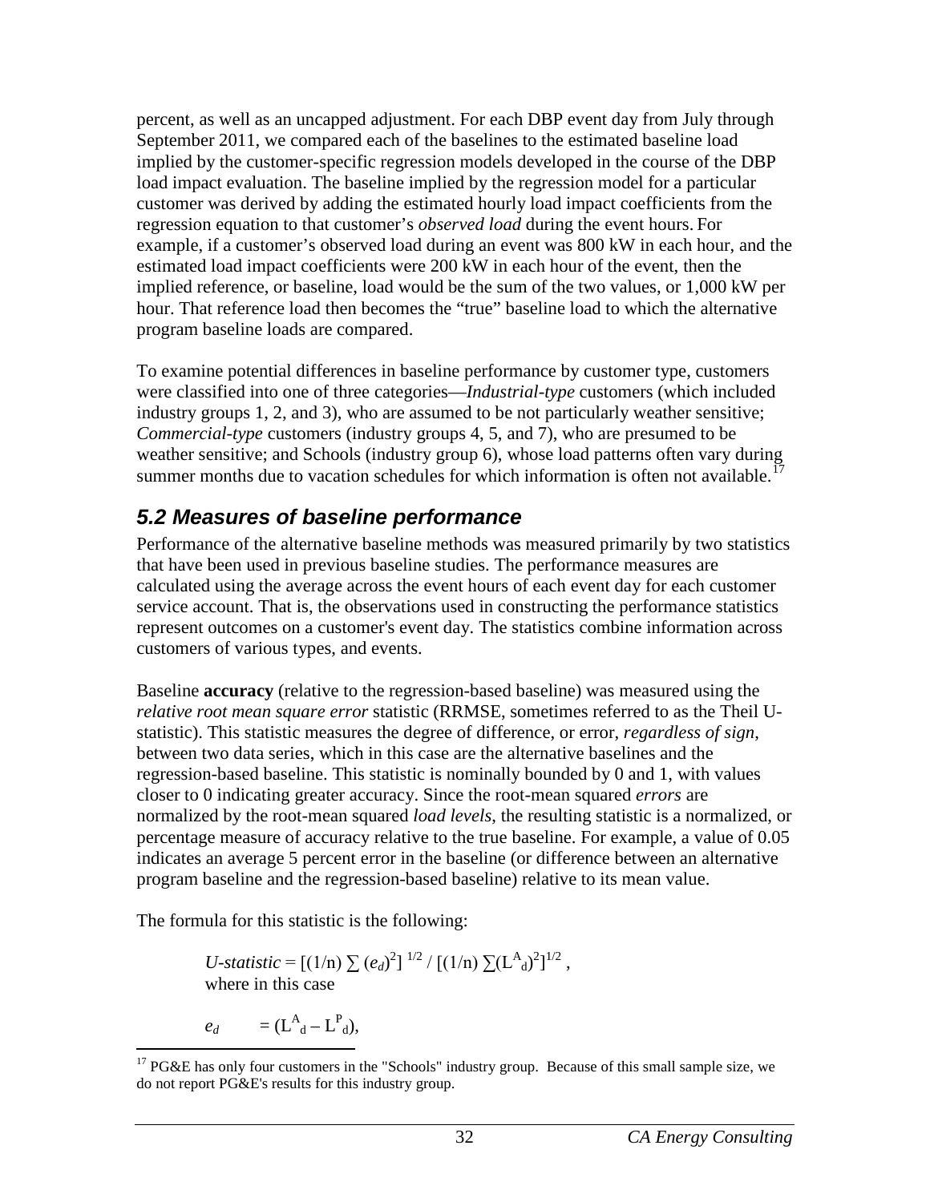percent, as well as an uncapped adjustment. For each DBP event day from July through September 2011, we compared each of the baselines to the estimated baseline load implied by the customer-specific regression models developed in the course of the DBP load impact evaluation. The baseline implied by the regression model for a particular customer was derived by adding the estimated hourly load impact coefficients from the regression equation to that customer's *observed load* during the event hours. For example, if a customer's observed load during an event was 800 kW in each hour, and the estimated load impact coefficients were 200 kW in each hour of the event, then the implied reference, or baseline, load would be the sum of the two values, or 1,000 kW per hour. That reference load then becomes the "true" baseline load to which the alternative program baseline loads are compared.

To examine potential differences in baseline performance by customer type, customers were classified into one of three categories—*Industrial-type* customers (which included industry groups 1, 2, and 3), who are assumed to be not particularly weather sensitive; *Commercial-type* customers (industry groups 4, 5, and 7), who are presumed to be weather sensitive; and Schools (industry group 6), whose load patterns often vary during summer months due to vacation schedules for which information is often not available.[17]

## 5.2 Measures of baseline performance

Performance of the alternative baseline methods was measured primarily by two statistics that have been used in previous baseline studies. The performance measures are calculated using the average across the event hours of each event day for each customer service account. That is, the observations used in constructing the performance statistics represent outcomes on a customer's event day. The statistics combine information across customers of various types, and events.

Baseline **accuracy** (relative to the regression-based baseline) was measured using the *relative root mean square error* statistic (RRMSE, sometimes referred to as the Theil U-statistic). This statistic measures the degree of difference, or error, *regardless of sign*, between two data series, which in this case are the alternative baselines and the regression-based baseline. This statistic is nominally bounded by 0 and 1, with values closer to 0 indicating greater accuracy. Since the root-mean squared *errors* are normalized by the root-mean squared *load levels*, the resulting statistic is a normalized, or percentage measure of accuracy relative to the true baseline. For example, a value of 0.05 indicates an average 5 percent error in the baseline (or difference between an alternative program baseline and the regression-based baseline) relative to its mean value.

The formula for this statistic is the following:

$$U\text{-}statistic = [(1/n) \sum (e_d)^2]^{1/2} / [(1/n) \sum (L^A_d)^2]^{1/2},$$

where in this case

$$e_d = (L^A_d - L^P_d),$$

[17] PG&E has only four customers in the "Schools" industry group. Because of this small sample size, we do not report PG&E's results for this industry group.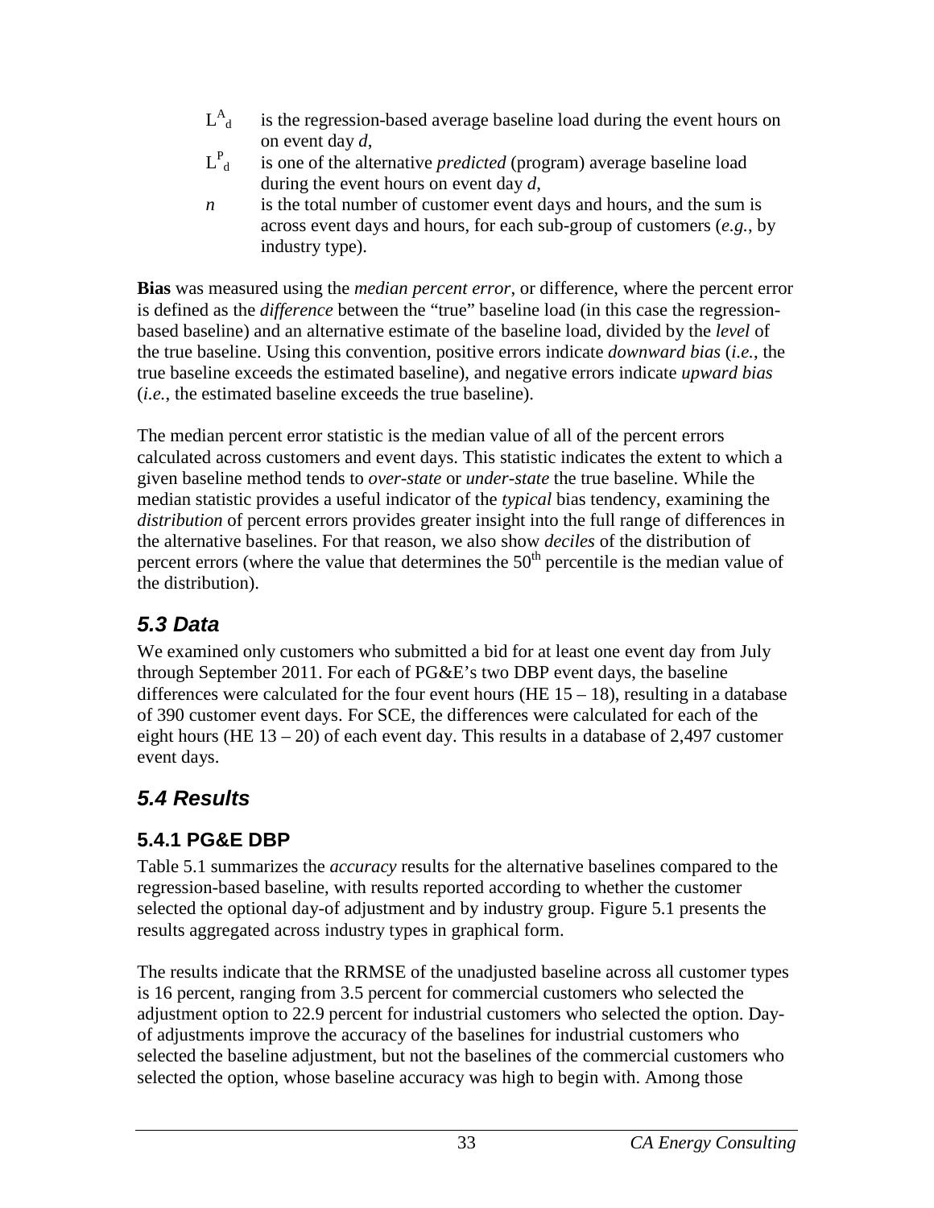$L^A_d$ is the regression-based average baseline load during the event hours on on event day *d*,

$L^P_d$ is one of the alternative *predicted* (program) average baseline load during the event hours on event day *d*,

*n* is the total number of customer event days and hours, and the sum is across event days and hours, for each sub-group of customers (*e.g.*, by industry type).

**Bias** was measured using the *median percent error*, or difference, where the percent error is defined as the *difference* between the "true" baseline load (in this case the regression-based baseline) and an alternative estimate of the baseline load, divided by the *level* of the true baseline. Using this convention, positive errors indicate *downward bias* (*i.e.*, the true baseline exceeds the estimated baseline), and negative errors indicate *upward bias* (*i.e.*, the estimated baseline exceeds the true baseline).

The median percent error statistic is the median value of all of the percent errors calculated across customers and event days. This statistic indicates the extent to which a given baseline method tends to *over-state* or *under-state* the true baseline. While the median statistic provides a useful indicator of the *typical* bias tendency, examining the *distribution* of percent errors provides greater insight into the full range of differences in the alternative baselines. For that reason, we also show *deciles* of the distribution of percent errors (where the value that determines the 50th percentile is the median value of the distribution).

## *5.3 Data*

We examined only customers who submitted a bid for at least one event day from July through September 2011. For each of PG&E's two DBP event days, the baseline differences were calculated for the four event hours (HE 15 – 18), resulting in a database of 390 customer event days. For SCE, the differences were calculated for each of the eight hours (HE 13 – 20) of each event day. This results in a database of 2,497 customer event days.

## *5.4 Results*

### 5.4.1 PG&E DBP

Table 5.1 summarizes the *accuracy* results for the alternative baselines compared to the regression-based baseline, with results reported according to whether the customer selected the optional day-of adjustment and by industry group. Figure 5.1 presents the results aggregated across industry types in graphical form.

The results indicate that the RRMSE of the unadjusted baseline across all customer types is 16 percent, ranging from 3.5 percent for commercial customers who selected the adjustment option to 22.9 percent for industrial customers who selected the option. Day-of adjustments improve the accuracy of the baselines for industrial customers who selected the baseline adjustment, but not the baselines of the commercial customers who selected the option, whose baseline accuracy was high to begin with. Among those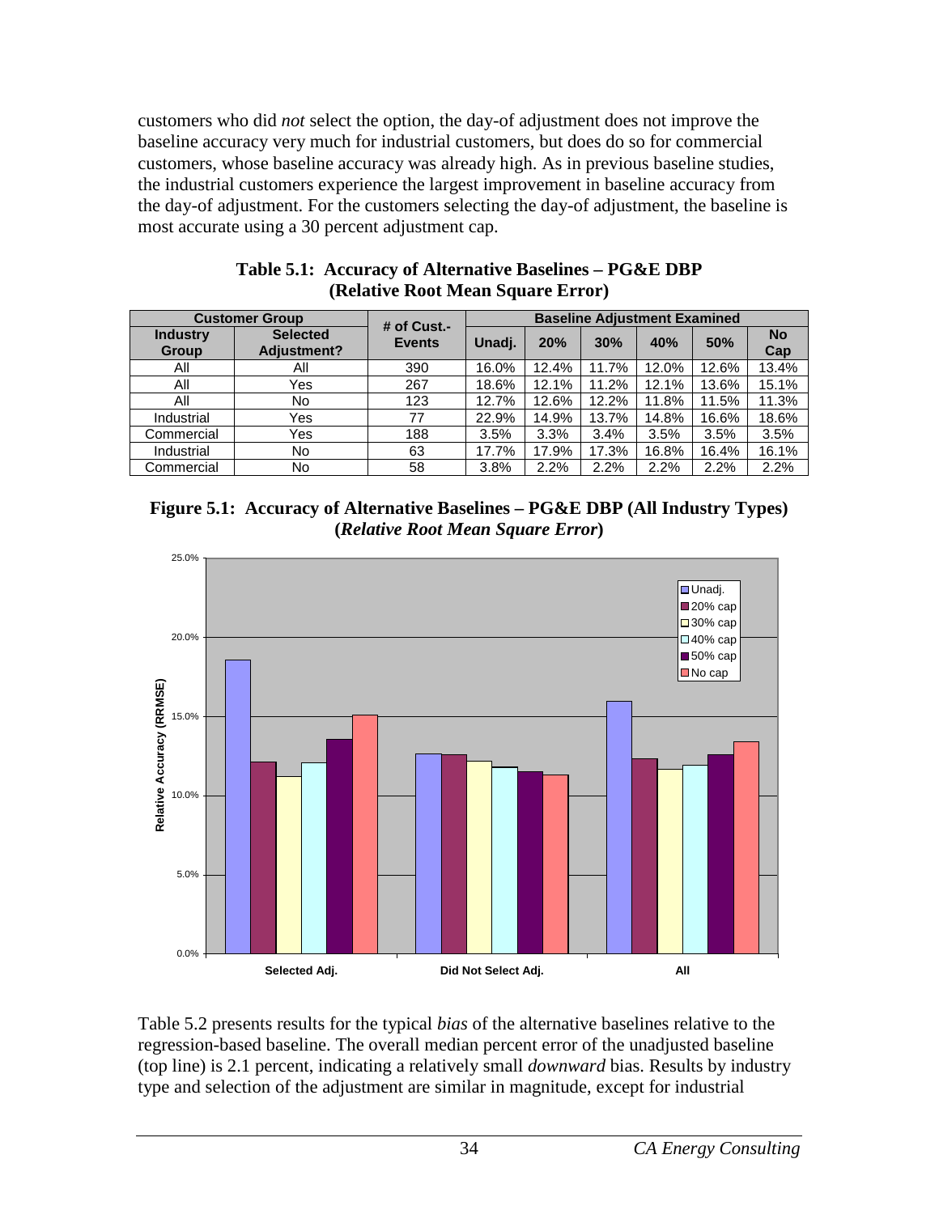customers who did *not* select the option, the day-of adjustment does not improve the baseline accuracy very much for industrial customers, but does do so for commercial customers, whose baseline accuracy was already high. As in previous baseline studies, the industrial customers experience the largest improvement in baseline accuracy from the day-of adjustment. For the customers selecting the day-of adjustment, the baseline is most accurate using a 30 percent adjustment cap.

**Table 5.1: Accuracy of Alternative Baselines – PG&E DBP (Relative Root Mean Square Error)**

| Customer Group | | # of Cust.-Events | Baseline Adjustment Examined | | | | | |
|---|---|---|---|---|---|---|---|---|
| Industry Group | Selected Adjustment? | | Unadj. | 20% | 30% | 40% | 50% | No Cap |
| All | All | 390 | 16.0% | 12.4% | 11.7% | 12.0% | 12.6% | 13.4% |
| All | Yes | 267 | 18.6% | 12.1% | 11.2% | 12.1% | 13.6% | 15.1% |
| All | No | 123 | 12.7% | 12.6% | 12.2% | 11.8% | 11.5% | 11.3% |
| Industrial | Yes | 77 | 22.9% | 14.9% | 13.7% | 14.8% | 16.6% | 18.6% |
| Commercial | Yes | 188 | 3.5% | 3.3% | 3.4% | 3.5% | 3.5% | 3.5% |
| Industrial | No | 63 | 17.7% | 17.9% | 17.3% | 16.8% | 16.4% | 16.1% |
| Commercial | No | 58 | 3.8% | 2.2% | 2.2% | 2.2% | 2.2% | 2.2% |

**Figure 5.1: Accuracy of Alternative Baselines – PG&E DBP (All Industry Types) (*Relative Root Mean Square Error*)**

Table 5.2 presents results for the typical *bias* of the alternative baselines relative to the regression-based baseline. The overall median percent error of the unadjusted baseline (top line) is 2.1 percent, indicating a relatively small *downward* bias. Results by industry type and selection of the adjustment are similar in magnitude, except for industrial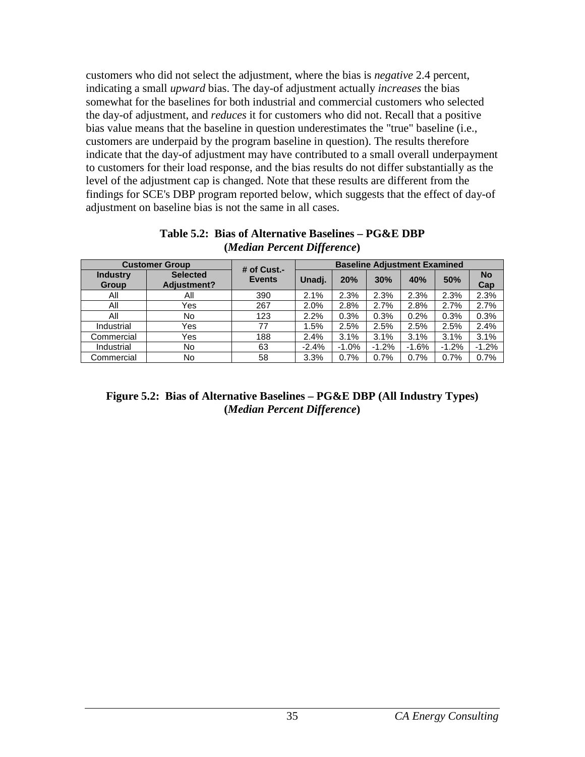customers who did not select the adjustment, where the bias is *negative* 2.4 percent, indicating a small *upward* bias. The day-of adjustment actually *increases* the bias somewhat for the baselines for both industrial and commercial customers who selected the day-of adjustment, and *reduces* it for customers who did not. Recall that a positive bias value means that the baseline in question underestimates the "true" baseline (i.e., customers are underpaid by the program baseline in question). The results therefore indicate that the day-of adjustment may have contributed to a small overall underpayment to customers for their load response, and the bias results do not differ substantially as the level of the adjustment cap is changed. Note that these results are different from the findings for SCE's DBP program reported below, which suggests that the effect of day-of adjustment on baseline bias is not the same in all cases.

**Table 5.2: Bias of Alternative Baselines – PG&E DBP (*Median Percent Difference*)**

| Customer Group | | # of Cust.-Events | Baseline Adjustment Examined | | | | | |
|---|---|---|---|---|---|---|---|---|
| Industry Group | Selected Adjustment? | | Unadj. | 20% | 30% | 40% | 50% | No Cap |
| All | All | 390 | 2.1% | 2.3% | 2.3% | 2.3% | 2.3% | 2.3% |
| All | Yes | 267 | 2.0% | 2.8% | 2.7% | 2.8% | 2.7% | 2.7% |
| All | No | 123 | 2.2% | 0.3% | 0.3% | 0.2% | 0.3% | 0.3% |
| Industrial | Yes | 77 | 1.5% | 2.5% | 2.5% | 2.5% | 2.5% | 2.4% |
| Commercial | Yes | 188 | 2.4% | 3.1% | 3.1% | 3.1% | 3.1% | 3.1% |
| Industrial | No | 63 | -2.4% | -1.0% | -1.2% | -1.6% | -1.2% | -1.2% |
| Commercial | No | 58 | 3.3% | 0.7% | 0.7% | 0.7% | 0.7% | 0.7% |

**Figure 5.2: Bias of Alternative Baselines – PG&E DBP (All Industry Types) (*Median Percent Difference*)**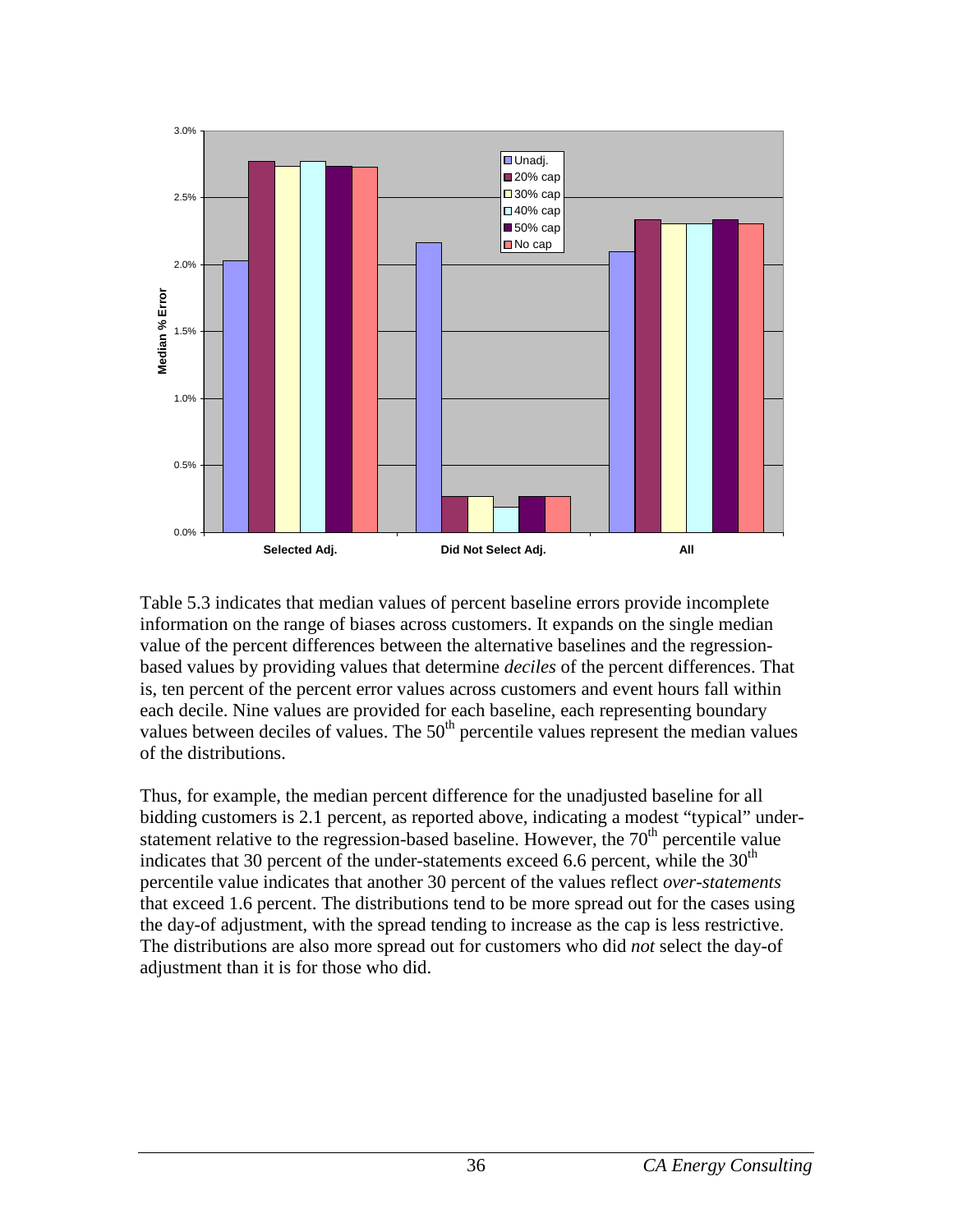Table 5.3 indicates that median values of percent baseline errors provide incomplete information on the range of biases across customers. It expands on the single median value of the percent differences between the alternative baselines and the regression-based values by providing values that determine *deciles* of the percent differences. That is, ten percent of the percent error values across customers and event hours fall within each decile. Nine values are provided for each baseline, each representing boundary values between deciles of values. The 50$^{th}$ percentile values represent the median values of the distributions.

Thus, for example, the median percent difference for the unadjusted baseline for all bidding customers is 2.1 percent, as reported above, indicating a modest "typical" under-statement relative to the regression-based baseline. However, the 70$^{th}$ percentile value indicates that 30 percent of the under-statements exceed 6.6 percent, while the 30$^{th}$ percentile value indicates that another 30 percent of the values reflect *over-statements* that exceed 1.6 percent. The distributions tend to be more spread out for the cases using the day-of adjustment, with the spread tending to increase as the cap is less restrictive. The distributions are also more spread out for customers who did *not* select the day-of adjustment than it is for those who did.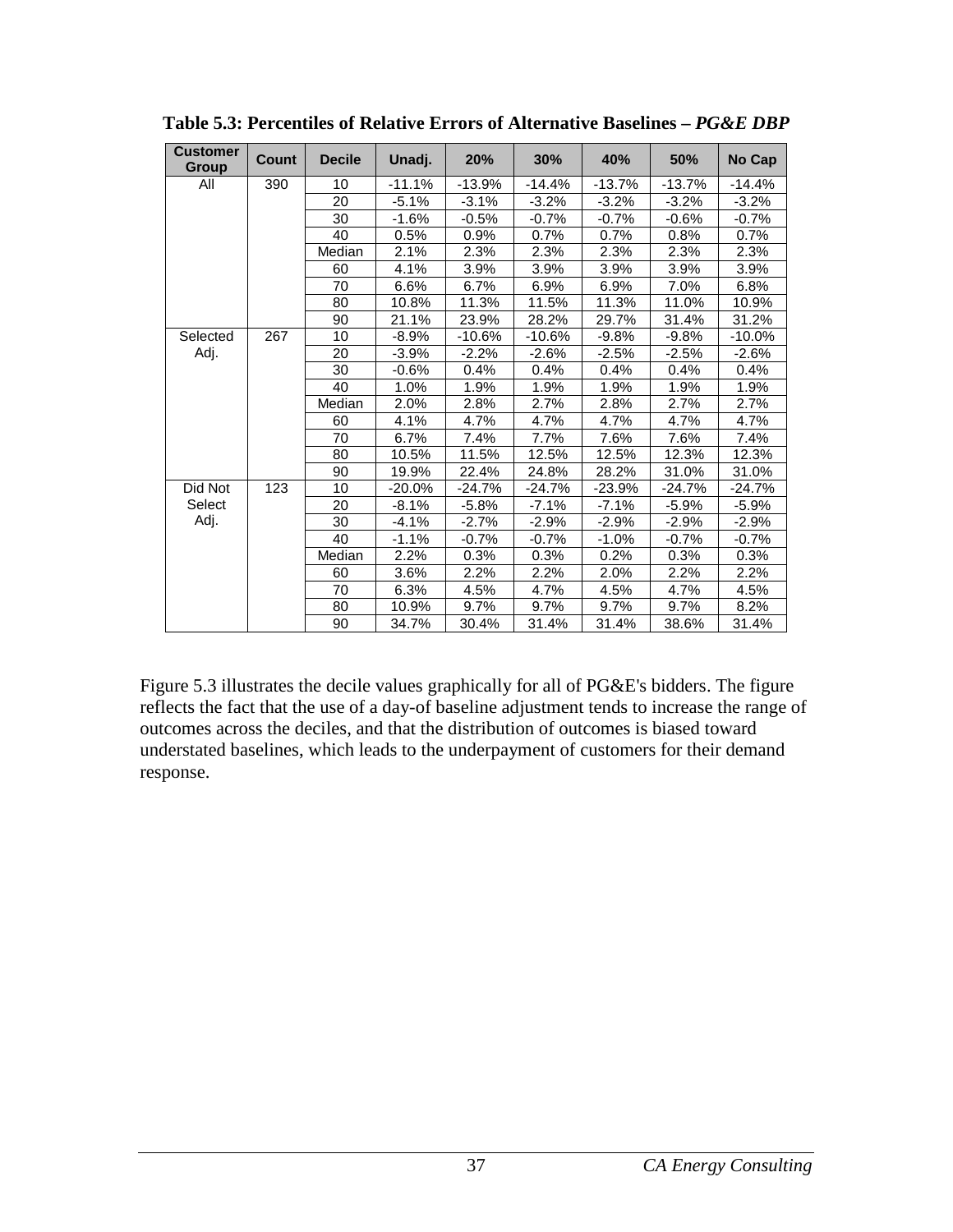**Table 5.3: Percentiles of Relative Errors of Alternative Baselines – *PG&E DBP***

| Customer Group | Count | Decile | Unadj. | 20% | 30% | 40% | 50% | No Cap |
|---|---|---|---|---|---|---|---|---|
| All | 390 | 10 | -11.1% | -13.9% | -14.4% | -13.7% | -13.7% | -14.4% |
| | | 20 | -5.1% | -3.1% | -3.2% | -3.2% | -3.2% | -3.2% |
| | | 30 | -1.6% | -0.5% | -0.7% | -0.7% | -0.6% | -0.7% |
| | | 40 | 0.5% | 0.9% | 0.7% | 0.7% | 0.8% | 0.7% |
| | | Median | 2.1% | 2.3% | 2.3% | 2.3% | 2.3% | 2.3% |
| | | 60 | 4.1% | 3.9% | 3.9% | 3.9% | 3.9% | 3.9% |
| | | 70 | 6.6% | 6.7% | 6.9% | 6.9% | 7.0% | 6.8% |
| | | 80 | 10.8% | 11.3% | 11.5% | 11.3% | 11.0% | 10.9% |
| | | 90 | 21.1% | 23.9% | 28.2% | 29.7% | 31.4% | 31.2% |
| Selected Adj. | 267 | 10 | -8.9% | -10.6% | -10.6% | -9.8% | -9.8% | -10.0% |
| | | 20 | -3.9% | -2.2% | -2.6% | -2.5% | -2.5% | -2.6% |
| | | 30 | -0.6% | 0.4% | 0.4% | 0.4% | 0.4% | 0.4% |
| | | 40 | 1.0% | 1.9% | 1.9% | 1.9% | 1.9% | 1.9% |
| | | Median | 2.0% | 2.8% | 2.7% | 2.8% | 2.7% | 2.7% |
| | | 60 | 4.1% | 4.7% | 4.7% | 4.7% | 4.7% | 4.7% |
| | | 70 | 6.7% | 7.4% | 7.7% | 7.6% | 7.6% | 7.4% |
| | | 80 | 10.5% | 11.5% | 12.5% | 12.5% | 12.3% | 12.3% |
| | | 90 | 19.9% | 22.4% | 24.8% | 28.2% | 31.0% | 31.0% |
| Did Not Select Adj. | 123 | 10 | -20.0% | -24.7% | -24.7% | -23.9% | -24.7% | -24.7% |
| | | 20 | -8.1% | -5.8% | -7.1% | -7.1% | -5.9% | -5.9% |
| | | 30 | -4.1% | -2.7% | -2.9% | -2.9% | -2.9% | -2.9% |
| | | 40 | -1.1% | -0.7% | -0.7% | -1.0% | -0.7% | -0.7% |
| | | Median | 2.2% | 0.3% | 0.3% | 0.2% | 0.3% | 0.3% |
| | | 60 | 3.6% | 2.2% | 2.2% | 2.0% | 2.2% | 2.2% |
| | | 70 | 6.3% | 4.5% | 4.7% | 4.5% | 4.7% | 4.5% |
| | | 80 | 10.9% | 9.7% | 9.7% | 9.7% | 9.7% | 8.2% |
| | | 90 | 34.7% | 30.4% | 31.4% | 31.4% | 38.6% | 31.4% |

Figure 5.3 illustrates the decile values graphically for all of PG&E's bidders. The figure reflects the fact that the use of a day-of baseline adjustment tends to increase the range of outcomes across the deciles, and that the distribution of outcomes is biased toward understated baselines, which leads to the underpayment of customers for their demand response.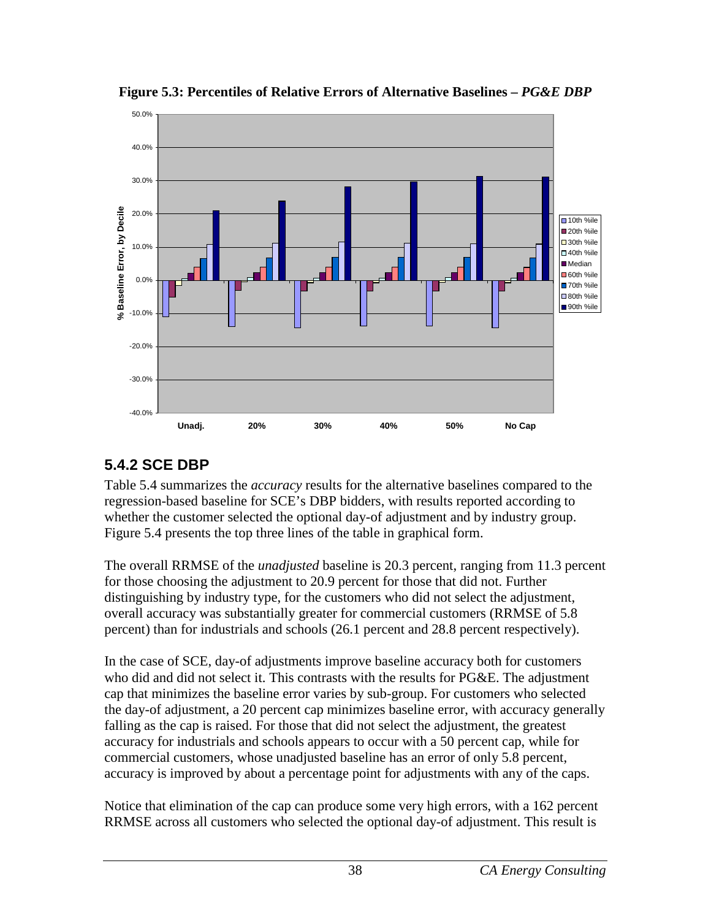**Figure 5.3: Percentiles of Relative Errors of Alternative Baselines –** ***PG&E DBP***

## 5.4.2 SCE DBP

Table 5.4 summarizes the *accuracy* results for the alternative baselines compared to the regression-based baseline for SCE's DBP bidders, with results reported according to whether the customer selected the optional day-of adjustment and by industry group. Figure 5.4 presents the top three lines of the table in graphical form.

The overall RRMSE of the *unadjusted* baseline is 20.3 percent, ranging from 11.3 percent for those choosing the adjustment to 20.9 percent for those that did not. Further distinguishing by industry type, for the customers who did not select the adjustment, overall accuracy was substantially greater for commercial customers (RRMSE of 5.8 percent) than for industrials and schools (26.1 percent and 28.8 percent respectively).

In the case of SCE, day-of adjustments improve baseline accuracy both for customers who did and did not select it. This contrasts with the results for PG&E. The adjustment cap that minimizes the baseline error varies by sub-group. For customers who selected the day-of adjustment, a 20 percent cap minimizes baseline error, with accuracy generally falling as the cap is raised. For those that did not select the adjustment, the greatest accuracy for industrials and schools appears to occur with a 50 percent cap, while for commercial customers, whose unadjusted baseline has an error of only 5.8 percent, accuracy is improved by about a percentage point for adjustments with any of the caps.

Notice that elimination of the cap can produce some very high errors, with a 162 percent RRMSE across all customers who selected the optional day-of adjustment. This result is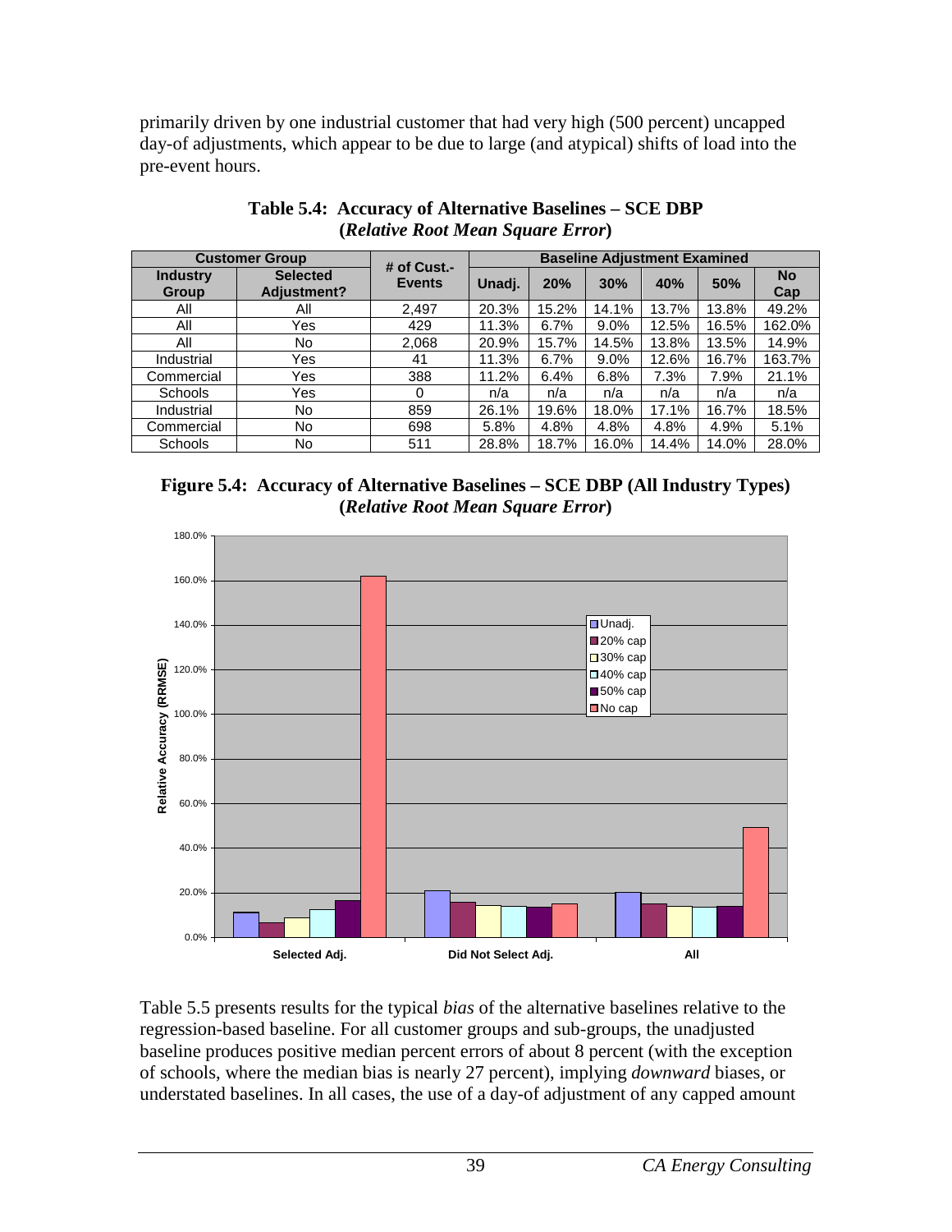primarily driven by one industrial customer that had very high (500 percent) uncapped day-of adjustments, which appear to be due to large (and atypical) shifts of load into the pre-event hours.

**Table 5.4: Accuracy of Alternative Baselines – SCE DBP (*Relative Root Mean Square Error*)**

| Customer Group | | # of Cust.-Events | Baseline Adjustment Examined | | | | | |
|---|---|---|---|---|---|---|---|---|
| Industry Group | Selected Adjustment? | | Unadj. | 20% | 30% | 40% | 50% | No Cap |
| All | All | 2,497 | 20.3% | 15.2% | 14.1% | 13.7% | 13.8% | 49.2% |
| All | Yes | 429 | 11.3% | 6.7% | 9.0% | 12.5% | 16.5% | 162.0% |
| All | No | 2,068 | 20.9% | 15.7% | 14.5% | 13.8% | 13.5% | 14.9% |
| Industrial | Yes | 41 | 11.3% | 6.7% | 9.0% | 12.6% | 16.7% | 163.7% |
| Commercial | Yes | 388 | 11.2% | 6.4% | 6.8% | 7.3% | 7.9% | 21.1% |
| Schools | Yes | 0 | n/a | n/a | n/a | n/a | n/a | n/a |
| Industrial | No | 859 | 26.1% | 19.6% | 18.0% | 17.1% | 16.7% | 18.5% |
| Commercial | No | 698 | 5.8% | 4.8% | 4.8% | 4.8% | 4.9% | 5.1% |
| Schools | No | 511 | 28.8% | 18.7% | 16.0% | 14.4% | 14.0% | 28.0% |

**Figure 5.4: Accuracy of Alternative Baselines – SCE DBP (All Industry Types) (*Relative Root Mean Square Error*)**

Table 5.5 presents results for the typical *bias* of the alternative baselines relative to the regression-based baseline. For all customer groups and sub-groups, the unadjusted baseline produces positive median percent errors of about 8 percent (with the exception of schools, where the median bias is nearly 27 percent), implying *downward* biases, or understated baselines. In all cases, the use of a day-of adjustment of any capped amount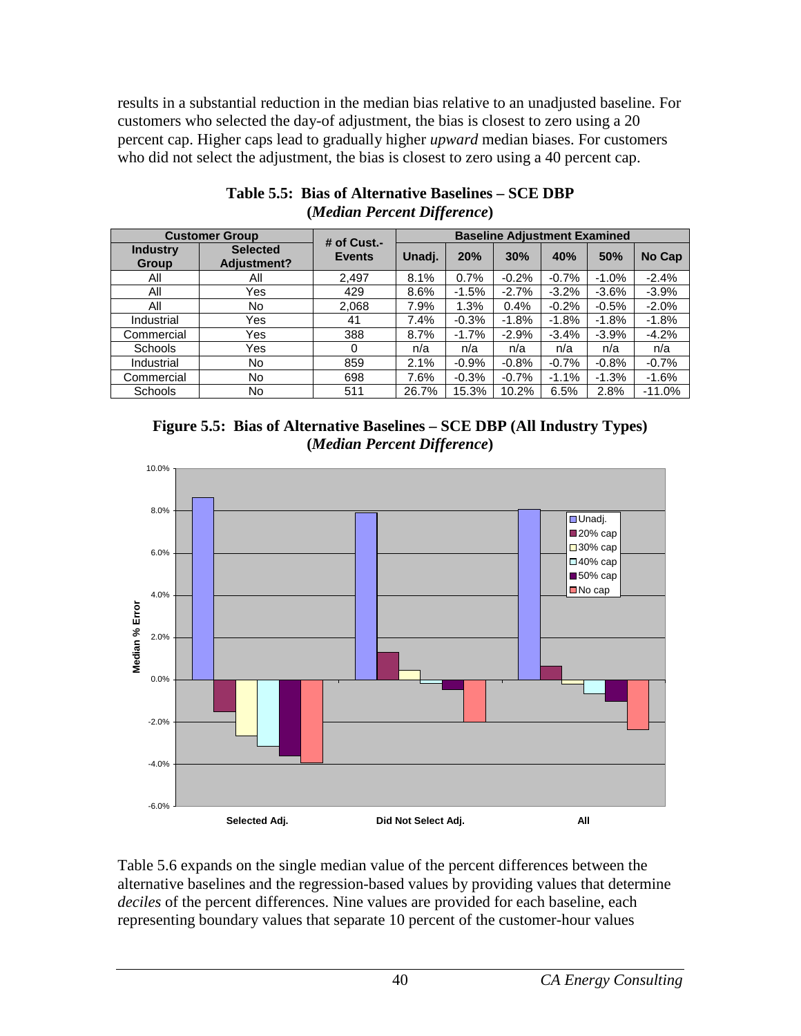results in a substantial reduction in the median bias relative to an unadjusted baseline. For customers who selected the day-of adjustment, the bias is closest to zero using a 20 percent cap. Higher caps lead to gradually higher *upward* median biases. For customers who did not select the adjustment, the bias is closest to zero using a 40 percent cap.

**Table 5.5: Bias of Alternative Baselines – SCE DBP (*Median Percent Difference*)**

| Customer Group | | # of Cust.-Events | Baseline Adjustment Examined | | | | | |
|---|---|---|---|---|---|---|---|---|
| Industry Group | Selected Adjustment? | | Unadj. | 20% | 30% | 40% | 50% | No Cap |
| All | All | 2,497 | 8.1% | 0.7% | -0.2% | -0.7% | -1.0% | -2.4% |
| All | Yes | 429 | 8.6% | -1.5% | -2.7% | -3.2% | -3.6% | -3.9% |
| All | No | 2,068 | 7.9% | 1.3% | 0.4% | -0.2% | -0.5% | -2.0% |
| Industrial | Yes | 41 | 7.4% | -0.3% | -1.8% | -1.8% | -1.8% | -1.8% |
| Commercial | Yes | 388 | 8.7% | -1.7% | -2.9% | -3.4% | -3.9% | -4.2% |
| Schools | Yes | 0 | n/a | n/a | n/a | n/a | n/a | n/a |
| Industrial | No | 859 | 2.1% | -0.9% | -0.8% | -0.7% | -0.8% | -0.7% |
| Commercial | No | 698 | 7.6% | -0.3% | -0.7% | -1.1% | -1.3% | -1.6% |
| Schools | No | 511 | 26.7% | 15.3% | 10.2% | 6.5% | 2.8% | -11.0% |

**Figure 5.5: Bias of Alternative Baselines – SCE DBP (All Industry Types) (*Median Percent Difference*)**

Table 5.6 expands on the single median value of the percent differences between the alternative baselines and the regression-based values by providing values that determine *deciles* of the percent differences. Nine values are provided for each baseline, each representing boundary values that separate 10 percent of the customer-hour values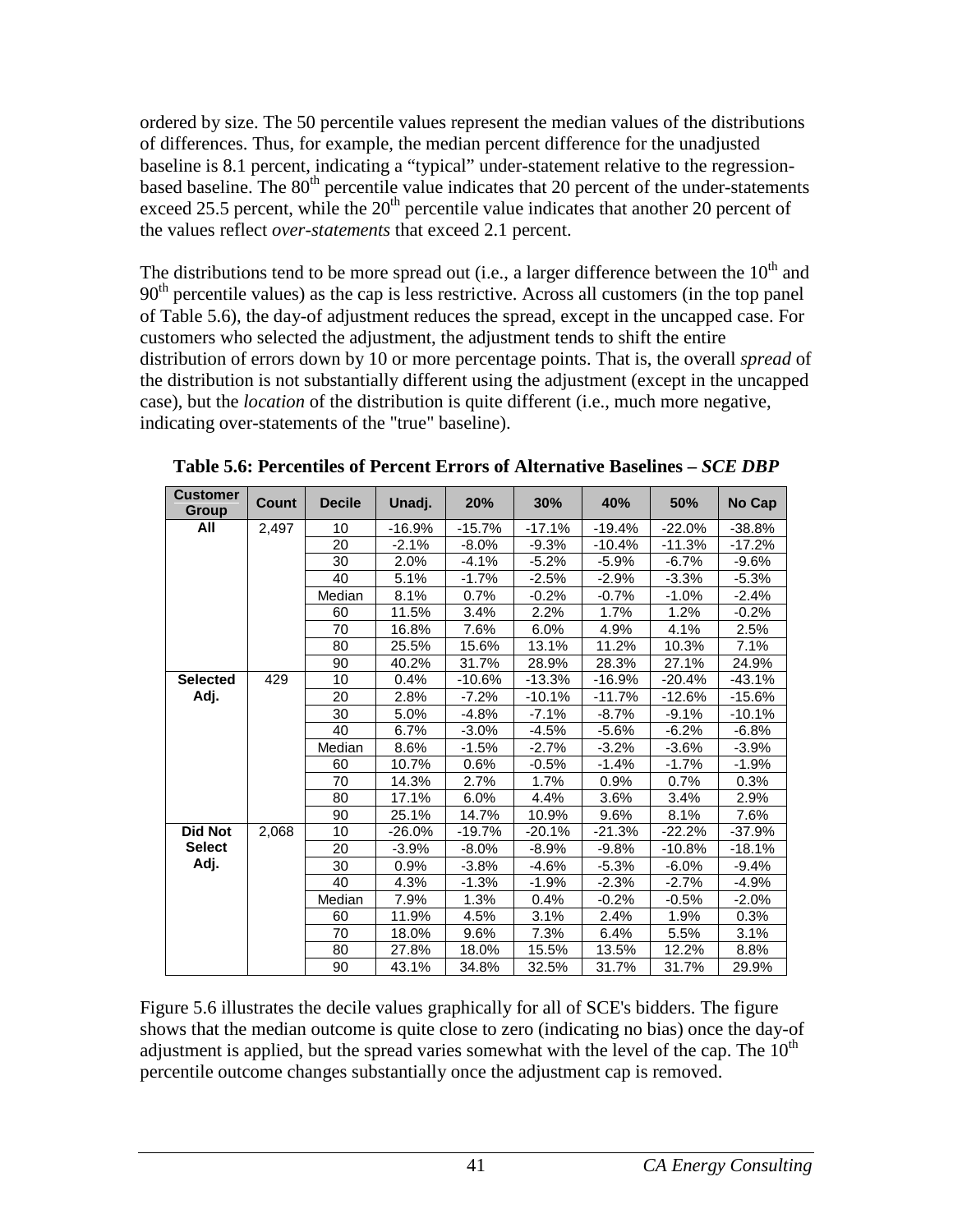ordered by size. The 50 percentile values represent the median values of the distributions of differences. Thus, for example, the median percent difference for the unadjusted baseline is 8.1 percent, indicating a "typical" under-statement relative to the regression-based baseline. The 80th percentile value indicates that 20 percent of the under-statements exceed 25.5 percent, while the 20th percentile value indicates that another 20 percent of the values reflect *over-statements* that exceed 2.1 percent.

The distributions tend to be more spread out (i.e., a larger difference between the 10th and 90th percentile values) as the cap is less restrictive. Across all customers (in the top panel of Table 5.6), the day-of adjustment reduces the spread, except in the uncapped case. For customers who selected the adjustment, the adjustment tends to shift the entire distribution of errors down by 10 or more percentage points. That is, the overall *spread* of the distribution is not substantially different using the adjustment (except in the uncapped case), but the *location* of the distribution is quite different (i.e., much more negative, indicating over-statements of the "true" baseline).

**Table 5.6: Percentiles of Percent Errors of Alternative Baselines – *SCE DBP***

| Customer Group | Count | Decile | Unadj. | 20% | 30% | 40% | 50% | No Cap |
|---|---|---|---|---|---|---|---|---|
| **All** | 2,497 | 10 | -16.9% | -15.7% | -17.1% | -19.4% | -22.0% | -38.8% |
| | | 20 | -2.1% | -8.0% | -9.3% | -10.4% | -11.3% | -17.2% |
| | | 30 | 2.0% | -4.1% | -5.2% | -5.9% | -6.7% | -9.6% |
| | | 40 | 5.1% | -1.7% | -2.5% | -2.9% | -3.3% | -5.3% |
| | | Median | 8.1% | 0.7% | -0.2% | -0.7% | -1.0% | -2.4% |
| | | 60 | 11.5% | 3.4% | 2.2% | 1.7% | 1.2% | -0.2% |
| | | 70 | 16.8% | 7.6% | 6.0% | 4.9% | 4.1% | 2.5% |
| | | 80 | 25.5% | 15.6% | 13.1% | 11.2% | 10.3% | 7.1% |
| | | 90 | 40.2% | 31.7% | 28.9% | 28.3% | 27.1% | 24.9% |
| **Selected Adj.** | 429 | 10 | 0.4% | -10.6% | -13.3% | -16.9% | -20.4% | -43.1% |
| | | 20 | 2.8% | -7.2% | -10.1% | -11.7% | -12.6% | -15.6% |
| | | 30 | 5.0% | -4.8% | -7.1% | -8.7% | -9.1% | -10.1% |
| | | 40 | 6.7% | -3.0% | -4.5% | -5.6% | -6.2% | -6.8% |
| | | Median | 8.6% | -1.5% | -2.7% | -3.2% | -3.6% | -3.9% |
| | | 60 | 10.7% | 0.6% | -0.5% | -1.4% | -1.7% | -1.9% |
| | | 70 | 14.3% | 2.7% | 1.7% | 0.9% | 0.7% | 0.3% |
| | | 80 | 17.1% | 6.0% | 4.4% | 3.6% | 3.4% | 2.9% |
| | | 90 | 25.1% | 14.7% | 10.9% | 9.6% | 8.1% | 7.6% |
| **Did Not Select Adj.** | 2,068 | 10 | -26.0% | -19.7% | -20.1% | -21.3% | -22.2% | -37.9% |
| | | 20 | -3.9% | -8.0% | -8.9% | -9.8% | -10.8% | -18.1% |
| | | 30 | 0.9% | -3.8% | -4.6% | -5.3% | -6.0% | -9.4% |
| | | 40 | 4.3% | -1.3% | -1.9% | -2.3% | -2.7% | -4.9% |
| | | Median | 7.9% | 1.3% | 0.4% | -0.2% | -0.5% | -2.0% |
| | | 60 | 11.9% | 4.5% | 3.1% | 2.4% | 1.9% | 0.3% |
| | | 70 | 18.0% | 9.6% | 7.3% | 6.4% | 5.5% | 3.1% |
| | | 80 | 27.8% | 18.0% | 15.5% | 13.5% | 12.2% | 8.8% |
| | | 90 | 43.1% | 34.8% | 32.5% | 31.7% | 31.7% | 29.9% |

Figure 5.6 illustrates the decile values graphically for all of SCE's bidders. The figure shows that the median outcome is quite close to zero (indicating no bias) once the day-of adjustment is applied, but the spread varies somewhat with the level of the cap. The 10th percentile outcome changes substantially once the adjustment cap is removed.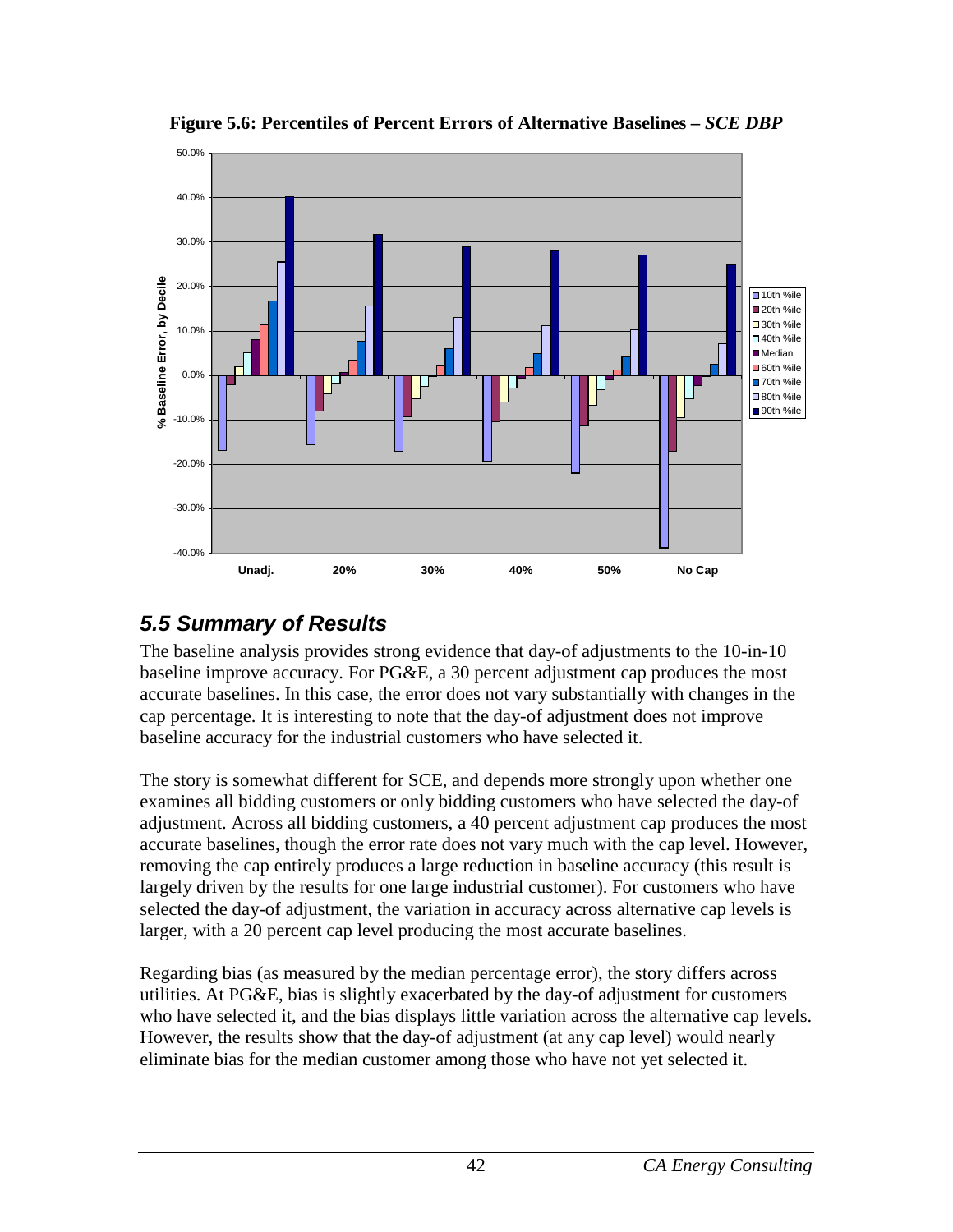**Figure 5.6: Percentiles of Percent Errors of Alternative Baselines – *SCE DBP***

## *5.5 Summary of Results*

The baseline analysis provides strong evidence that day-of adjustments to the 10-in-10 baseline improve accuracy. For PG&E, a 30 percent adjustment cap produces the most accurate baselines. In this case, the error does not vary substantially with changes in the cap percentage. It is interesting to note that the day-of adjustment does not improve baseline accuracy for the industrial customers who have selected it.

The story is somewhat different for SCE, and depends more strongly upon whether one examines all bidding customers or only bidding customers who have selected the day-of adjustment. Across all bidding customers, a 40 percent adjustment cap produces the most accurate baselines, though the error rate does not vary much with the cap level. However, removing the cap entirely produces a large reduction in baseline accuracy (this result is largely driven by the results for one large industrial customer). For customers who have selected the day-of adjustment, the variation in accuracy across alternative cap levels is larger, with a 20 percent cap level producing the most accurate baselines.

Regarding bias (as measured by the median percentage error), the story differs across utilities. At PG&E, bias is slightly exacerbated by the day-of adjustment for customers who have selected it, and the bias displays little variation across the alternative cap levels. However, the results show that the day-of adjustment (at any cap level) would nearly eliminate bias for the median customer among those who have not yet selected it.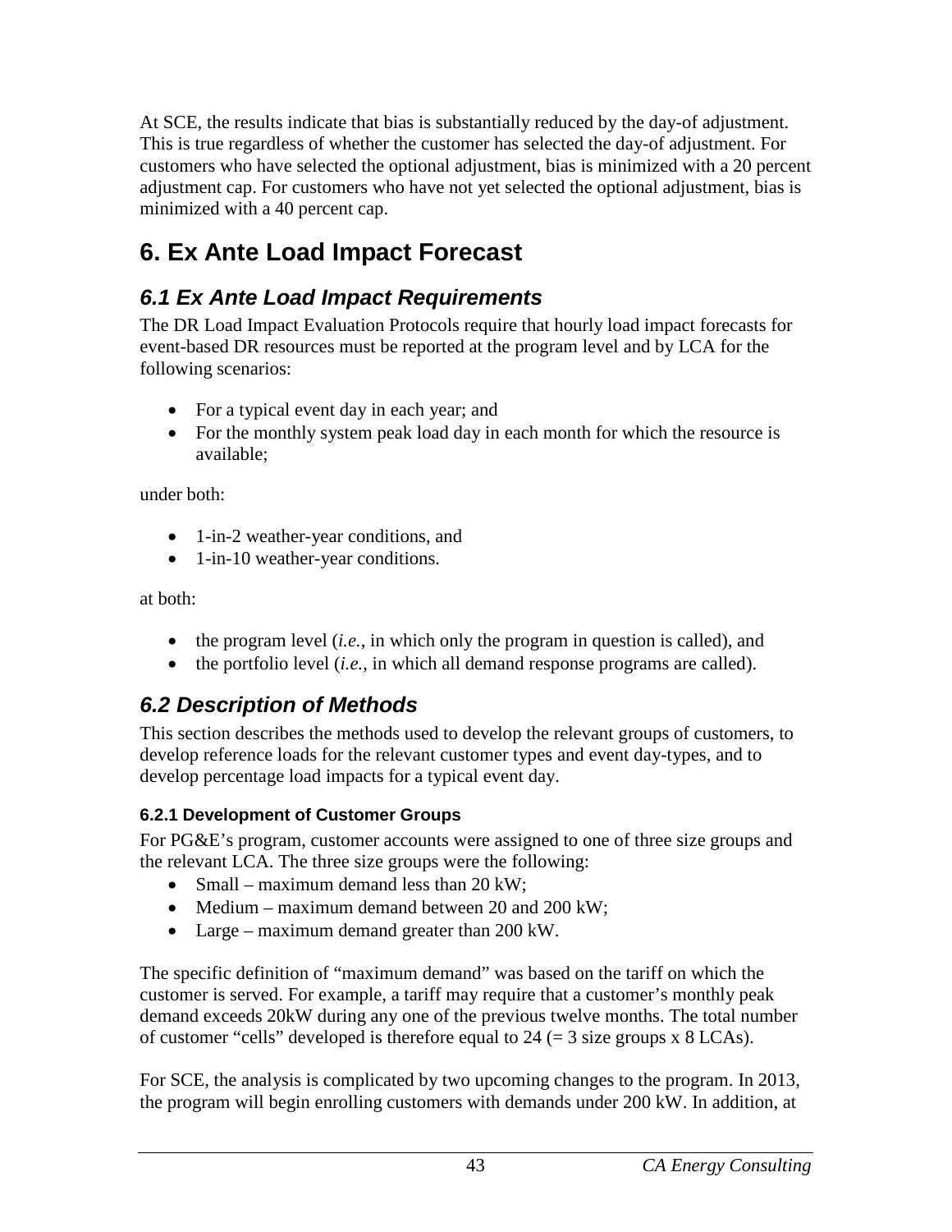At SCE, the results indicate that bias is substantially reduced by the day-of adjustment. This is true regardless of whether the customer has selected the day-of adjustment. For customers who have selected the optional adjustment, bias is minimized with a 20 percent adjustment cap. For customers who have not yet selected the optional adjustment, bias is minimized with a 40 percent cap.

# 6. Ex Ante Load Impact Forecast

## *6.1 Ex Ante Load Impact Requirements*

The DR Load Impact Evaluation Protocols require that hourly load impact forecasts for event-based DR resources must be reported at the program level and by LCA for the following scenarios:

- For a typical event day in each year; and
- For the monthly system peak load day in each month for which the resource is available;

under both:

- 1-in-2 weather-year conditions, and
- 1-in-10 weather-year conditions.

at both:

- the program level (*i.e.*, in which only the program in question is called), and
- the portfolio level (*i.e.*, in which all demand response programs are called).

## *6.2 Description of Methods*

This section describes the methods used to develop the relevant groups of customers, to develop reference loads for the relevant customer types and event day-types, and to develop percentage load impacts for a typical event day.

### 6.2.1 Development of Customer Groups

For PG&E's program, customer accounts were assigned to one of three size groups and the relevant LCA. The three size groups were the following:

- Small – maximum demand less than 20 kW;
- Medium – maximum demand between 20 and 200 kW;
- Large – maximum demand greater than 200 kW.

The specific definition of "maximum demand" was based on the tariff on which the customer is served. For example, a tariff may require that a customer's monthly peak demand exceeds 20kW during any one of the previous twelve months. The total number of customer "cells" developed is therefore equal to 24 (= 3 size groups x 8 LCAs).

For SCE, the analysis is complicated by two upcoming changes to the program. In 2013, the program will begin enrolling customers with demands under 200 kW. In addition, at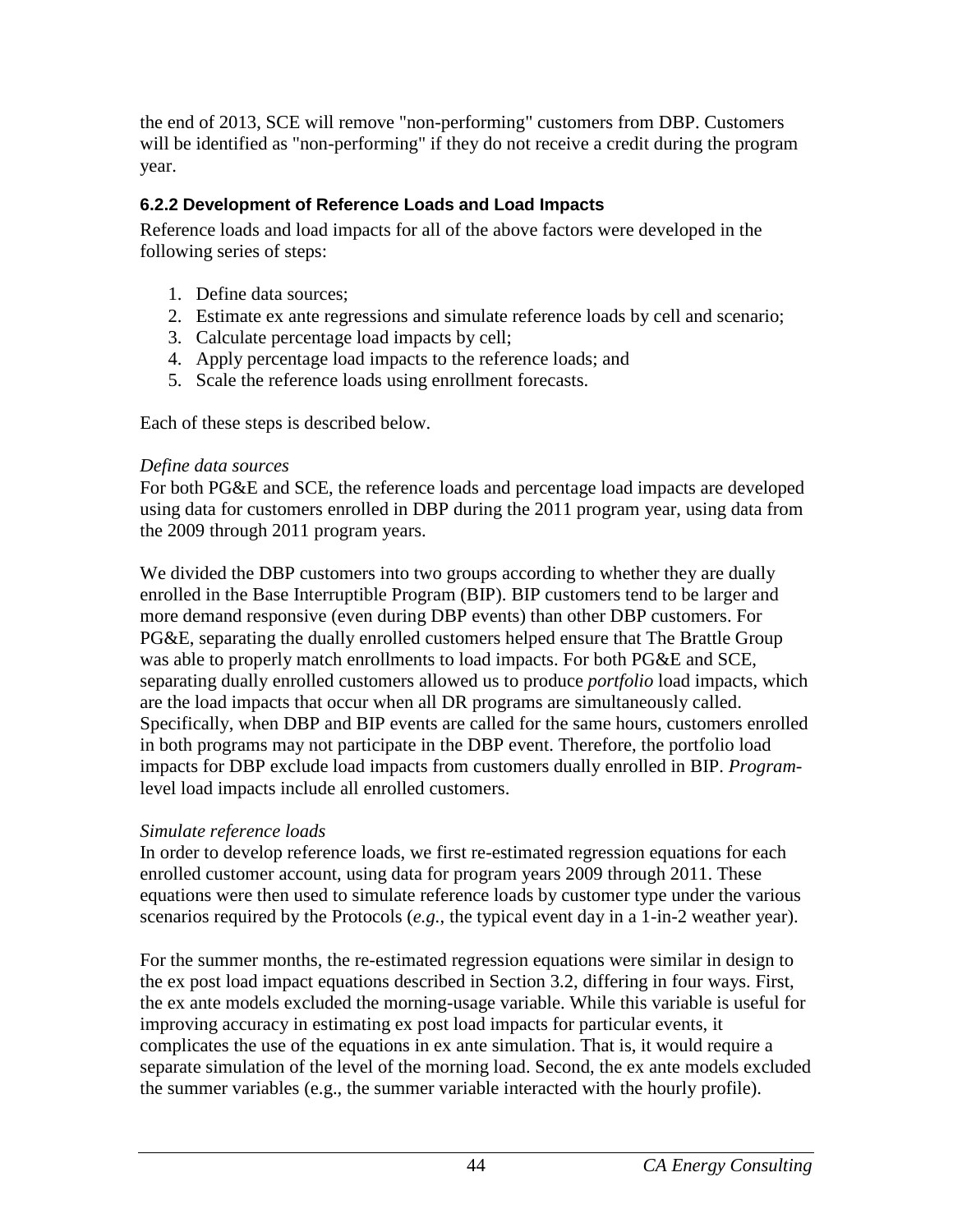the end of 2013, SCE will remove "non-performing" customers from DBP. Customers will be identified as "non-performing" if they do not receive a credit during the program year.

### 6.2.2 Development of Reference Loads and Load Impacts

Reference loads and load impacts for all of the above factors were developed in the following series of steps:

1. Define data sources;
2. Estimate ex ante regressions and simulate reference loads by cell and scenario;
3. Calculate percentage load impacts by cell;
4. Apply percentage load impacts to the reference loads; and
5. Scale the reference loads using enrollment forecasts.

Each of these steps is described below.

*Define data sources*

For both PG&E and SCE, the reference loads and percentage load impacts are developed using data for customers enrolled in DBP during the 2011 program year, using data from the 2009 through 2011 program years.

We divided the DBP customers into two groups according to whether they are dually enrolled in the Base Interruptible Program (BIP). BIP customers tend to be larger and more demand responsive (even during DBP events) than other DBP customers. For PG&E, separating the dually enrolled customers helped ensure that The Brattle Group was able to properly match enrollments to load impacts. For both PG&E and SCE, separating dually enrolled customers allowed us to produce *portfolio* load impacts, which are the load impacts that occur when all DR programs are simultaneously called. Specifically, when DBP and BIP events are called for the same hours, customers enrolled in both programs may not participate in the DBP event. Therefore, the portfolio load impacts for DBP exclude load impacts from customers dually enrolled in BIP. *Program*-level load impacts include all enrolled customers.

*Simulate reference loads*

In order to develop reference loads, we first re-estimated regression equations for each enrolled customer account, using data for program years 2009 through 2011. These equations were then used to simulate reference loads by customer type under the various scenarios required by the Protocols (*e.g.*, the typical event day in a 1-in-2 weather year).

For the summer months, the re-estimated regression equations were similar in design to the ex post load impact equations described in Section 3.2, differing in four ways. First, the ex ante models excluded the morning-usage variable. While this variable is useful for improving accuracy in estimating ex post load impacts for particular events, it complicates the use of the equations in ex ante simulation. That is, it would require a separate simulation of the level of the morning load. Second, the ex ante models excluded the summer variables (e.g., the summer variable interacted with the hourly profile).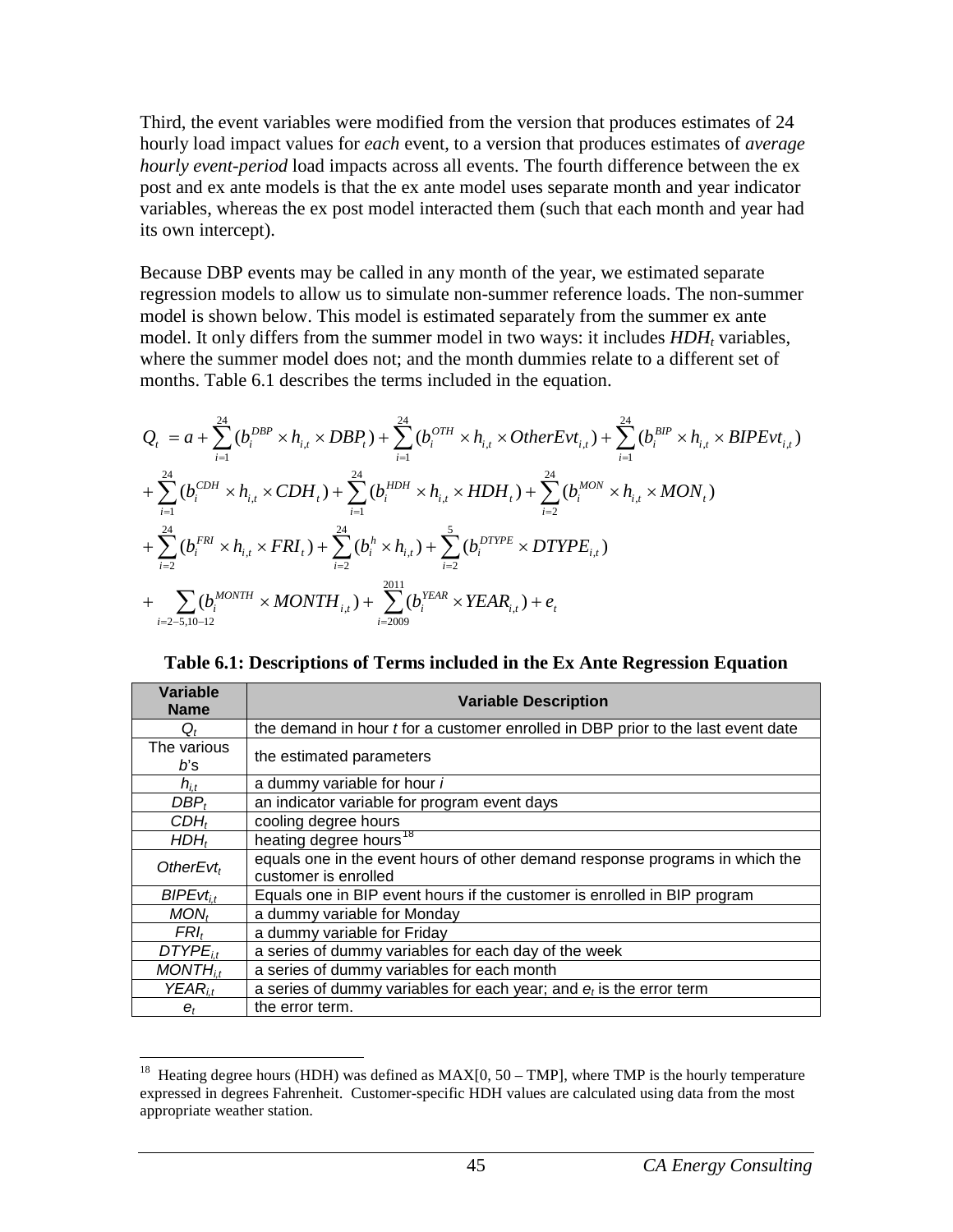Third, the event variables were modified from the version that produces estimates of 24 hourly load impact values for *each* event, to a version that produces estimates of *average hourly event-period* load impacts across all events. The fourth difference between the ex post and ex ante models is that the ex ante model uses separate month and year indicator variables, whereas the ex post model interacted them (such that each month and year had its own intercept).

Because DBP events may be called in any month of the year, we estimated separate regression models to allow us to simulate non-summer reference loads. The non-summer model is shown below. This model is estimated separately from the summer ex ante model. It only differs from the summer model in two ways: it includes $HDH_t$ variables, where the summer model does not; and the month dummies relate to a different set of months. Table 6.1 describes the terms included in the equation.

$$
\begin{aligned}
Q_t = & \; a + \sum_{i=1}^{24}(b_i^{DBP} \times h_{i,t} \times DBP_t) + \sum_{i=1}^{24}(b_i^{OTH} \times h_{i,t} \times OtherEvt_{i,t}) + \sum_{i=1}^{24}(b_i^{BIP} \times h_{i,t} \times BIPEvt_{i,t}) \\
& + \sum_{i=1}^{24}(b_i^{CDH} \times h_{i,t} \times CDH_t) + \sum_{i=1}^{24}(b_i^{HDH} \times h_{i,t} \times HDH_t) + \sum_{i=2}^{24}(b_i^{MON} \times h_{i,t} \times MON_t) \\
& + \sum_{i=2}^{24}(b_i^{FRI} \times h_{i,t} \times FRI_t) + \sum_{i=2}^{24}(b_i^{h} \times h_{i,t}) + \sum_{i=2}^{5}(b_i^{DTYPE} \times DTYPE_{i,t}) \\
& + \sum_{i=2-5,10-12}(b_i^{MONTH} \times MONTH_{i,t}) + \sum_{i=2009}^{2011}(b_i^{YEAR} \times YEAR_{i,t}) + e_t
\end{aligned}
$$

**Table 6.1: Descriptions of Terms included in the Ex Ante Regression Equation**

| Variable Name | Variable Description |
|---|---|
| $Q_t$ | the demand in hour *t* for a customer enrolled in DBP prior to the last event date |
| The various *b*'s | the estimated parameters |
| $h_{i,t}$ | a dummy variable for hour *i* |
| $DBP_t$ | an indicator variable for program event days |
| $CDH_t$ | cooling degree hours |
| $HDH_t$ | heating degree hours[18] |
| $OtherEvt_t$ | equals one in the event hours of other demand response programs in which the customer is enrolled |
| $BIPEvt_{i,t}$ | Equals one in BIP event hours if the customer is enrolled in BIP program |
| $MON_t$ | a dummy variable for Monday |
| $FRI_t$ | a dummy variable for Friday |
| $DTYPE_{i,t}$ | a series of dummy variables for each day of the week |
| $MONTH_{i,t}$ | a series of dummy variables for each month |
| $YEAR_{i,t}$ | a series of dummy variables for each year; and $e_t$ is the error term |
| $e_t$ | the error term. |

[18] Heating degree hours (HDH) was defined as MAX[0, 50 – TMP], where TMP is the hourly temperature expressed in degrees Fahrenheit. Customer-specific HDH values are calculated using data from the most appropriate weather station.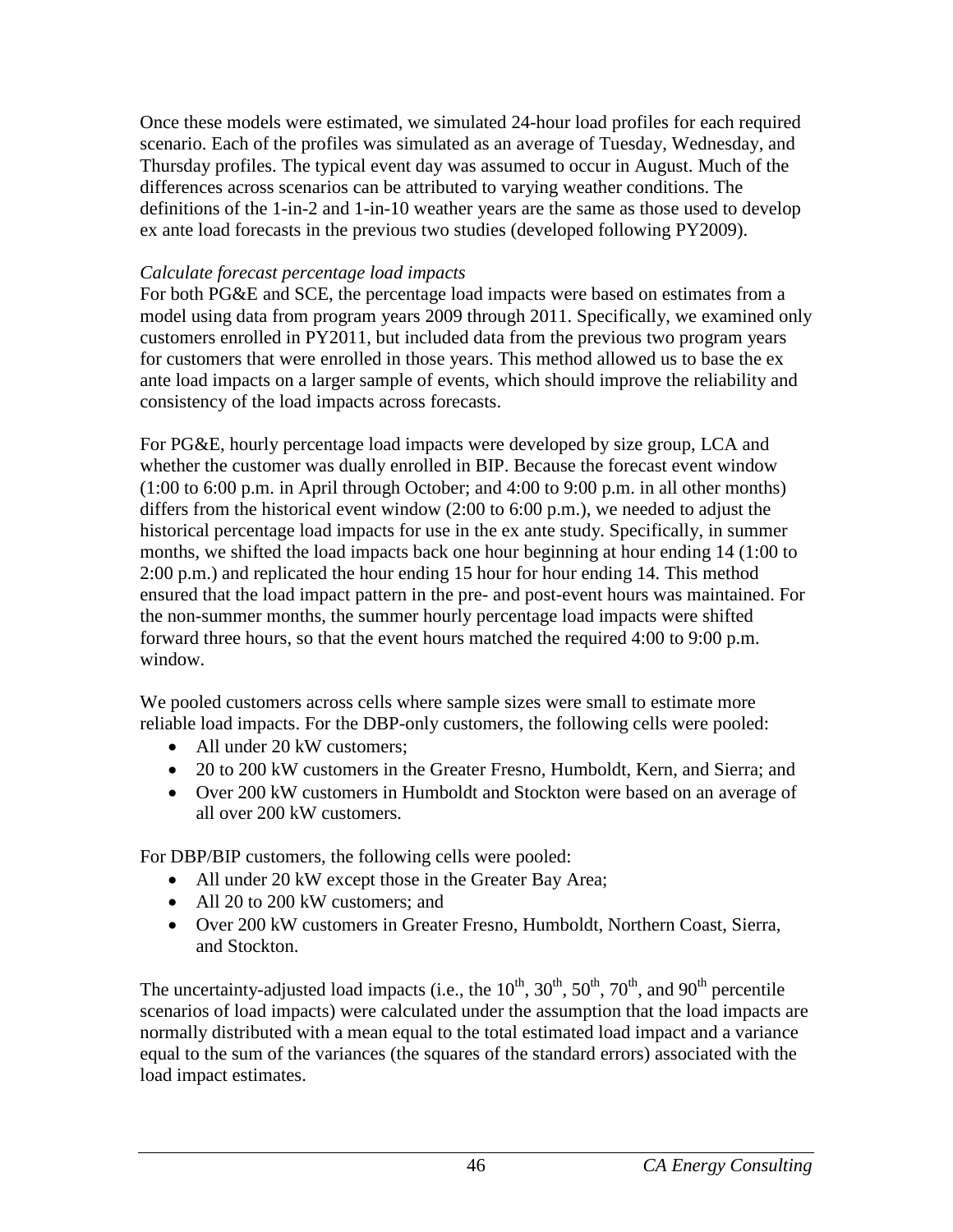Once these models were estimated, we simulated 24-hour load profiles for each required scenario. Each of the profiles was simulated as an average of Tuesday, Wednesday, and Thursday profiles. The typical event day was assumed to occur in August. Much of the differences across scenarios can be attributed to varying weather conditions. The definitions of the 1-in-2 and 1-in-10 weather years are the same as those used to develop ex ante load forecasts in the previous two studies (developed following PY2009).

*Calculate forecast percentage load impacts*

For both PG&E and SCE, the percentage load impacts were based on estimates from a model using data from program years 2009 through 2011. Specifically, we examined only customers enrolled in PY2011, but included data from the previous two program years for customers that were enrolled in those years. This method allowed us to base the ex ante load impacts on a larger sample of events, which should improve the reliability and consistency of the load impacts across forecasts.

For PG&E, hourly percentage load impacts were developed by size group, LCA and whether the customer was dually enrolled in BIP. Because the forecast event window (1:00 to 6:00 p.m. in April through October; and 4:00 to 9:00 p.m. in all other months) differs from the historical event window (2:00 to 6:00 p.m.), we needed to adjust the historical percentage load impacts for use in the ex ante study. Specifically, in summer months, we shifted the load impacts back one hour beginning at hour ending 14 (1:00 to 2:00 p.m.) and replicated the hour ending 15 hour for hour ending 14. This method ensured that the load impact pattern in the pre- and post-event hours was maintained. For the non-summer months, the summer hourly percentage load impacts were shifted forward three hours, so that the event hours matched the required 4:00 to 9:00 p.m. window.

We pooled customers across cells where sample sizes were small to estimate more reliable load impacts. For the DBP-only customers, the following cells were pooled:

- All under 20 kW customers;
- 20 to 200 kW customers in the Greater Fresno, Humboldt, Kern, and Sierra; and
- Over 200 kW customers in Humboldt and Stockton were based on an average of all over 200 kW customers.

For DBP/BIP customers, the following cells were pooled:

- All under 20 kW except those in the Greater Bay Area;
- All 20 to 200 kW customers; and
- Over 200 kW customers in Greater Fresno, Humboldt, Northern Coast, Sierra, and Stockton.

The uncertainty-adjusted load impacts (i.e., the $10^{th}$, $30^{th}$, $50^{th}$, $70^{th}$, and $90^{th}$ percentile scenarios of load impacts) were calculated under the assumption that the load impacts are normally distributed with a mean equal to the total estimated load impact and a variance equal to the sum of the variances (the squares of the standard errors) associated with the load impact estimates.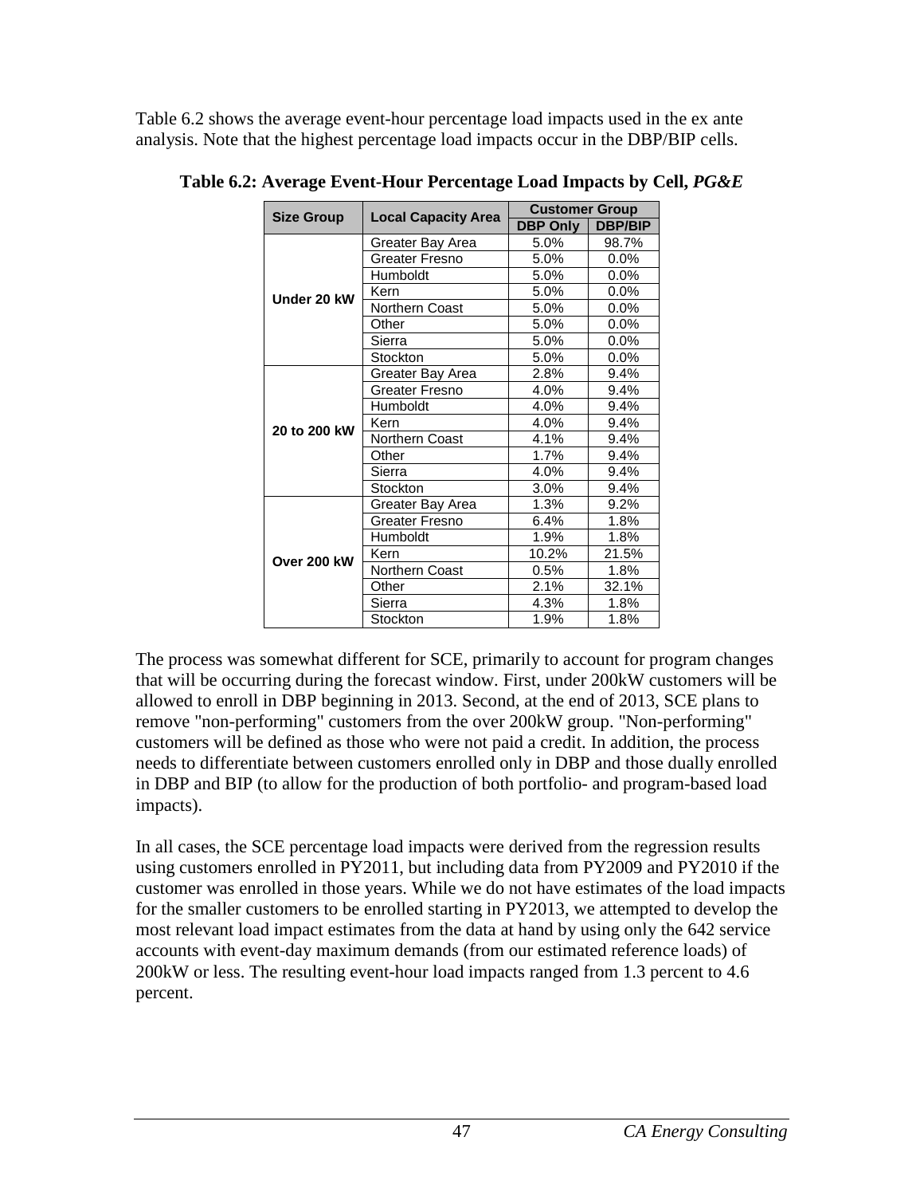Table 6.2 shows the average event-hour percentage load impacts used in the ex ante analysis. Note that the highest percentage load impacts occur in the DBP/BIP cells.

**Table 6.2: Average Event-Hour Percentage Load Impacts by Cell, *PG&E***

| Size Group | Local Capacity Area | Customer Group | |
|---|---|---|---|
| | | DBP Only | DBP/BIP |
| Under 20 kW | Greater Bay Area | 5.0% | 98.7% |
| | Greater Fresno | 5.0% | 0.0% |
| | Humboldt | 5.0% | 0.0% |
| | Kern | 5.0% | 0.0% |
| | Northern Coast | 5.0% | 0.0% |
| | Other | 5.0% | 0.0% |
| | Sierra | 5.0% | 0.0% |
| | Stockton | 5.0% | 0.0% |
| 20 to 200 kW | Greater Bay Area | 2.8% | 9.4% |
| | Greater Fresno | 4.0% | 9.4% |
| | Humboldt | 4.0% | 9.4% |
| | Kern | 4.0% | 9.4% |
| | Northern Coast | 4.1% | 9.4% |
| | Other | 1.7% | 9.4% |
| | Sierra | 4.0% | 9.4% |
| | Stockton | 3.0% | 9.4% |
| Over 200 kW | Greater Bay Area | 1.3% | 9.2% |
| | Greater Fresno | 6.4% | 1.8% |
| | Humboldt | 1.9% | 1.8% |
| | Kern | 10.2% | 21.5% |
| | Northern Coast | 0.5% | 1.8% |
| | Other | 2.1% | 32.1% |
| | Sierra | 4.3% | 1.8% |
| | Stockton | 1.9% | 1.8% |

The process was somewhat different for SCE, primarily to account for program changes that will be occurring during the forecast window. First, under 200kW customers will be allowed to enroll in DBP beginning in 2013. Second, at the end of 2013, SCE plans to remove "non-performing" customers from the over 200kW group. "Non-performing" customers will be defined as those who were not paid a credit. In addition, the process needs to differentiate between customers enrolled only in DBP and those dually enrolled in DBP and BIP (to allow for the production of both portfolio- and program-based load impacts).

In all cases, the SCE percentage load impacts were derived from the regression results using customers enrolled in PY2011, but including data from PY2009 and PY2010 if the customer was enrolled in those years. While we do not have estimates of the load impacts for the smaller customers to be enrolled starting in PY2013, we attempted to develop the most relevant load impact estimates from the data at hand by using only the 642 service accounts with event-day maximum demands (from our estimated reference loads) of 200kW or less. The resulting event-hour load impacts ranged from 1.3 percent to 4.6 percent.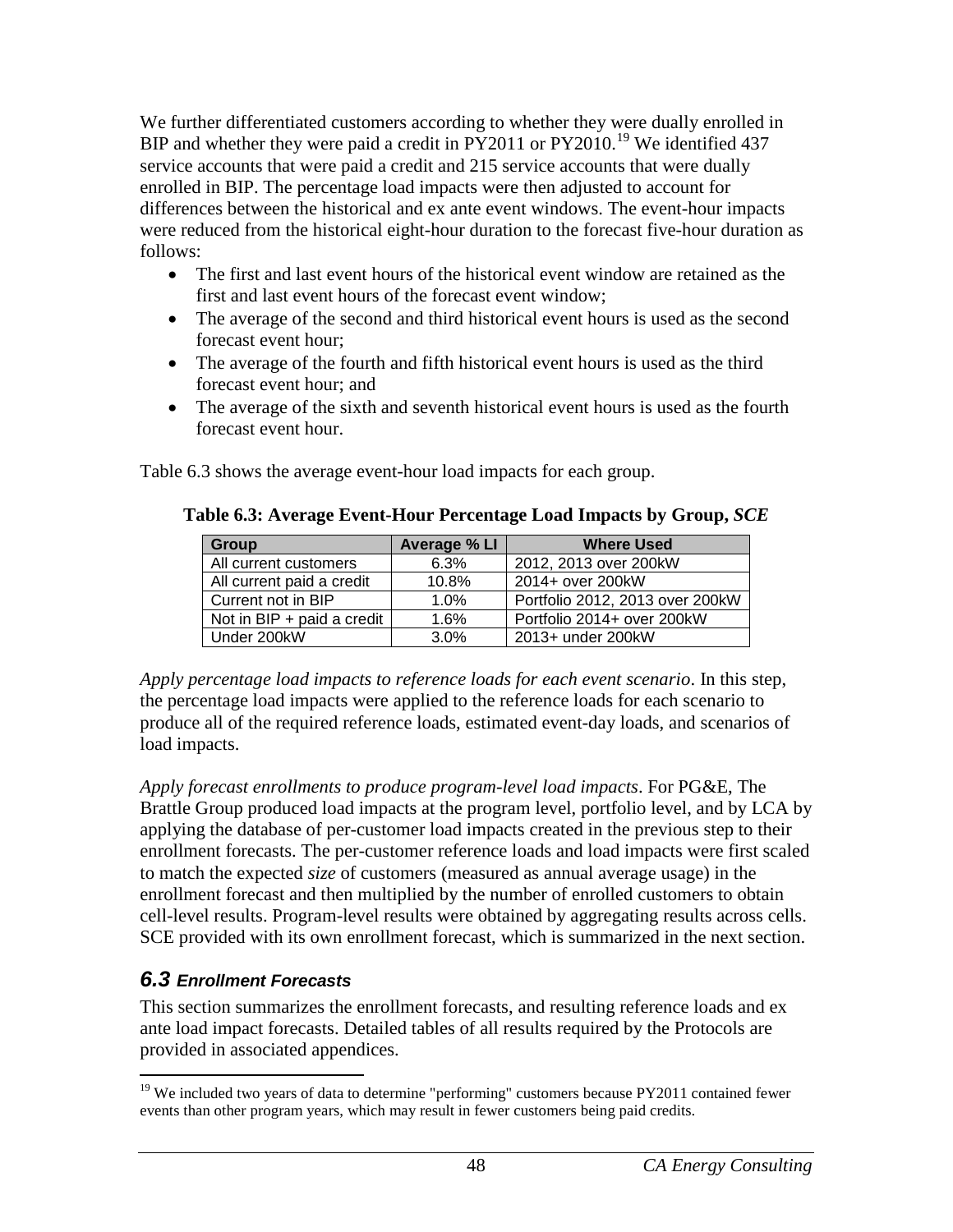We further differentiated customers according to whether they were dually enrolled in BIP and whether they were paid a credit in PY2011 or PY2010.[19] We identified 437 service accounts that were paid a credit and 215 service accounts that were dually enrolled in BIP. The percentage load impacts were then adjusted to account for differences between the historical and ex ante event windows. The event-hour impacts were reduced from the historical eight-hour duration to the forecast five-hour duration as follows:

- The first and last event hours of the historical event window are retained as the first and last event hours of the forecast event window;
- The average of the second and third historical event hours is used as the second forecast event hour;
- The average of the fourth and fifth historical event hours is used as the third forecast event hour; and
- The average of the sixth and seventh historical event hours is used as the fourth forecast event hour.

Table 6.3 shows the average event-hour load impacts for each group.

**Table 6.3: Average Event-Hour Percentage Load Impacts by Group, *SCE***

| Group | Average % LI | Where Used |
|---|---|---|
| All current customers | 6.3% | 2012, 2013 over 200kW |
| All current paid a credit | 10.8% | 2014+ over 200kW |
| Current not in BIP | 1.0% | Portfolio 2012, 2013 over 200kW |
| Not in BIP + paid a credit | 1.6% | Portfolio 2014+ over 200kW |
| Under 200kW | 3.0% | 2013+ under 200kW |

*Apply percentage load impacts to reference loads for each event scenario*. In this step, the percentage load impacts were applied to the reference loads for each scenario to produce all of the required reference loads, estimated event-day loads, and scenarios of load impacts.

*Apply forecast enrollments to produce program-level load impacts*. For PG&E, The Brattle Group produced load impacts at the program level, portfolio level, and by LCA by applying the database of per-customer load impacts created in the previous step to their enrollment forecasts. The per-customer reference loads and load impacts were first scaled to match the expected *size* of customers (measured as annual average usage) in the enrollment forecast and then multiplied by the number of enrolled customers to obtain cell-level results. Program-level results were obtained by aggregating results across cells. SCE provided with its own enrollment forecast, which is summarized in the next section.

## *6.3 Enrollment Forecasts*

This section summarizes the enrollment forecasts, and resulting reference loads and ex ante load impact forecasts. Detailed tables of all results required by the Protocols are provided in associated appendices.

[19] We included two years of data to determine "performing" customers because PY2011 contained fewer events than other program years, which may result in fewer customers being paid credits.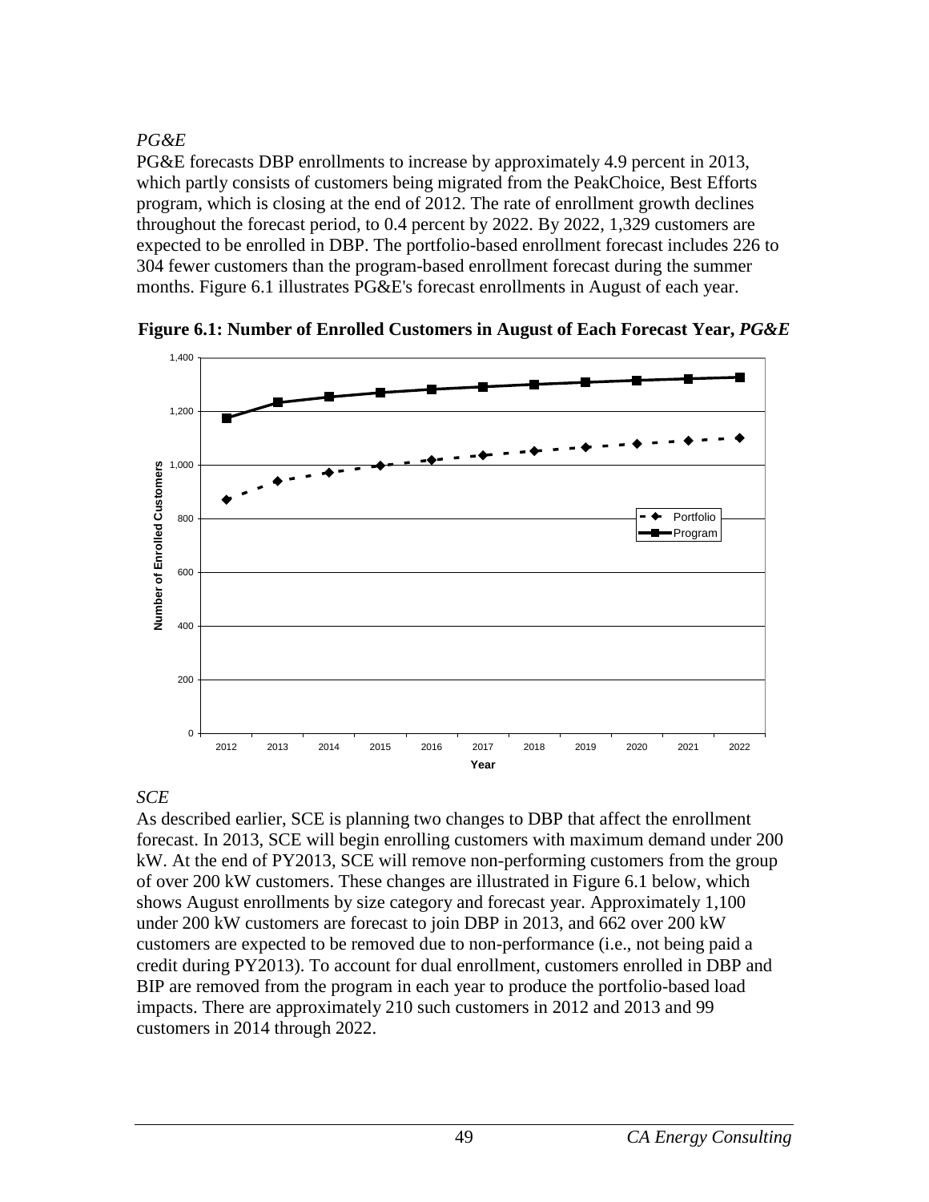*PG&E*

PG&E forecasts DBP enrollments to increase by approximately 4.9 percent in 2013, which partly consists of customers being migrated from the PeakChoice, Best Efforts program, which is closing at the end of 2012. The rate of enrollment growth declines throughout the forecast period, to 0.4 percent by 2022. By 2022, 1,329 customers are expected to be enrolled in DBP. The portfolio-based enrollment forecast includes 226 to 304 fewer customers than the program-based enrollment forecast during the summer months. Figure 6.1 illustrates PG&E's forecast enrollments in August of each year.

**Figure 6.1: Number of Enrolled Customers in August of Each Forecast Year, *PG&E***

*SCE*

As described earlier, SCE is planning two changes to DBP that affect the enrollment forecast. In 2013, SCE will begin enrolling customers with maximum demand under 200 kW. At the end of PY2013, SCE will remove non-performing customers from the group of over 200 kW customers. These changes are illustrated in Figure 6.1 below, which shows August enrollments by size category and forecast year. Approximately 1,100 under 200 kW customers are forecast to join DBP in 2013, and 662 over 200 kW customers are expected to be removed due to non-performance (i.e., not being paid a credit during PY2013). To account for dual enrollment, customers enrolled in DBP and BIP are removed from the program in each year to produce the portfolio-based load impacts. There are approximately 210 such customers in 2012 and 2013 and 99 customers in 2014 through 2022.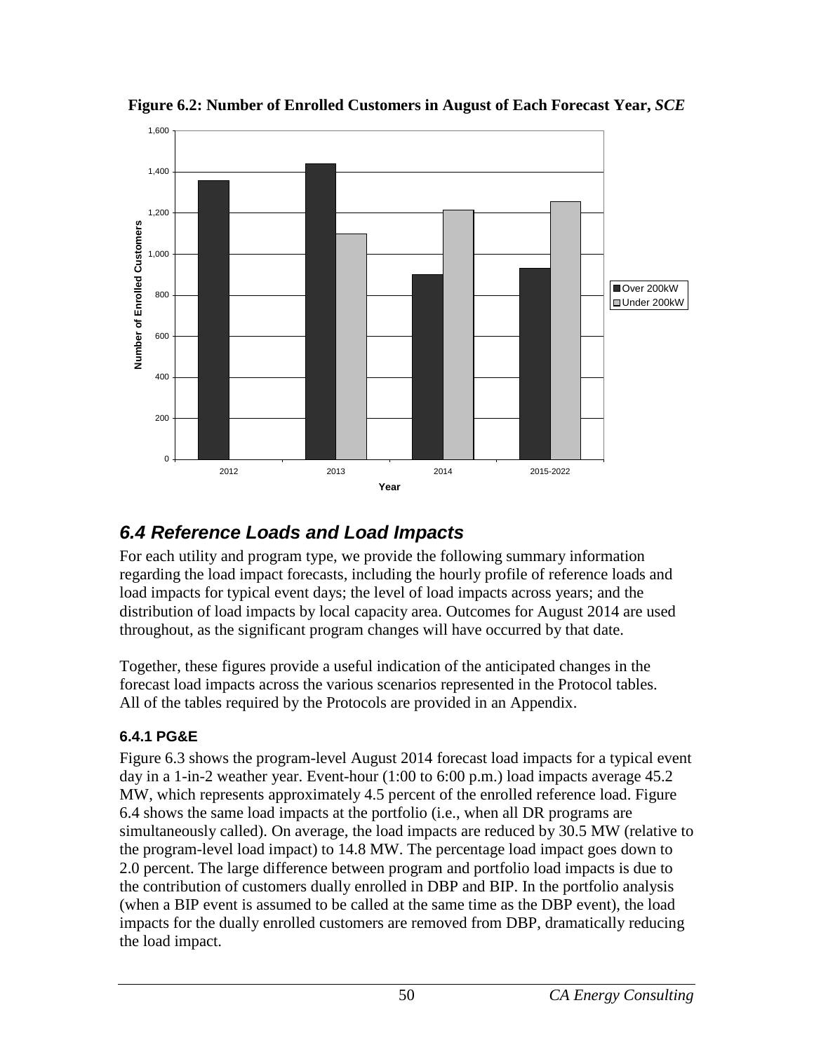**Figure 6.2: Number of Enrolled Customers in August of Each Forecast Year, *SCE***

## *6.4 Reference Loads and Load Impacts*

For each utility and program type, we provide the following summary information regarding the load impact forecasts, including the hourly profile of reference loads and load impacts for typical event days; the level of load impacts across years; and the distribution of load impacts by local capacity area. Outcomes for August 2014 are used throughout, as the significant program changes will have occurred by that date.

Together, these figures provide a useful indication of the anticipated changes in the forecast load impacts across the various scenarios represented in the Protocol tables. All of the tables required by the Protocols are provided in an Appendix.

### 6.4.1 PG&E

Figure 6.3 shows the program-level August 2014 forecast load impacts for a typical event day in a 1-in-2 weather year. Event-hour (1:00 to 6:00 p.m.) load impacts average 45.2 MW, which represents approximately 4.5 percent of the enrolled reference load. Figure 6.4 shows the same load impacts at the portfolio (i.e., when all DR programs are simultaneously called). On average, the load impacts are reduced by 30.5 MW (relative to the program-level load impact) to 14.8 MW. The percentage load impact goes down to 2.0 percent. The large difference between program and portfolio load impacts is due to the contribution of customers dually enrolled in DBP and BIP. In the portfolio analysis (when a BIP event is assumed to be called at the same time as the DBP event), the load impacts for the dually enrolled customers are removed from DBP, dramatically reducing the load impact.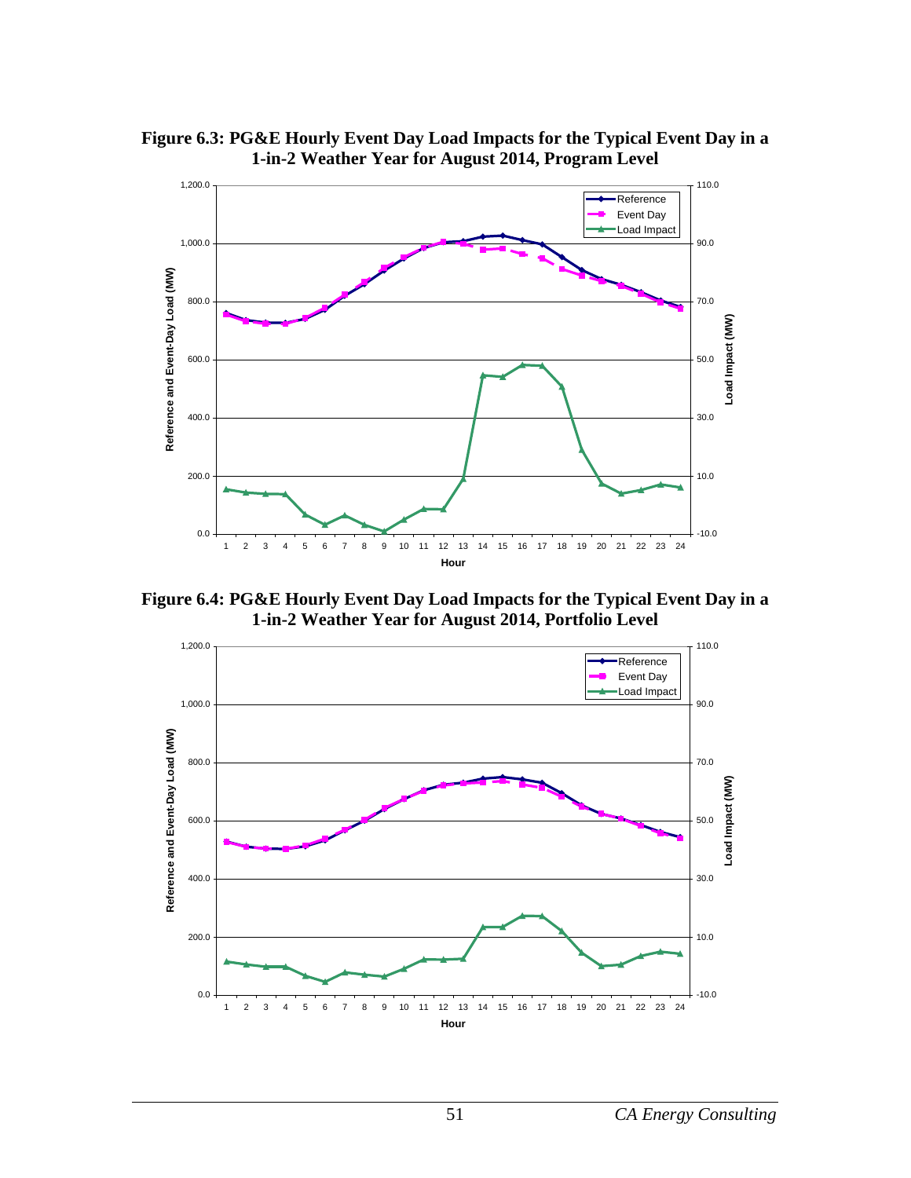**Figure 6.3: PG&E Hourly Event Day Load Impacts for the Typical Event Day in a 1-in-2 Weather Year for August 2014, Program Level**

**Figure 6.4: PG&E Hourly Event Day Load Impacts for the Typical Event Day in a 1-in-2 Weather Year for August 2014, Portfolio Level**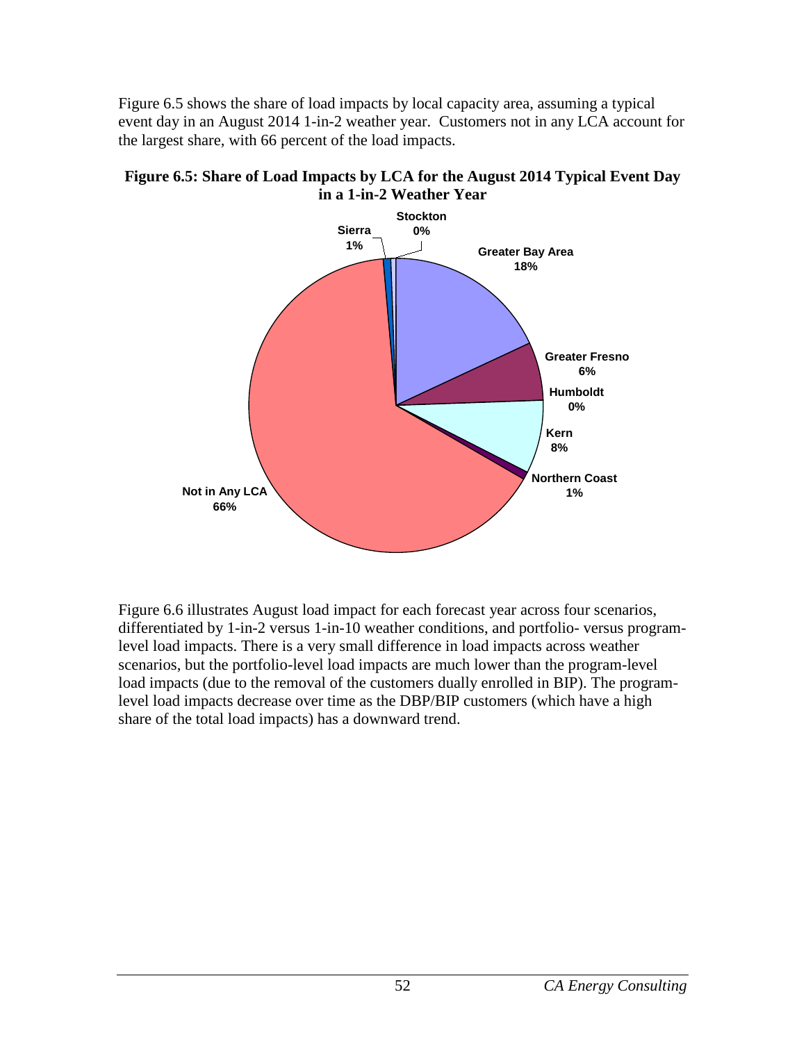Figure 6.5 shows the share of load impacts by local capacity area, assuming a typical event day in an August 2014 1-in-2 weather year. Customers not in any LCA account for the largest share, with 66 percent of the load impacts.

**Figure 6.5: Share of Load Impacts by LCA for the August 2014 Typical Event Day in a 1-in-2 Weather Year**

| LCA | Share |
|---|---|
| Greater Bay Area | 18% |
| Greater Fresno | 6% |
| Humboldt | 0% |
| Kern | 8% |
| Northern Coast | 1% |
| Not in Any LCA | 66% |
| Sierra | 1% |
| Stockton | 0% |

Figure 6.6 illustrates August load impact for each forecast year across four scenarios, differentiated by 1-in-2 versus 1-in-10 weather conditions, and portfolio- versus program-level load impacts. There is a very small difference in load impacts across weather scenarios, but the portfolio-level load impacts are much lower than the program-level load impacts (due to the removal of the customers dually enrolled in BIP). The program-level load impacts decrease over time as the DBP/BIP customers (which have a high share of the total load impacts) has a downward trend.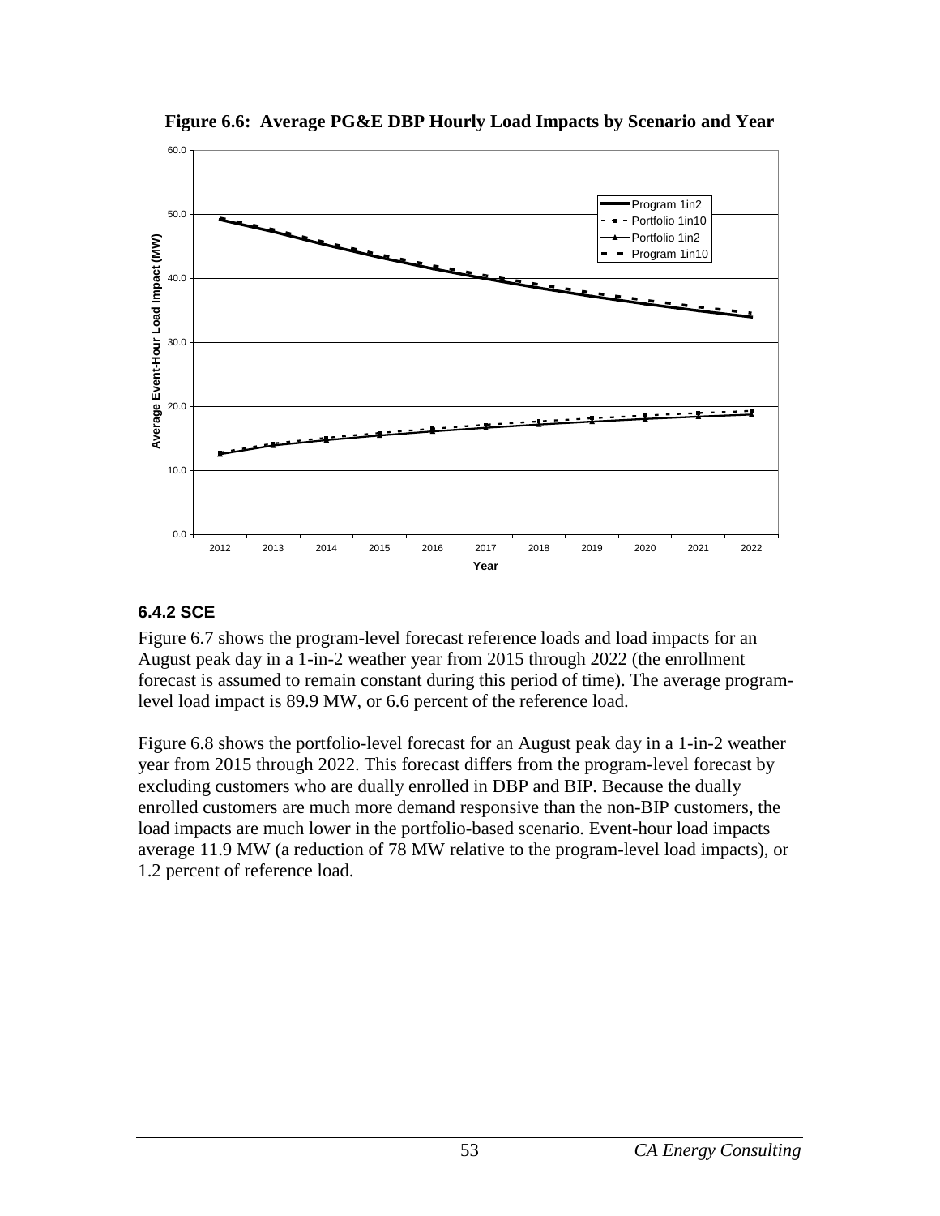**Figure 6.6: Average PG&E DBP Hourly Load Impacts by Scenario and Year**

#### 6.4.2 SCE

Figure 6.7 shows the program-level forecast reference loads and load impacts for an August peak day in a 1-in-2 weather year from 2015 through 2022 (the enrollment forecast is assumed to remain constant during this period of time). The average program-level load impact is 89.9 MW, or 6.6 percent of the reference load.

Figure 6.8 shows the portfolio-level forecast for an August peak day in a 1-in-2 weather year from 2015 through 2022. This forecast differs from the program-level forecast by excluding customers who are dually enrolled in DBP and BIP. Because the dually enrolled customers are much more demand responsive than the non-BIP customers, the load impacts are much lower in the portfolio-based scenario. Event-hour load impacts average 11.9 MW (a reduction of 78 MW relative to the program-level load impacts), or 1.2 percent of reference load.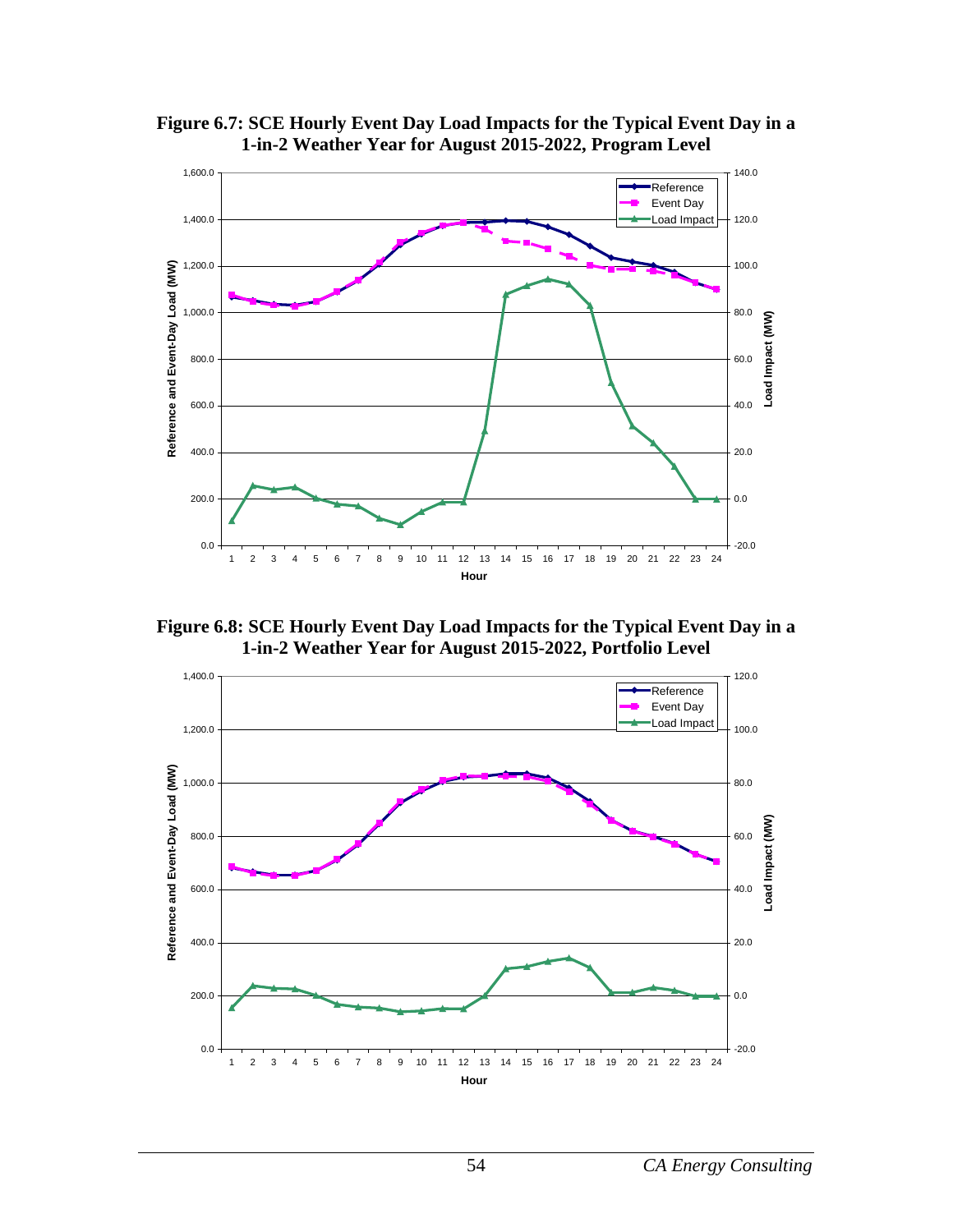**Figure 6.7: SCE Hourly Event Day Load Impacts for the Typical Event Day in a 1-in-2 Weather Year for August 2015-2022, Program Level**

**Figure 6.8: SCE Hourly Event Day Load Impacts for the Typical Event Day in a 1-in-2 Weather Year for August 2015-2022, Portfolio Level**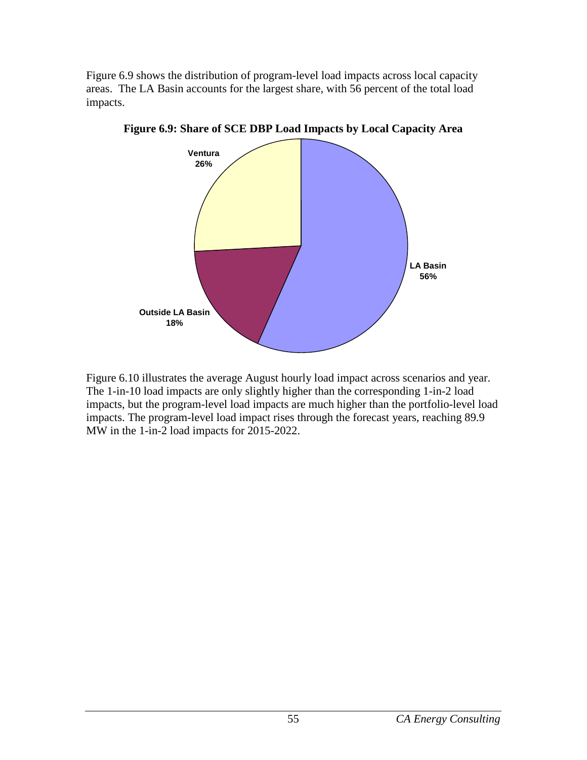Figure 6.9 shows the distribution of program-level load impacts across local capacity areas. The LA Basin accounts for the largest share, with 56 percent of the total load impacts.

**Figure 6.9: Share of SCE DBP Load Impacts by Local Capacity Area**

Figure 6.10 illustrates the average August hourly load impact across scenarios and year. The 1-in-10 load impacts are only slightly higher than the corresponding 1-in-2 load impacts, but the program-level load impacts are much higher than the portfolio-level load impacts. The program-level load impact rises through the forecast years, reaching 89.9 MW in the 1-in-2 load impacts for 2015-2022.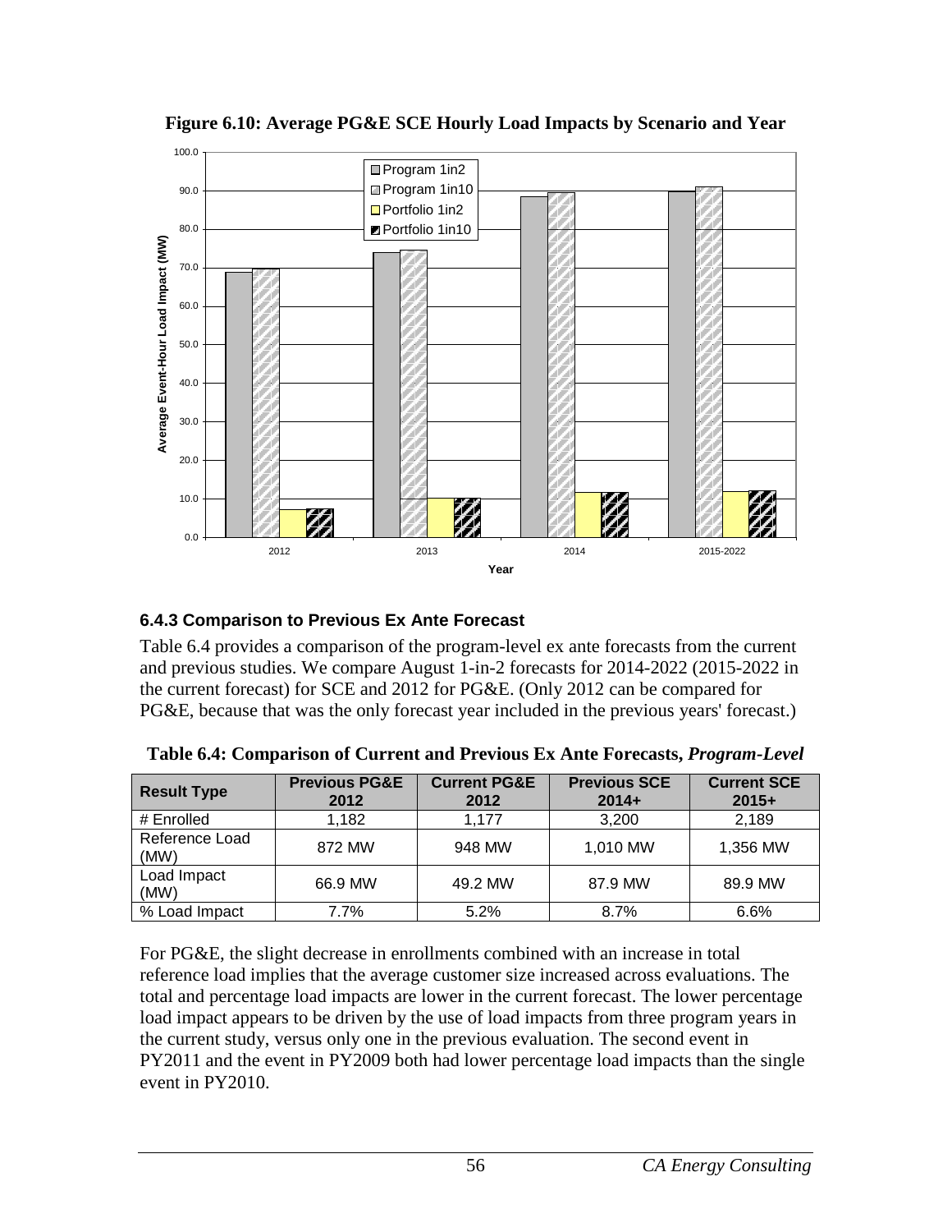**Figure 6.10: Average PG&E SCE Hourly Load Impacts by Scenario and Year**

### 6.4.3 Comparison to Previous Ex Ante Forecast

Table 6.4 provides a comparison of the program-level ex ante forecasts from the current and previous studies. We compare August 1-in-2 forecasts for 2014-2022 (2015-2022 in the current forecast) for SCE and 2012 for PG&E. (Only 2012 can be compared for PG&E, because that was the only forecast year included in the previous years' forecast.)

**Table 6.4: Comparison of Current and Previous Ex Ante Forecasts, *Program-Level***

| Result Type | Previous PG&E 2012 | Current PG&E 2012 | Previous SCE 2014+ | Current SCE 2015+ |
|---|---|---|---|---|
| # Enrolled | 1,182 | 1,177 | 3,200 | 2,189 |
| Reference Load (MW) | 872 MW | 948 MW | 1,010 MW | 1,356 MW |
| Load Impact (MW) | 66.9 MW | 49.2 MW | 87.9 MW | 89.9 MW |
| % Load Impact | 7.7% | 5.2% | 8.7% | 6.6% |

For PG&E, the slight decrease in enrollments combined with an increase in total reference load implies that the average customer size increased across evaluations. The total and percentage load impacts are lower in the current forecast. The lower percentage load impact appears to be driven by the use of load impacts from three program years in the current study, versus only one in the previous evaluation. The second event in PY2011 and the event in PY2009 both had lower percentage load impacts than the single event in PY2010.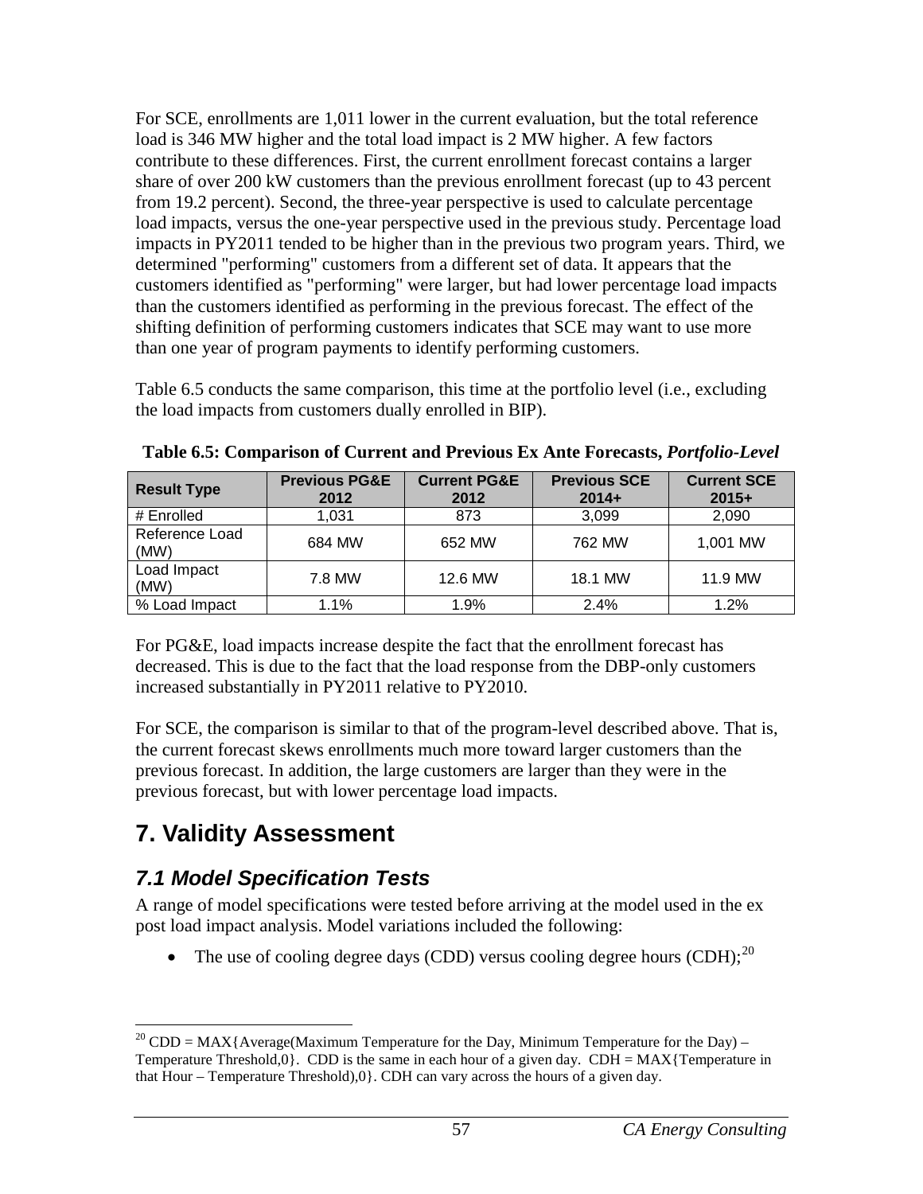For SCE, enrollments are 1,011 lower in the current evaluation, but the total reference load is 346 MW higher and the total load impact is 2 MW higher. A few factors contribute to these differences. First, the current enrollment forecast contains a larger share of over 200 kW customers than the previous enrollment forecast (up to 43 percent from 19.2 percent). Second, the three-year perspective is used to calculate percentage load impacts, versus the one-year perspective used in the previous study. Percentage load impacts in PY2011 tended to be higher than in the previous two program years. Third, we determined "performing" customers from a different set of data. It appears that the customers identified as "performing" were larger, but had lower percentage load impacts than the customers identified as performing in the previous forecast. The effect of the shifting definition of performing customers indicates that SCE may want to use more than one year of program payments to identify performing customers.

Table 6.5 conducts the same comparison, this time at the portfolio level (i.e., excluding the load impacts from customers dually enrolled in BIP).

**Table 6.5: Comparison of Current and Previous Ex Ante Forecasts, *Portfolio-Level***

| Result Type | Previous PG&E 2012 | Current PG&E 2012 | Previous SCE 2014+ | Current SCE 2015+ |
|---|---|---|---|---|
| # Enrolled | 1,031 | 873 | 3,099 | 2,090 |
| Reference Load (MW) | 684 MW | 652 MW | 762 MW | 1,001 MW |
| Load Impact (MW) | 7.8 MW | 12.6 MW | 18.1 MW | 11.9 MW |
| % Load Impact | 1.1% | 1.9% | 2.4% | 1.2% |

For PG&E, load impacts increase despite the fact that the enrollment forecast has decreased. This is due to the fact that the load response from the DBP-only customers increased substantially in PY2011 relative to PY2010.

For SCE, the comparison is similar to that of the program-level described above. That is, the current forecast skews enrollments much more toward larger customers than the previous forecast. In addition, the large customers are larger than they were in the previous forecast, but with lower percentage load impacts.

# 7. Validity Assessment

## *7.1 Model Specification Tests*

A range of model specifications were tested before arriving at the model used in the ex post load impact analysis. Model variations included the following:

- The use of cooling degree days (CDD) versus cooling degree hours (CDH);[20]

[20] CDD = MAX{Average(Maximum Temperature for the Day, Minimum Temperature for the Day) – Temperature Threshold,0}. CDD is the same in each hour of a given day. CDH = MAX{Temperature in that Hour – Temperature Threshold),0}. CDH can vary across the hours of a given day.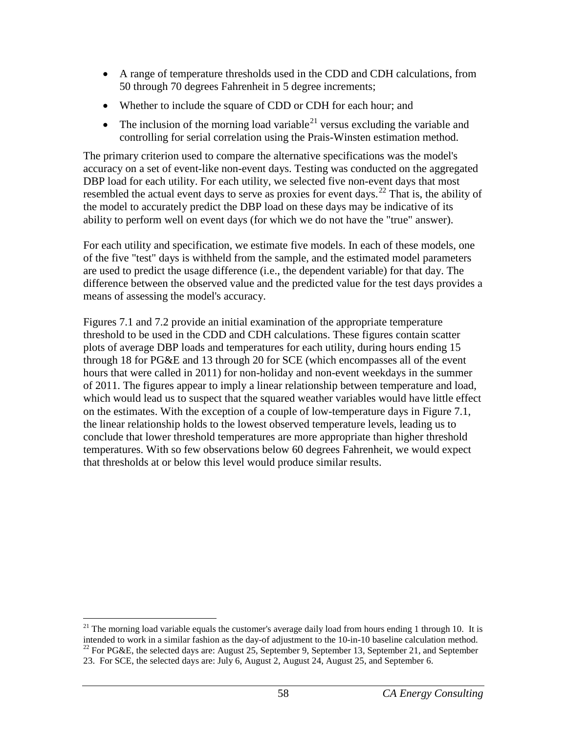- A range of temperature thresholds used in the CDD and CDH calculations, from 50 through 70 degrees Fahrenheit in 5 degree increments;
- Whether to include the square of CDD or CDH for each hour; and
- The inclusion of the morning load variable[21] versus excluding the variable and controlling for serial correlation using the Prais-Winsten estimation method.

The primary criterion used to compare the alternative specifications was the model's accuracy on a set of event-like non-event days. Testing was conducted on the aggregated DBP load for each utility. For each utility, we selected five non-event days that most resembled the actual event days to serve as proxies for event days.[22] That is, the ability of the model to accurately predict the DBP load on these days may be indicative of its ability to perform well on event days (for which we do not have the "true" answer).

For each utility and specification, we estimate five models. In each of these models, one of the five "test" days is withheld from the sample, and the estimated model parameters are used to predict the usage difference (i.e., the dependent variable) for that day. The difference between the observed value and the predicted value for the test days provides a means of assessing the model's accuracy.

Figures 7.1 and 7.2 provide an initial examination of the appropriate temperature threshold to be used in the CDD and CDH calculations. These figures contain scatter plots of average DBP loads and temperatures for each utility, during hours ending 15 through 18 for PG&E and 13 through 20 for SCE (which encompasses all of the event hours that were called in 2011) for non-holiday and non-event weekdays in the summer of 2011. The figures appear to imply a linear relationship between temperature and load, which would lead us to suspect that the squared weather variables would have little effect on the estimates. With the exception of a couple of low-temperature days in Figure 7.1, the linear relationship holds to the lowest observed temperature levels, leading us to conclude that lower threshold temperatures are more appropriate than higher threshold temperatures. With so few observations below 60 degrees Fahrenheit, we would expect that thresholds at or below this level would produce similar results.

---

[21] The morning load variable equals the customer's average daily load from hours ending 1 through 10. It is intended to work in a similar fashion as the day-of adjustment to the 10-in-10 baseline calculation method.

[22] For PG&E, the selected days are: August 25, September 9, September 13, September 21, and September 23. For SCE, the selected days are: July 6, August 2, August 24, August 25, and September 6.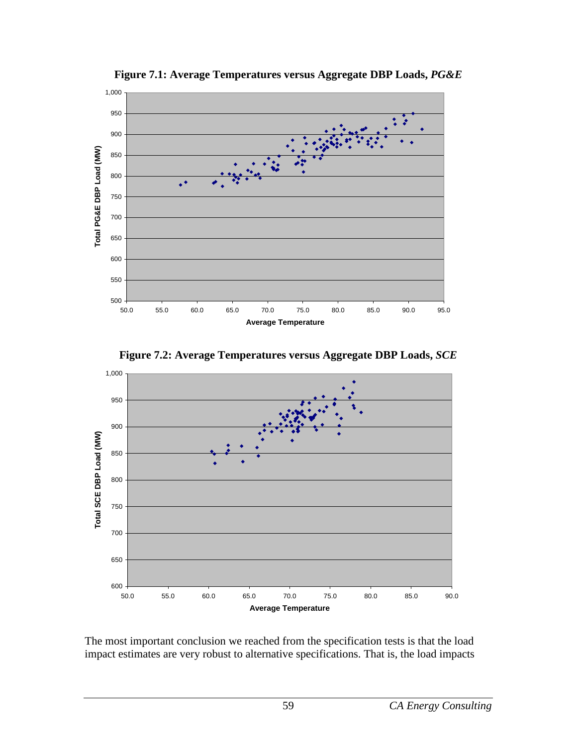**Figure 7.1: Average Temperatures versus Aggregate DBP Loads, *PG&E***

**Figure 7.2: Average Temperatures versus Aggregate DBP Loads, *SCE***

The most important conclusion we reached from the specification tests is that the load impact estimates are very robust to alternative specifications. That is, the load impacts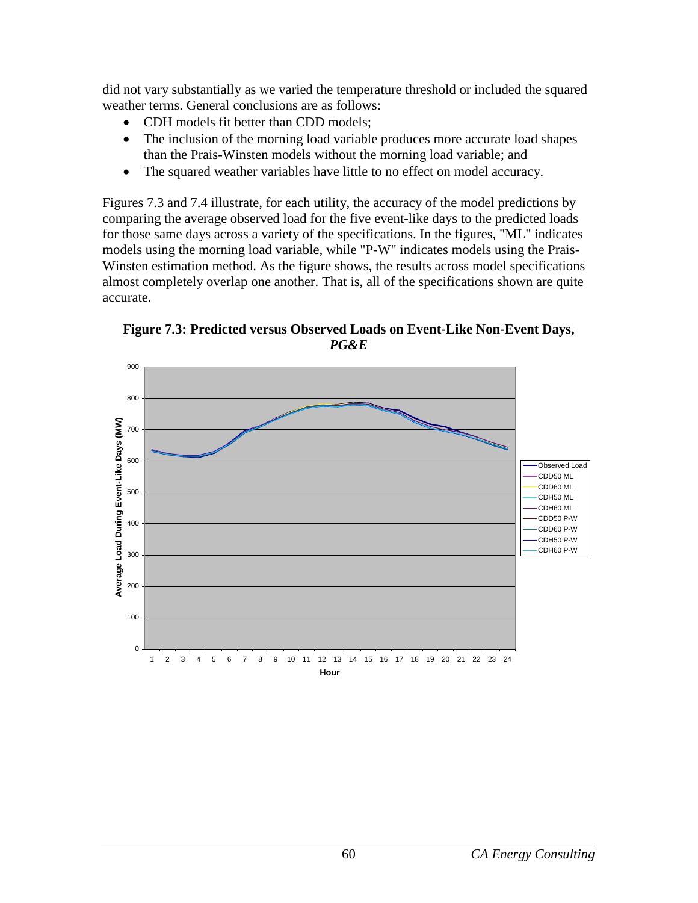did not vary substantially as we varied the temperature threshold or included the squared weather terms. General conclusions are as follows:

- CDH models fit better than CDD models;
- The inclusion of the morning load variable produces more accurate load shapes than the Prais-Winsten models without the morning load variable; and
- The squared weather variables have little to no effect on model accuracy.

Figures 7.3 and 7.4 illustrate, for each utility, the accuracy of the model predictions by comparing the average observed load for the five event-like days to the predicted loads for those same days across a variety of the specifications. In the figures, "ML" indicates models using the morning load variable, while "P-W" indicates models using the Prais-Winsten estimation method. As the figure shows, the results across model specifications almost completely overlap one another. That is, all of the specifications shown are quite accurate.

**Figure 7.3: Predicted versus Observed Loads on Event-Like Non-Event Days, *PG&E***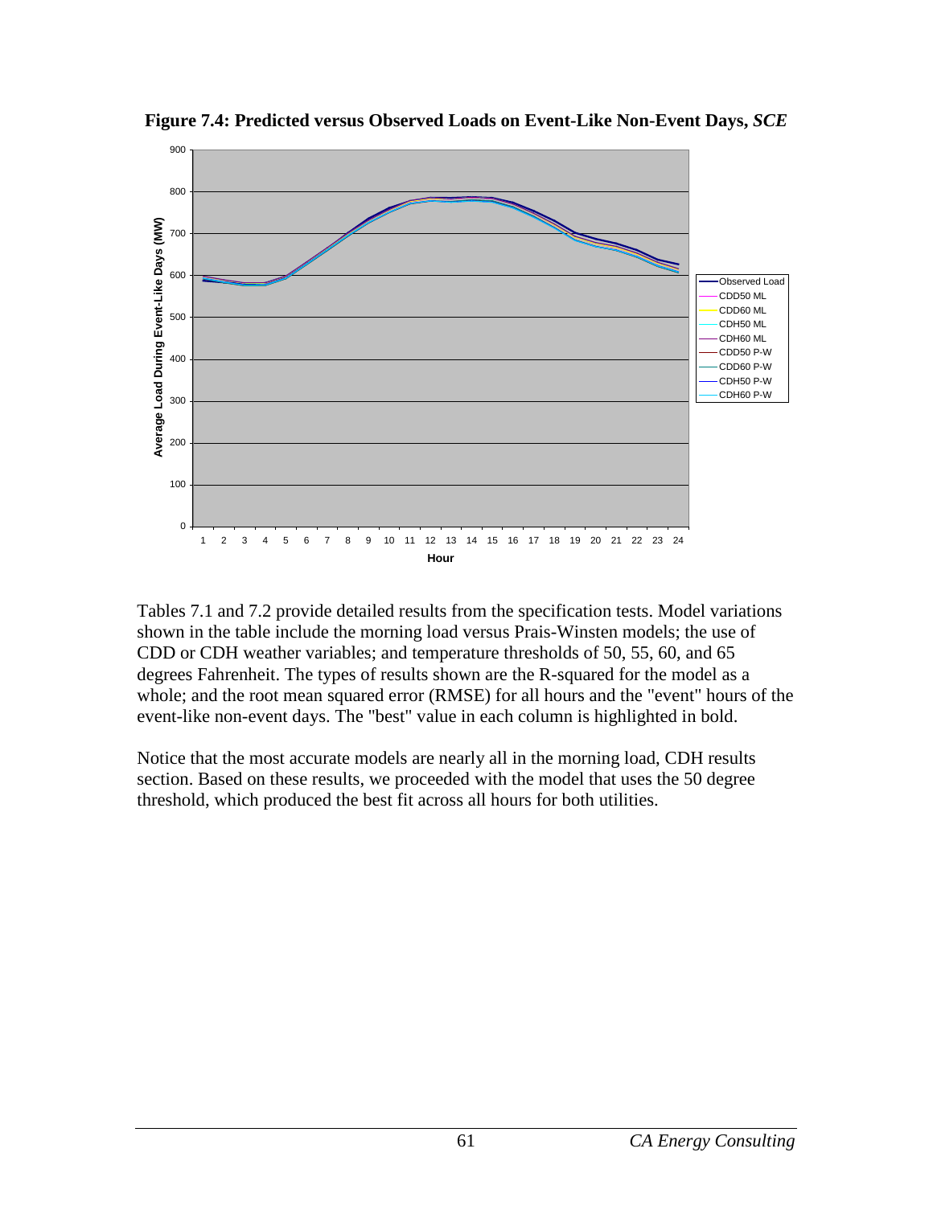**Figure 7.4: Predicted versus Observed Loads on Event-Like Non-Event Days, *SCE***

Tables 7.1 and 7.2 provide detailed results from the specification tests. Model variations shown in the table include the morning load versus Prais-Winsten models; the use of CDD or CDH weather variables; and temperature thresholds of 50, 55, 60, and 65 degrees Fahrenheit. The types of results shown are the R-squared for the model as a whole; and the root mean squared error (RMSE) for all hours and the "event" hours of the event-like non-event days. The "best" value in each column is highlighted in bold.

Notice that the most accurate models are nearly all in the morning load, CDH results section. Based on these results, we proceeded with the model that uses the 50 degree threshold, which produced the best fit across all hours for both utilities.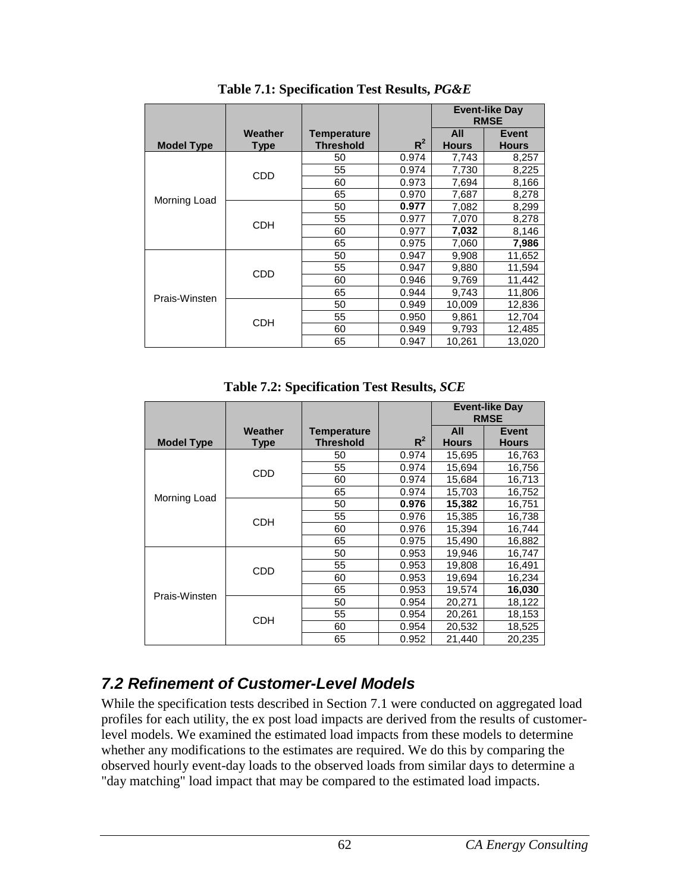**Table 7.1: Specification Test Results, *PG&E***

| Model Type | Weather Type | Temperature Threshold | $R^2$ | Event-like Day RMSE | |
|---|---|---|---|---|---|
| | | | | All Hours | Event Hours |
| Morning Load | CDD | 50 | 0.974 | 7,743 | 8,257 |
| | | 55 | 0.974 | 7,730 | 8,225 |
| | | 60 | 0.973 | 7,694 | 8,166 |
| | | 65 | 0.970 | 7,687 | 8,278 |
| | CDH | 50 | **0.977** | 7,082 | 8,299 |
| | | 55 | 0.977 | 7,070 | 8,278 |
| | | 60 | 0.977 | **7,032** | 8,146 |
| | | 65 | 0.975 | 7,060 | **7,986** |
| Prais-Winsten | CDD | 50 | 0.947 | 9,908 | 11,652 |
| | | 55 | 0.947 | 9,880 | 11,594 |
| | | 60 | 0.946 | 9,769 | 11,442 |
| | | 65 | 0.944 | 9,743 | 11,806 |
| | CDH | 50 | 0.949 | 10,009 | 12,836 |
| | | 55 | 0.950 | 9,861 | 12,704 |
| | | 60 | 0.949 | 9,793 | 12,485 |
| | | 65 | 0.947 | 10,261 | 13,020 |

**Table 7.2: Specification Test Results, *SCE***

| Model Type | Weather Type | Temperature Threshold | $R^2$ | Event-like Day RMSE | |
|---|---|---|---|---|---|
| | | | | All Hours | Event Hours |
| Morning Load | CDD | 50 | 0.974 | 15,695 | 16,763 |
| | | 55 | 0.974 | 15,694 | 16,756 |
| | | 60 | 0.974 | 15,684 | 16,713 |
| | | 65 | 0.974 | 15,703 | 16,752 |
| | CDH | 50 | **0.976** | **15,382** | 16,751 |
| | | 55 | 0.976 | 15,385 | 16,738 |
| | | 60 | 0.976 | 15,394 | 16,744 |
| | | 65 | 0.975 | 15,490 | 16,882 |
| Prais-Winsten | CDD | 50 | 0.953 | 19,946 | 16,747 |
| | | 55 | 0.953 | 19,808 | 16,491 |
| | | 60 | 0.953 | 19,694 | 16,234 |
| | | 65 | 0.953 | 19,574 | **16,030** |
| | CDH | 50 | 0.954 | 20,271 | 18,122 |
| | | 55 | 0.954 | 20,261 | 18,153 |
| | | 60 | 0.954 | 20,532 | 18,525 |
| | | 65 | 0.952 | 21,440 | 20,235 |

## 7.2 Refinement of Customer-Level Models

While the specification tests described in Section 7.1 were conducted on aggregated load profiles for each utility, the ex post load impacts are derived from the results of customer-level models. We examined the estimated load impacts from these models to determine whether any modifications to the estimates are required. We do this by comparing the observed hourly event-day loads to the observed loads from similar days to determine a "day matching" load impact that may be compared to the estimated load impacts.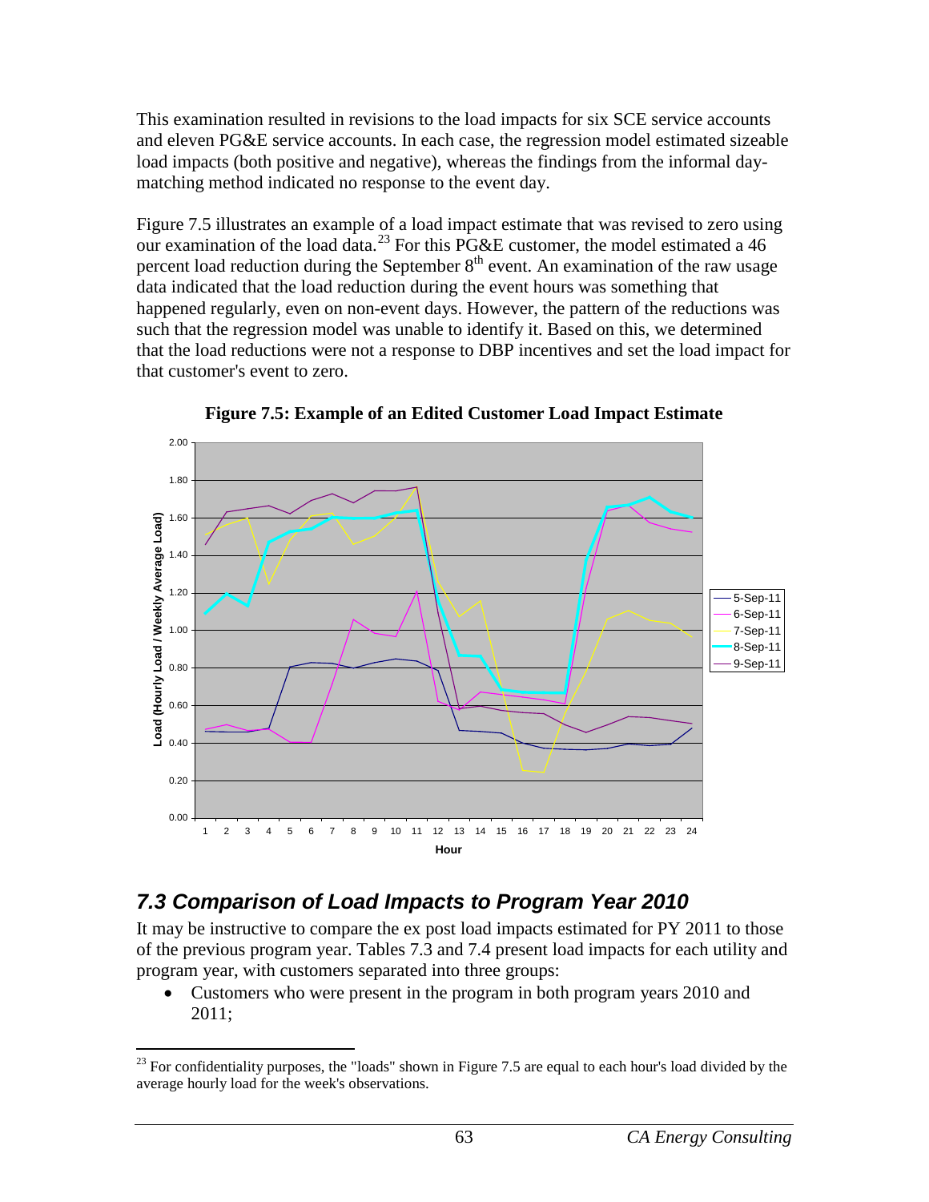This examination resulted in revisions to the load impacts for six SCE service accounts and eleven PG&E service accounts. In each case, the regression model estimated sizeable load impacts (both positive and negative), whereas the findings from the informal day-matching method indicated no response to the event day.

Figure 7.5 illustrates an example of a load impact estimate that was revised to zero using our examination of the load data.[23] For this PG&E customer, the model estimated a 46 percent load reduction during the September 8th event. An examination of the raw usage data indicated that the load reduction during the event hours was something that happened regularly, even on non-event days. However, the pattern of the reductions was such that the regression model was unable to identify it. Based on this, we determined that the load reductions were not a response to DBP incentives and set the load impact for that customer's event to zero.

**Figure 7.5: Example of an Edited Customer Load Impact Estimate**

## 7.3 Comparison of Load Impacts to Program Year 2010

It may be instructive to compare the ex post load impacts estimated for PY 2011 to those of the previous program year. Tables 7.3 and 7.4 present load impacts for each utility and program year, with customers separated into three groups:

- Customers who were present in the program in both program years 2010 and 2011;

[23] For confidentiality purposes, the "loads" shown in Figure 7.5 are equal to each hour's load divided by the average hourly load for the week's observations.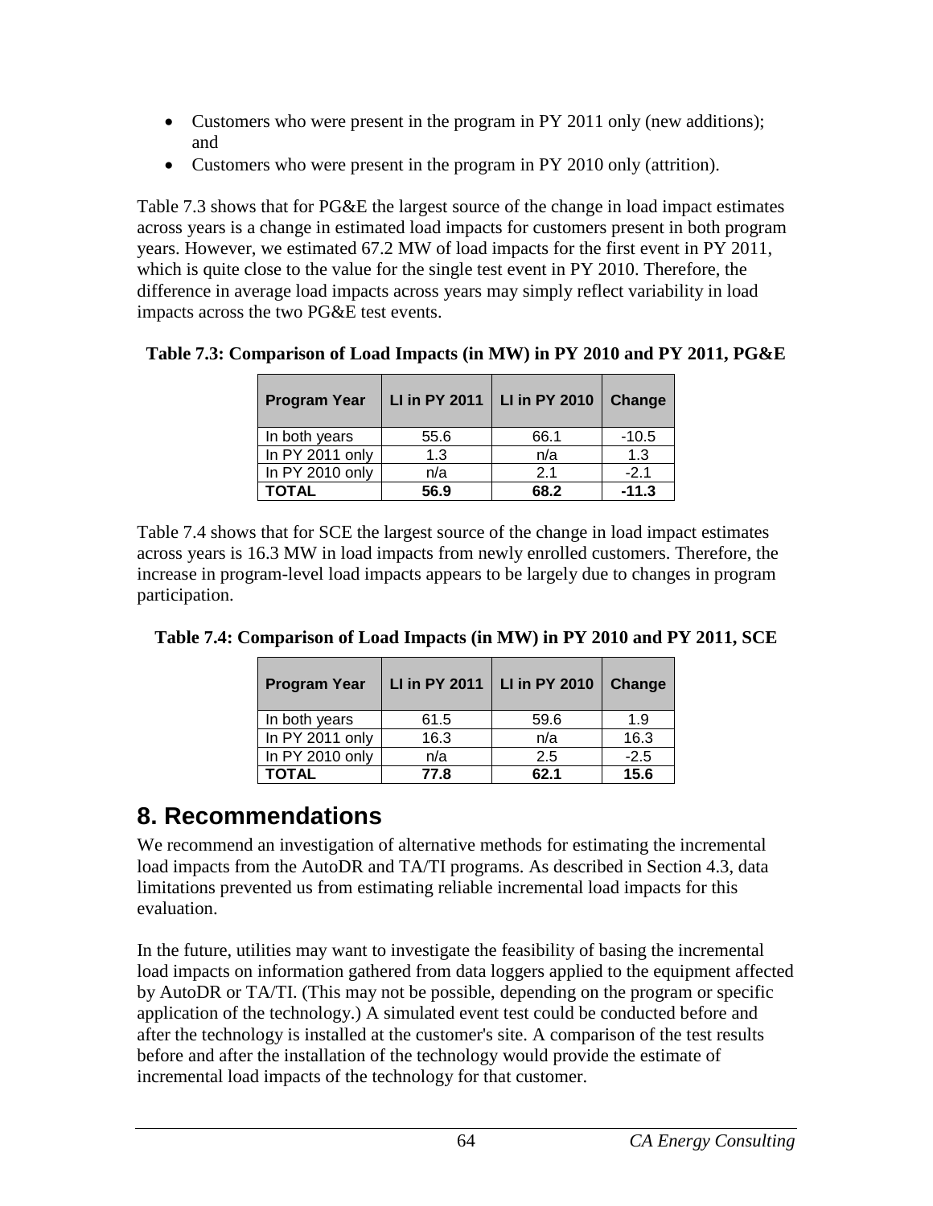- Customers who were present in the program in PY 2011 only (new additions); and
- Customers who were present in the program in PY 2010 only (attrition).

Table 7.3 shows that for PG&E the largest source of the change in load impact estimates across years is a change in estimated load impacts for customers present in both program years. However, we estimated 67.2 MW of load impacts for the first event in PY 2011, which is quite close to the value for the single test event in PY 2010. Therefore, the difference in average load impacts across years may simply reflect variability in load impacts across the two PG&E test events.

**Table 7.3: Comparison of Load Impacts (in MW) in PY 2010 and PY 2011, PG&E**

| Program Year | LI in PY 2011 | LI in PY 2010 | Change |
|---|---|---|---|
| In both years | 55.6 | 66.1 | -10.5 |
| In PY 2011 only | 1.3 | n/a | 1.3 |
| In PY 2010 only | n/a | 2.1 | -2.1 |
| **TOTAL** | **56.9** | **68.2** | **-11.3** |

Table 7.4 shows that for SCE the largest source of the change in load impact estimates across years is 16.3 MW in load impacts from newly enrolled customers. Therefore, the increase in program-level load impacts appears to be largely due to changes in program participation.

**Table 7.4: Comparison of Load Impacts (in MW) in PY 2010 and PY 2011, SCE**

| Program Year | LI in PY 2011 | LI in PY 2010 | Change |
|---|---|---|---|
| In both years | 61.5 | 59.6 | 1.9 |
| In PY 2011 only | 16.3 | n/a | 16.3 |
| In PY 2010 only | n/a | 2.5 | -2.5 |
| **TOTAL** | **77.8** | **62.1** | **15.6** |

# 8. Recommendations

We recommend an investigation of alternative methods for estimating the incremental load impacts from the AutoDR and TA/TI programs. As described in Section 4.3, data limitations prevented us from estimating reliable incremental load impacts for this evaluation.

In the future, utilities may want to investigate the feasibility of basing the incremental load impacts on information gathered from data loggers applied to the equipment affected by AutoDR or TA/TI. (This may not be possible, depending on the program or specific application of the technology.) A simulated event test could be conducted before and after the technology is installed at the customer's site. A comparison of the test results before and after the installation of the technology would provide the estimate of incremental load impacts of the technology for that customer.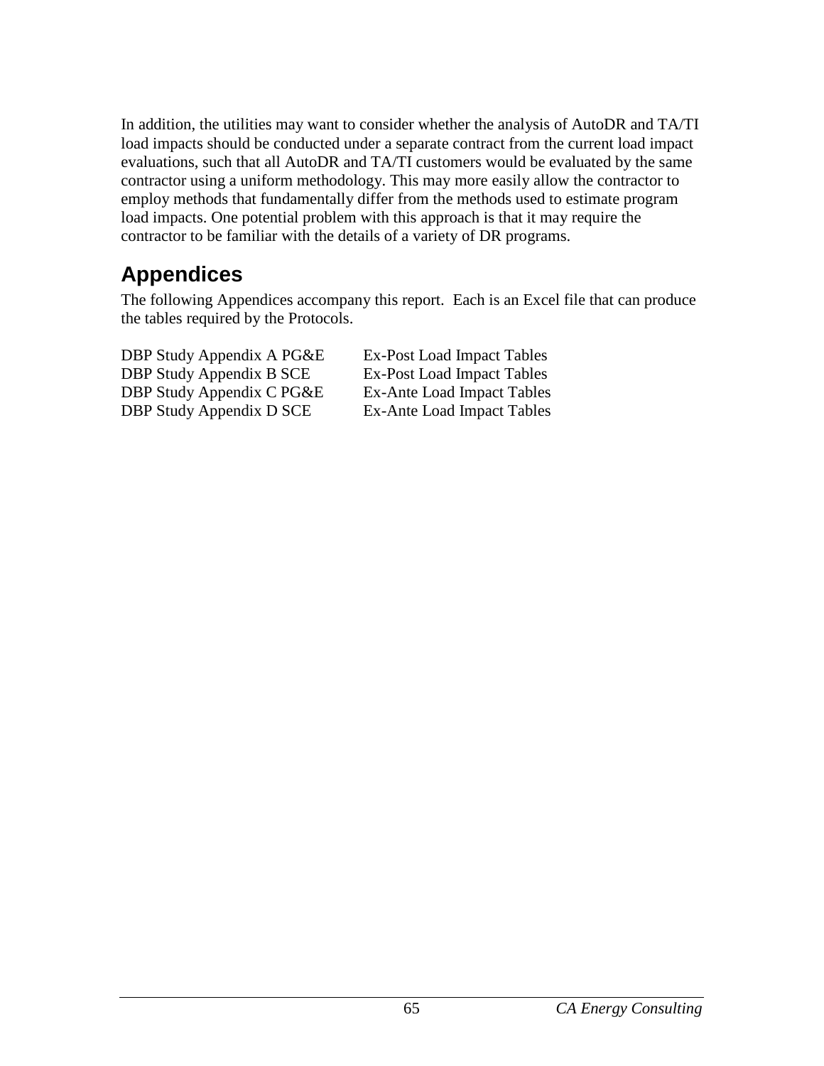In addition, the utilities may want to consider whether the analysis of AutoDR and TA/TI load impacts should be conducted under a separate contract from the current load impact evaluations, such that all AutoDR and TA/TI customers would be evaluated by the same contractor using a uniform methodology. This may more easily allow the contractor to employ methods that fundamentally differ from the methods used to estimate program load impacts. One potential problem with this approach is that it may require the contractor to be familiar with the details of a variety of DR programs.

# Appendices

The following Appendices accompany this report. Each is an Excel file that can produce the tables required by the Protocols.

| | |
|---|---|
| DBP Study Appendix A PG&E | Ex-Post Load Impact Tables |
| DBP Study Appendix B SCE | Ex-Post Load Impact Tables |
| DBP Study Appendix C PG&E | Ex-Ante Load Impact Tables |
| DBP Study Appendix D SCE | Ex-Ante Load Impact Tables |